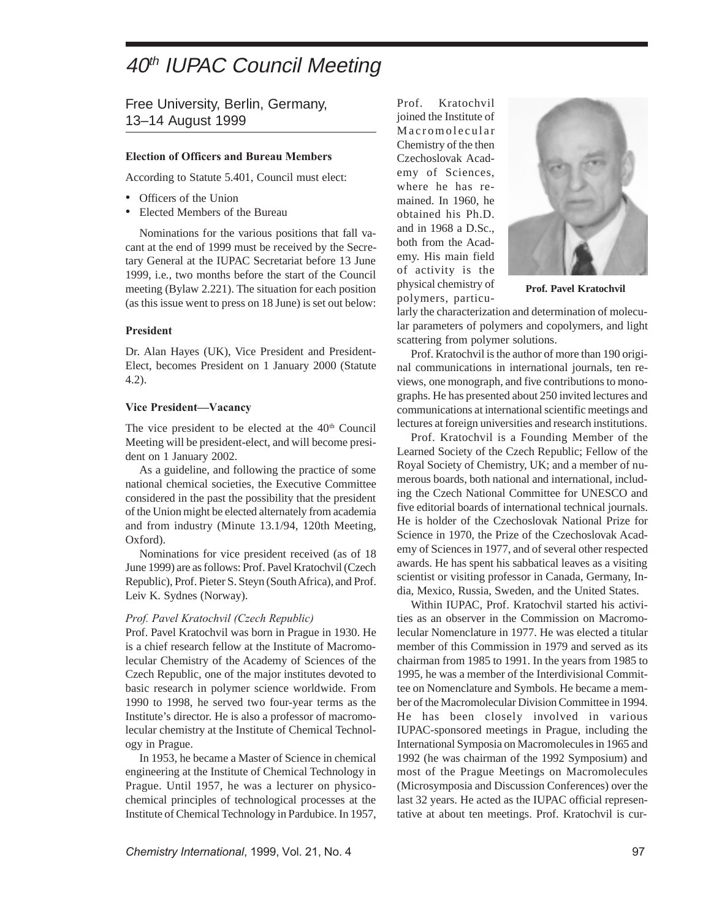# 40th IUPAC Council Meeting

## Free University, Berlin, Germany, 13–14 August 1999

### Election of Officers and Bureau Members

According to Statute 5.401, Council must elect:

- Officers of the Union
- Elected Members of the Bureau

Nominations for the various positions that fall vacant at the end of 1999 must be received by the Secretary General at the IUPAC Secretariat before 13 June 1999, i.e., two months before the start of the Council meeting (Bylaw 2.221). The situation for each position (as this issue went to press on 18 June) is set out below:

### President

Dr. Alan Hayes (UK), Vice President and President-Elect, becomes President on 1 January 2000 (Statute 4.2).

### Vice President—Vacancy

The vice president to be elected at the 40th Council Meeting will be president-elect, and will become president on 1 January 2002.

As a guideline, and following the practice of some national chemical societies, the Executive Committee considered in the past the possibility that the president of the Union might be elected alternately from academia and from industry (Minute 13.1/94, 120th Meeting, Oxford).

Nominations for vice president received (as of 18 June 1999) are as follows: Prof. Pavel Kratochvil (Czech Republic), Prof. Pieter S. Steyn (South Africa), and Prof. Leiv K. Sydnes (Norway).

*Prof. Pavel Kratochvil (Czech Republic)*

Prof. Pavel Kratochvil was born in Prague in 1930. He is a chief research fellow at the Institute of Macromolecular Chemistry of the Academy of Sciences of the Czech Republic, one of the major institutes devoted to basic research in polymer science worldwide. From 1990 to 1998, he served two four-year terms as the Institute's director. He is also a professor of macromolecular chemistry at the Institute of Chemical Technology in Prague.

In 1953, he became a Master of Science in chemical engineering at the Institute of Chemical Technology in Prague. Until 1957, he was a lecturer on physicochemical principles of technological processes at the Institute of Chemical Technology in Pardubice. In 1957, Prof. Kratochvil joined the Institute of Macromolecular Chemistry of the then Czechoslovak Academy of Sciences, where he has remained. In 1960, he obtained his Ph.D. and in 1968 a D.Sc., both from the Academy. His main field of activity is the physical chemistry of polymers, particularly the characterization and determination of molecular parameters of polymers and copolymers, and light scattering from polymer solutions.

Prof. Pavel Kratochvil

Prof. Kratochvil is the author of more than 190 original communications in international journals, ten reviews, one monograph, and five contributions to monographs. He has presented about 250 invited lectures and communications at international scientific meetings and lectures at foreign universities and research institutions.

Prof. Kratochvil is a Founding Member of the Learned Society of the Czech Republic; Fellow of the Royal Society of Chemistry, UK; and a member of numerous boards, both national and international, including the Czech National Committee for UNESCO and five editorial boards of international technical journals. He is holder of the Czechoslovak National Prize for Science in 1970, the Prize of the Czechoslovak Academy of Sciences in 1977, and of several other respected awards. He has spent his sabbatical leaves as a visiting scientist or visiting professor in Canada, Germany, India, Mexico, Russia, Sweden, and the United States.

Within IUPAC, Prof. Kratochvil started his activities as an observer in the Commission on Macromolecular Nomenclature in 1977. He was elected a titular member of this Commission in 1979 and served as its chairman from 1985 to 1991. In the years from 1985 to 1995, he was a member of the Interdivisional Committee on Nomenclature and Symbols. He became a member of the Macromolecular Division Committee in 1994. He has been closely involved in various IUPAC-sponsored meetings in Prague, including the International Symposia on Macromolecules in 1965 and 1992 (he was chairman of the 1992 Symposium) and most of the Prague Meetings on Macromolecules (Microsymposia and Discussion Conferences) over the last 32 years. He acted as the IUPAC official representative at about ten meetings. Prof. Kratochvil is cur-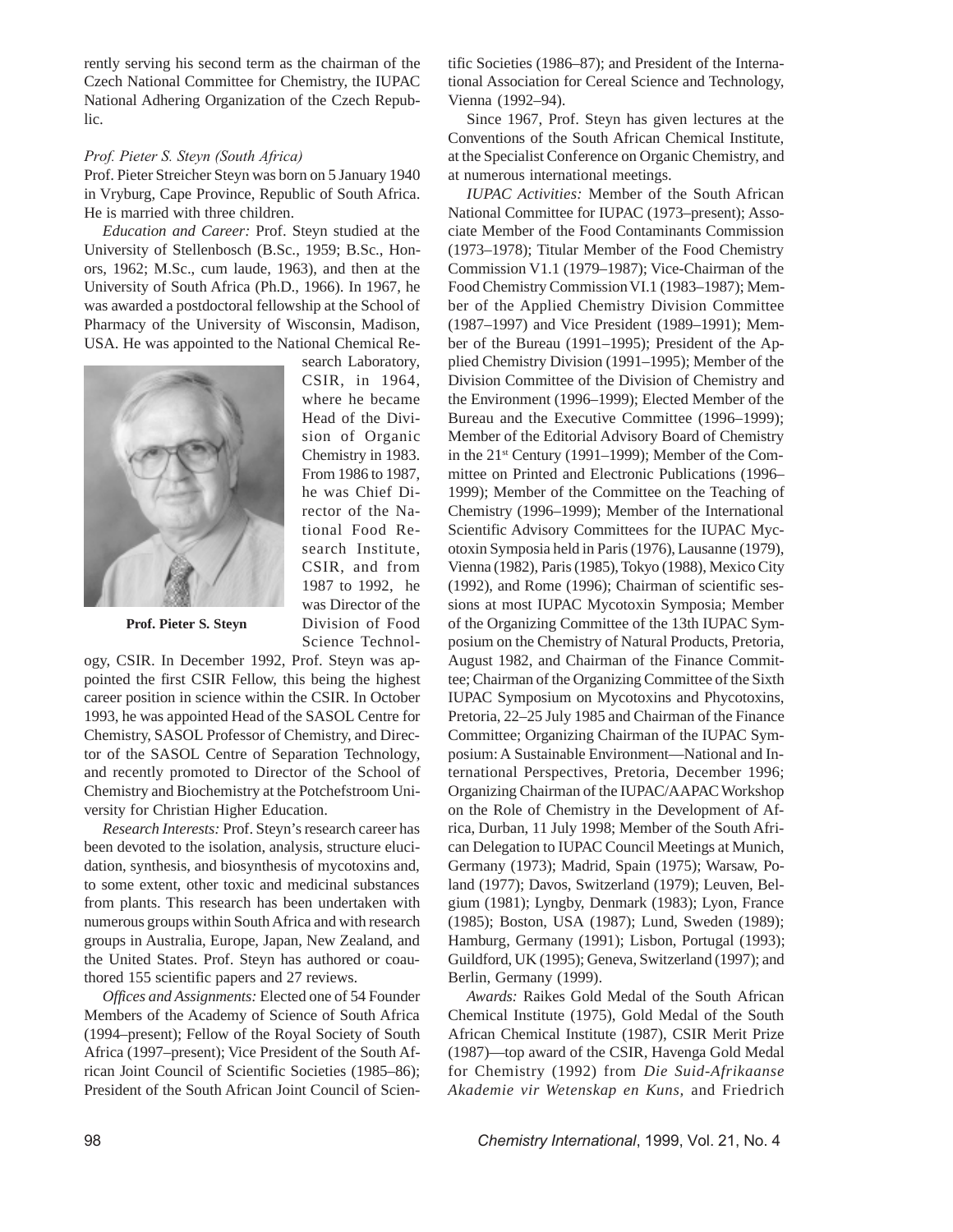rently serving his second term as the chairman of the Czech National Committee for Chemistry, the IUPAC National Adhering Organization of the Czech Republic.

*Prof. Pieter S. Steyn (South Africa)*

Prof. Pieter Streicher Steyn was born on 5 January 1940 in Vryburg, Cape Province, Republic of South Africa. He is married with three children.

*Education and Career:* Prof. Steyn studied at the University of Stellenbosch (B.Sc., 1959; B.Sc., Honors, 1962; M.Sc., cum laude, 1963), and then at the University of South Africa (Ph.D., 1966). In 1967, he was awarded a postdoctoral fellowship at the School of Pharmacy of the University of Wisconsin, Madison, USA. He was appointed to the National Chemical Research Laboratory, CSIR, in 1964, where he became Head of the Division of Organic Chemistry in 1983. From 1986 to 1987, he was Chief Director of the National Food Research Institute, CSIR, and from 1987 to 1992, he was Director of the Division of Food Science Technology, CSIR. In December 1992, Prof. Steyn was appointed the first CSIR Fellow, this being the highest career position in science within the CSIR. In October 1993, he was appointed Head of the SASOL Centre for Chemistry, SASOL Professor of Chemistry, and Director of the SASOL Centre of Separation Technology, and recently promoted to Director of the School of Chemistry and Biochemistry at the Potchefstroom University for Christian Higher Education.

**Prof. Pieter S. Steyn**

*Research Interests:* Prof. Steyn's research career has been devoted to the isolation, analysis, structure elucidation, synthesis, and biosynthesis of mycotoxins and, to some extent, other toxic and medicinal substances from plants. This research has been undertaken with numerous groups within South Africa and with research groups in Australia, Europe, Japan, New Zealand, and the United States. Prof. Steyn has authored or coauthored 155 scientific papers and 27 reviews.

*Offices and Assignments:* Elected one of 54 Founder Members of the Academy of Science of South Africa (1994–present); Fellow of the Royal Society of South Africa (1997–present); Vice President of the South African Joint Council of Scientific Societies (1985–86); President of the South African Joint Council of Scientific Societies (1986–87); and President of the International Association for Cereal Science and Technology, Vienna (1992–94).

Since 1967, Prof. Steyn has given lectures at the Conventions of the South African Chemical Institute, at the Specialist Conference on Organic Chemistry, and at numerous international meetings.

*IUPAC Activities:* Member of the South African National Committee for IUPAC (1973–present); Associate Member of the Food Contaminants Commission (1973–1978); Titular Member of the Food Chemistry Commission V1.1 (1979–1987); Vice-Chairman of the Food Chemistry Commission VI.1 (1983–1987); Member of the Applied Chemistry Division Committee (1987–1997) and Vice President (1989–1991); Member of the Bureau (1991–1995); President of the Applied Chemistry Division (1991–1995); Member of the Division Committee of the Division of Chemistry and the Environment (1996–1999); Elected Member of the Bureau and the Executive Committee (1996–1999); Member of the Editorial Advisory Board of Chemistry in the 21st Century (1991–1999); Member of the Committee on Printed and Electronic Publications (1996–1999); Member of the Committee on the Teaching of Chemistry (1996–1999); Member of the International Scientific Advisory Committees for the IUPAC Mycotoxin Symposia held in Paris (1976), Lausanne (1979), Vienna (1982), Paris (1985), Tokyo (1988), Mexico City (1992), and Rome (1996); Chairman of scientific sessions at most IUPAC Mycotoxin Symposia; Member of the Organizing Committee of the 13th IUPAC Symposium on the Chemistry of Natural Products, Pretoria, August 1982, and Chairman of the Finance Committee; Chairman of the Organizing Committee of the Sixth IUPAC Symposium on Mycotoxins and Phycotoxins, Pretoria, 22–25 July 1985 and Chairman of the Finance Committee; Organizing Chairman of the IUPAC Symposium: A Sustainable Environment—National and International Perspectives, Pretoria, December 1996; Organizing Chairman of the IUPAC/AAPAC Workshop on the Role of Chemistry in the Development of Africa, Durban, 11 July 1998; Member of the South African Delegation to IUPAC Council Meetings at Munich, Germany (1973); Madrid, Spain (1975); Warsaw, Poland (1977); Davos, Switzerland (1979); Leuven, Belgium (1981); Lyngby, Denmark (1983); Lyon, France (1985); Boston, USA (1987); Lund, Sweden (1989); Hamburg, Germany (1991); Lisbon, Portugal (1993); Guildford, UK (1995); Geneva, Switzerland (1997); and Berlin, Germany (1999).

*Awards:* Raikes Gold Medal of the South African Chemical Institute (1975), Gold Medal of the South African Chemical Institute (1987), CSIR Merit Prize (1987)—top award of the CSIR, Havenga Gold Medal for Chemistry (1992) from *Die Suid-Afrikaanse Akademie vir Wetenskap en Kuns,* and Friedrich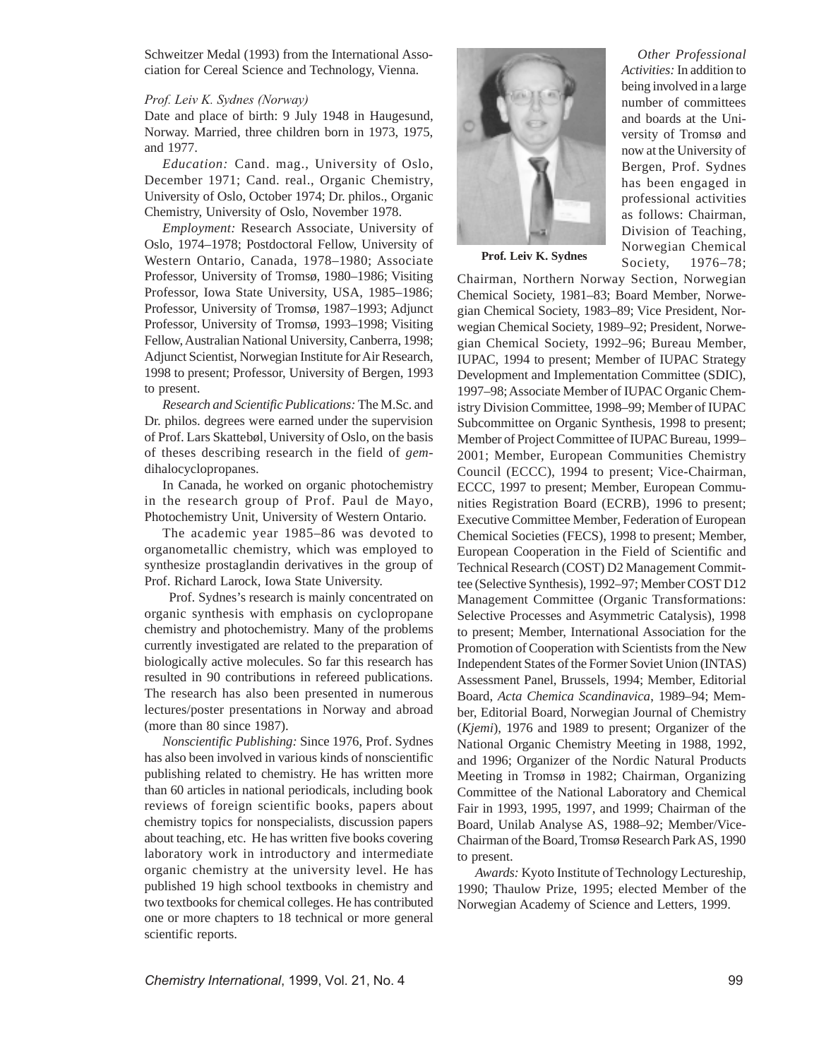Schweitzer Medal (1993) from the International Association for Cereal Science and Technology, Vienna.

*Prof. Leiv K. Sydnes (Norway)*

Date and place of birth: 9 July 1948 in Haugesund, Norway. Married, three children born in 1973, 1975, and 1977.

*Education:* Cand. mag., University of Oslo, December 1971; Cand. real., Organic Chemistry, University of Oslo, October 1974; Dr. philos., Organic Chemistry, University of Oslo, November 1978.

*Employment:* Research Associate, University of Oslo, 1974–1978; Postdoctoral Fellow, University of Western Ontario, Canada, 1978–1980; Associate Professor, University of Tromsø, 1980–1986; Visiting Professor, Iowa State University, USA, 1985–1986; Professor, University of Tromsø, 1987–1993; Adjunct Professor, University of Tromsø, 1993–1998; Visiting Fellow, Australian National University, Canberra, 1998; Adjunct Scientist, Norwegian Institute for Air Research, 1998 to present; Professor, University of Bergen, 1993 to present.

*Research and Scientific Publications:* The M.Sc. and Dr. philos. degrees were earned under the supervision of Prof. Lars Skattebøl, University of Oslo, on the basis of theses describing research in the field of *gem*-dihalocyclopropanes.

In Canada, he worked on organic photochemistry in the research group of Prof. Paul de Mayo, Photochemistry Unit, University of Western Ontario.

The academic year 1985–86 was devoted to organometallic chemistry, which was employed to synthesize prostaglandin derivatives in the group of Prof. Richard Larock, Iowa State University.

Prof. Sydnes's research is mainly concentrated on organic synthesis with emphasis on cyclopropane chemistry and photochemistry. Many of the problems currently investigated are related to the preparation of biologically active molecules. So far this research has resulted in 90 contributions in refereed publications. The research has also been presented in numerous lectures/poster presentations in Norway and abroad (more than 80 since 1987).

*Nonscientific Publishing:* Since 1976, Prof. Sydnes has also been involved in various kinds of nonscientific publishing related to chemistry. He has written more than 60 articles in national periodicals, including book reviews of foreign scientific books, papers about chemistry topics for nonspecialists, discussion papers about teaching, etc. He has written five books covering laboratory work in introductory and intermediate organic chemistry at the university level. He has published 19 high school textbooks in chemistry and two textbooks for chemical colleges. He has contributed one or more chapters to 18 technical or more general scientific reports.

**Prof. Leiv K. Sydnes**

*Other Professional Activities:* In addition to being involved in a large number of committees and boards at the University of Tromsø and now at the University of Bergen, Prof. Sydnes has been engaged in professional activities as follows: Chairman, Division of Teaching, Norwegian Chemical Society, 1976–78; Chairman, Northern Norway Section, Norwegian Chemical Society, 1981–83; Board Member, Norwegian Chemical Society, 1983–89; Vice President, Norwegian Chemical Society, 1989–92; President, Norwegian Chemical Society, 1992–96; Bureau Member, IUPAC, 1994 to present; Member of IUPAC Strategy Development and Implementation Committee (SDIC), 1997–98; Associate Member of IUPAC Organic Chemistry Division Committee, 1998–99; Member of IUPAC Subcommittee on Organic Synthesis, 1998 to present; Member of Project Committee of IUPAC Bureau, 1999–2001; Member, European Communities Chemistry Council (ECCC), 1994 to present; Vice-Chairman, ECCC, 1997 to present; Member, European Communities Registration Board (ECRB), 1996 to present; Executive Committee Member, Federation of European Chemical Societies (FECS), 1998 to present; Member, European Cooperation in the Field of Scientific and Technical Research (COST) D2 Management Committee (Selective Synthesis), 1992–97; Member COST D12 Management Committee (Organic Transformations: Selective Processes and Asymmetric Catalysis), 1998 to present; Member, International Association for the Promotion of Cooperation with Scientists from the New Independent States of the Former Soviet Union (INTAS) Assessment Panel, Brussels, 1994; Member, Editorial Board, *Acta Chemica Scandinavica*, 1989–94; Member, Editorial Board, Norwegian Journal of Chemistry (*Kjemi*), 1976 and 1989 to present; Organizer of the National Organic Chemistry Meeting in 1988, 1992, and 1996; Organizer of the Nordic Natural Products Meeting in Tromsø in 1982; Chairman, Organizing Committee of the National Laboratory and Chemical Fair in 1993, 1995, 1997, and 1999; Chairman of the Board, Unilab Analyse AS, 1988–92; Member/Vice-Chairman of the Board, Tromsø Research Park AS, 1990 to present.

*Awards:* Kyoto Institute of Technology Lectureship, 1990; Thaulow Prize, 1995; elected Member of the Norwegian Academy of Science and Letters, 1999.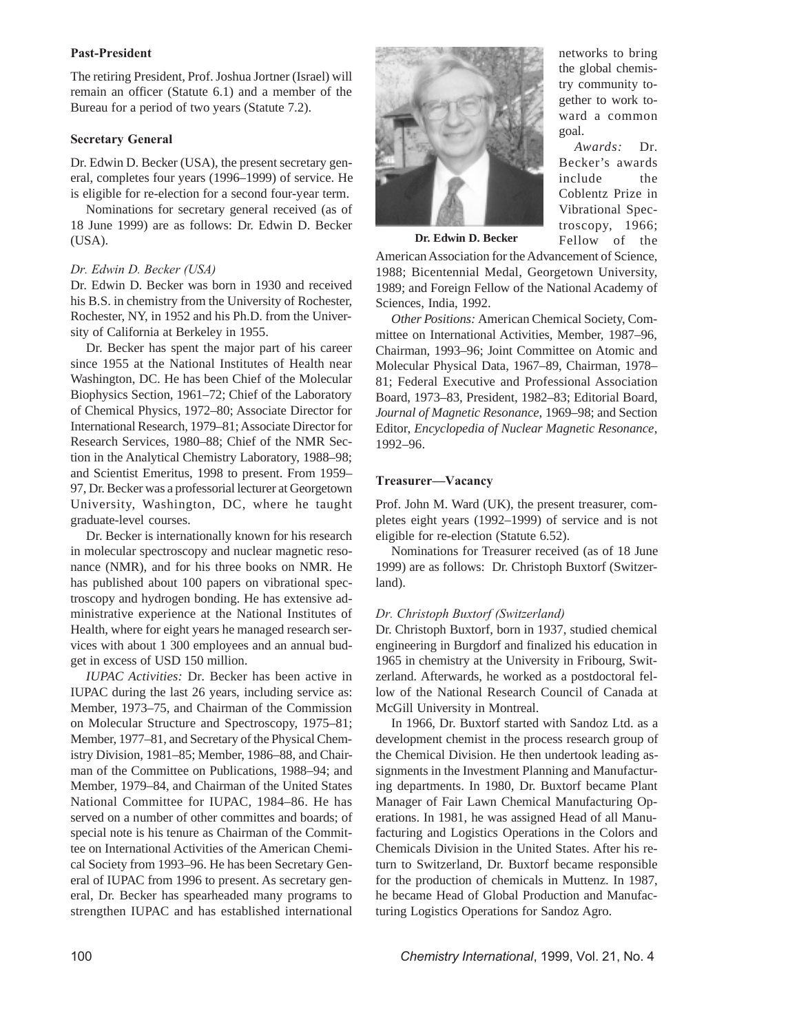### Past-President

The retiring President, Prof. Joshua Jortner (Israel) will remain an officer (Statute 6.1) and a member of the Bureau for a period of two years (Statute 7.2).

### Secretary General

Dr. Edwin D. Becker (USA), the present secretary general, completes four years (1996–1999) of service. He is eligible for re-election for a second four-year term.

Nominations for secretary general received (as of 18 June 1999) are as follows: Dr. Edwin D. Becker (USA).

*Dr. Edwin D. Becker (USA)*

Dr. Edwin D. Becker was born in 1930 and received his B.S. in chemistry from the University of Rochester, Rochester, NY, in 1952 and his Ph.D. from the University of California at Berkeley in 1955.

Dr. Becker has spent the major part of his career since 1955 at the National Institutes of Health near Washington, DC. He has been Chief of the Molecular Biophysics Section, 1961–72; Chief of the Laboratory of Chemical Physics, 1972–80; Associate Director for International Research, 1979–81; Associate Director for Research Services, 1980–88; Chief of the NMR Section in the Analytical Chemistry Laboratory, 1988–98; and Scientist Emeritus, 1998 to present. From 1959–97, Dr. Becker was a professorial lecturer at Georgetown University, Washington, DC, where he taught graduate-level courses.

Dr. Becker is internationally known for his research in molecular spectroscopy and nuclear magnetic resonance (NMR), and for his three books on NMR. He has published about 100 papers on vibrational spectroscopy and hydrogen bonding. He has extensive administrative experience at the National Institutes of Health, where for eight years he managed research services with about 1 300 employees and an annual budget in excess of USD 150 million.

*IUPAC Activities:* Dr. Becker has been active in IUPAC during the last 26 years, including service as: Member, 1973–75, and Chairman of the Commission on Molecular Structure and Spectroscopy, 1975–81; Member, 1977–81, and Secretary of the Physical Chemistry Division, 1981–85; Member, 1986–88, and Chairman of the Committee on Publications, 1988–94; and Member, 1979–84, and Chairman of the United States National Committee for IUPAC, 1984–86. He has served on a number of other committes and boards; of special note is his tenure as Chairman of the Committee on International Activities of the American Chemical Society from 1993–96. He has been Secretary General of IUPAC from 1996 to present. As secretary general, Dr. Becker has spearheaded many programs to strengthen IUPAC and has established international networks to bring the global chemistry community together to work toward a common goal.

**Dr. Edwin D. Becker**

*Awards:* Dr. Becker's awards include the Coblentz Prize in Vibrational Spectroscopy, 1966; Fellow of the American Association for the Advancement of Science, 1988; Bicentennial Medal, Georgetown University, 1989; and Foreign Fellow of the National Academy of Sciences, India, 1992.

*Other Positions:* American Chemical Society, Committee on International Activities, Member, 1987–96, Chairman, 1993–96; Joint Committee on Atomic and Molecular Physical Data, 1967–89, Chairman, 1978–81; Federal Executive and Professional Association Board, 1973–83, President, 1982–83; Editorial Board, *Journal of Magnetic Resonance*, 1969–98; and Section Editor, *Encyclopedia of Nuclear Magnetic Resonance*, 1992–96.

### Treasurer—Vacancy

Prof. John M. Ward (UK), the present treasurer, completes eight years (1992–1999) of service and is not eligible for re-election (Statute 6.52).

Nominations for Treasurer received (as of 18 June 1999) are as follows: Dr. Christoph Buxtorf (Switzerland).

*Dr. Christoph Buxtorf (Switzerland)*

Dr. Christoph Buxtorf, born in 1937, studied chemical engineering in Burgdorf and finalized his education in 1965 in chemistry at the University in Fribourg, Switzerland. Afterwards, he worked as a postdoctoral fellow of the National Research Council of Canada at McGill University in Montreal.

In 1966, Dr. Buxtorf started with Sandoz Ltd. as a development chemist in the process research group of the Chemical Division. He then undertook leading assignments in the Investment Planning and Manufacturing departments. In 1980, Dr. Buxtorf became Plant Manager of Fair Lawn Chemical Manufacturing Operations. In 1981, he was assigned Head of all Manufacturing and Logistics Operations in the Colors and Chemicals Division in the United States. After his return to Switzerland, Dr. Buxtorf became responsible for the production of chemicals in Muttenz. In 1987, he became Head of Global Production and Manufacturing Logistics Operations for Sandoz Agro.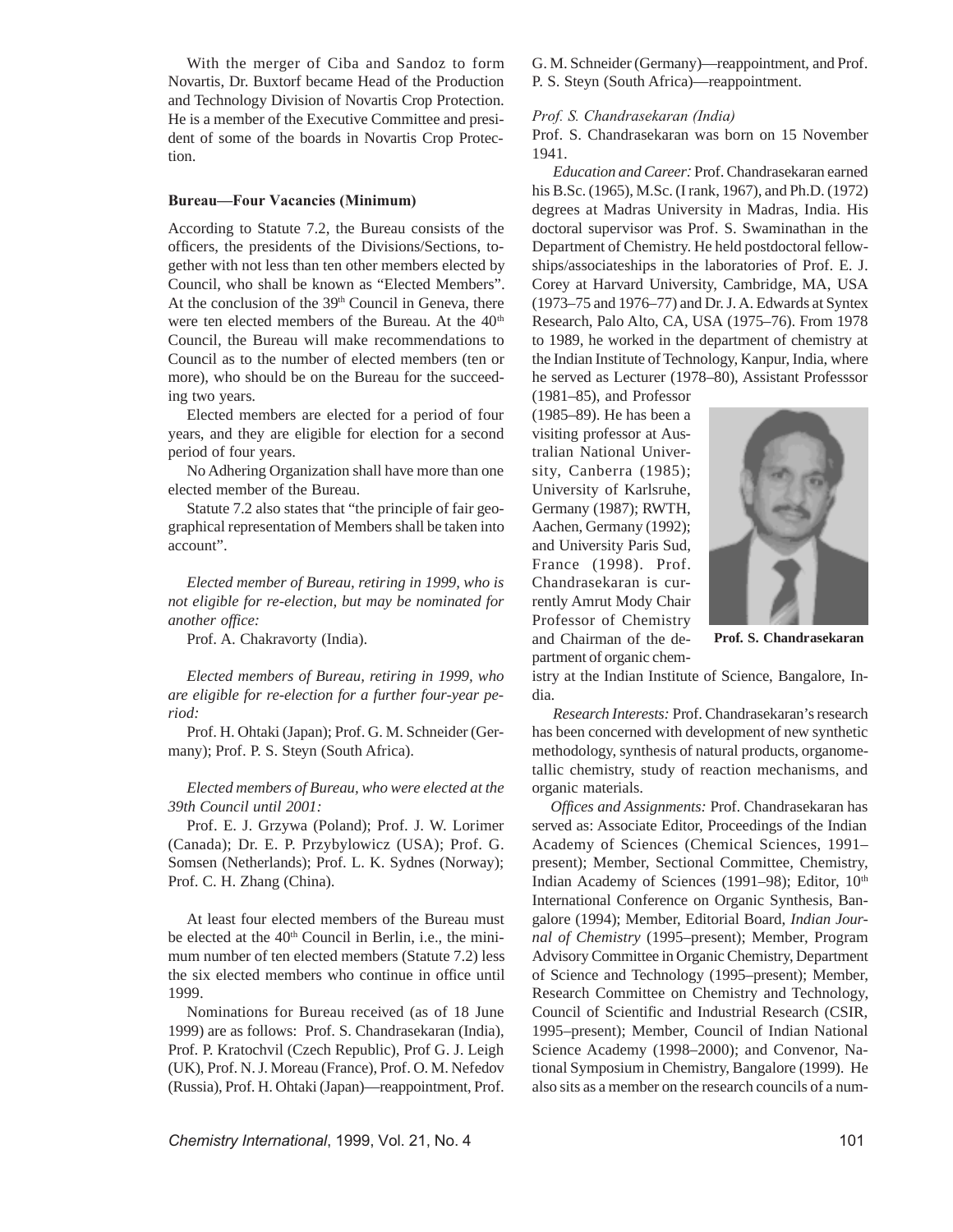With the merger of Ciba and Sandoz to form Novartis, Dr. Buxtorf became Head of the Production and Technology Division of Novartis Crop Protection. He is a member of the Executive Committee and president of some of the boards in Novartis Crop Protection.

### Bureau—Four Vacancies (Minimum)

According to Statute 7.2, the Bureau consists of the officers, the presidents of the Divisions/Sections, together with not less than ten other members elected by Council, who shall be known as "Elected Members". At the conclusion of the 39th Council in Geneva, there were ten elected members of the Bureau. At the 40th Council, the Bureau will make recommendations to Council as to the number of elected members (ten or more), who should be on the Bureau for the succeeding two years.

Elected members are elected for a period of four years, and they are eligible for election for a second period of four years.

No Adhering Organization shall have more than one elected member of the Bureau.

Statute 7.2 also states that "the principle of fair geographical representation of Members shall be taken into account".

*Elected member of Bureau, retiring in 1999, who is not eligible for re-election, but may be nominated for another office:*

Prof. A. Chakravorty (India).

*Elected members of Bureau, retiring in 1999, who are eligible for re-election for a further four-year period:*

Prof. H. Ohtaki (Japan); Prof. G. M. Schneider (Germany); Prof. P. S. Steyn (South Africa).

*Elected members of Bureau, who were elected at the 39th Council until 2001:*

Prof. E. J. Grzywa (Poland); Prof. J. W. Lorimer (Canada); Dr. E. P. Przybylowicz (USA); Prof. G. Somsen (Netherlands); Prof. L. K. Sydnes (Norway); Prof. C. H. Zhang (China).

At least four elected members of the Bureau must be elected at the 40th Council in Berlin, i.e., the minimum number of ten elected members (Statute 7.2) less the six elected members who continue in office until 1999.

Nominations for Bureau received (as of 18 June 1999) are as follows: Prof. S. Chandrasekaran (India), Prof. P. Kratochvil (Czech Republic), Prof G. J. Leigh (UK), Prof. N. J. Moreau (France), Prof. O. M. Nefedov (Russia), Prof. H. Ohtaki (Japan)—reappointment, Prof. G. M. Schneider (Germany)—reappointment, and Prof. P. S. Steyn (South Africa)—reappointment.

*Prof. S. Chandrasekaran (India)*

Prof. S. Chandrasekaran was born on 15 November 1941.

*Education and Career:* Prof. Chandrasekaran earned his B.Sc. (1965), M.Sc. (I rank, 1967), and Ph.D. (1972) degrees at Madras University in Madras, India. His doctoral supervisor was Prof. S. Swaminathan in the Department of Chemistry. He held postdoctoral fellowships/associateships in the laboratories of Prof. E. J. Corey at Harvard University, Cambridge, MA, USA (1973–75 and 1976–77) and Dr. J. A. Edwards at Syntex Research, Palo Alto, CA, USA (1975–76). From 1978 to 1989, he worked in the department of chemistry at the Indian Institute of Technology, Kanpur, India, where he served as Lecturer (1978–80), Assistant Professsor (1981–85), and Professor (1985–89). He has been a visiting professor at Australian National University, Canberra (1985); University of Karlsruhe, Germany (1987); RWTH, Aachen, Germany (1992); and University Paris Sud, France (1998). Prof. Chandrasekaran is currently Amrut Mody Chair Professor of Chemistry and Chairman of the department of organic chemistry at the Indian Institute of Science, Bangalore, India.

**Prof. S. Chandrasekaran**

*Research Interests:* Prof. Chandrasekaran's research has been concerned with development of new synthetic methodology, synthesis of natural products, organometallic chemistry, study of reaction mechanisms, and organic materials.

*Offices and Assignments:* Prof. Chandrasekaran has served as: Associate Editor, Proceedings of the Indian Academy of Sciences (Chemical Sciences, 1991–present); Member, Sectional Committee, Chemistry, Indian Academy of Sciences (1991–98); Editor, 10th International Conference on Organic Synthesis, Bangalore (1994); Member, Editorial Board, *Indian Journal of Chemistry* (1995–present); Member, Program Advisory Committee in Organic Chemistry, Department of Science and Technology (1995–present); Member, Research Committee on Chemistry and Technology, Council of Scientific and Industrial Research (CSIR, 1995–present); Member, Council of Indian National Science Academy (1998–2000); and Convenor, National Symposium in Chemistry, Bangalore (1999). He also sits as a member on the research councils of a num-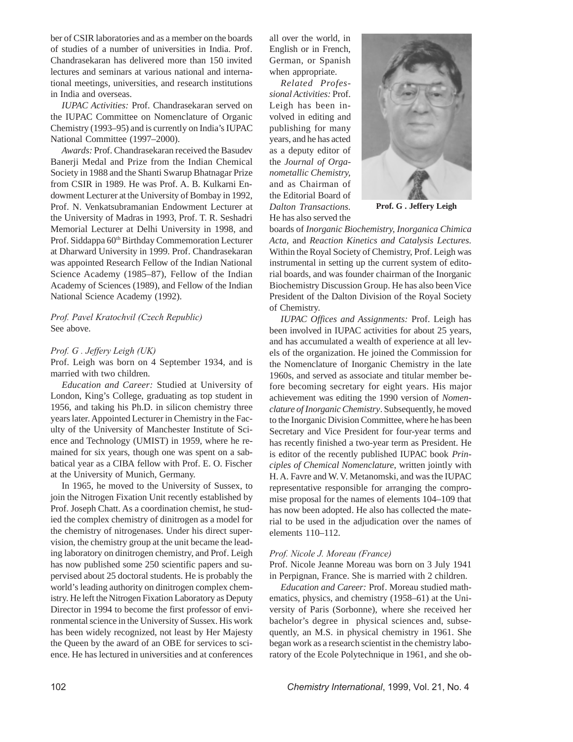ber of CSIR laboratories and as a member on the boards of studies of a number of universities in India. Prof. Chandrasekaran has delivered more than 150 invited lectures and seminars at various national and international meetings, universities, and research institutions in India and overseas.

*IUPAC Activities:* Prof. Chandrasekaran served on the IUPAC Committee on Nomenclature of Organic Chemistry (1993–95) and is currently on India's IUPAC National Committee (1997–2000).

*Awards:* Prof. Chandrasekaran received the Basudev Banerji Medal and Prize from the Indian Chemical Society in 1988 and the Shanti Swarup Bhatnagar Prize from CSIR in 1989. He was Prof. A. B. Kulkarni Endowment Lecturer at the University of Bombay in 1992, Prof. N. Venkatsubramanian Endowment Lecturer at the University of Madras in 1993, Prof. T. R. Seshadri Memorial Lecturer at Delhi University in 1998, and Prof. Siddappa 60th Birthday Commemoration Lecturer at Dharward University in 1999. Prof. Chandrasekaran was appointed Research Fellow of the Indian National Science Academy (1985–87), Fellow of the Indian Academy of Sciences (1989), and Fellow of the Indian National Science Academy (1992).

*Prof. Pavel Kratochvil (Czech Republic)*
See above.

*Prof. G . Jeffery Leigh (UK)*
Prof. Leigh was born on 4 September 1934, and is married with two children.

*Education and Career:* Studied at University of London, King's College, graduating as top student in 1956, and taking his Ph.D. in silicon chemistry three years later. Appointed Lecturer in Chemistry in the Faculty of the University of Manchester Institute of Science and Technology (UMIST) in 1959, where he remained for six years, though one was spent on a sabbatical year as a CIBA fellow with Prof. E. O. Fischer at the University of Munich, Germany.

In 1965, he moved to the University of Sussex, to join the Nitrogen Fixation Unit recently established by Prof. Joseph Chatt. As a coordination chemist, he studied the complex chemistry of dinitrogen as a model for the chemistry of nitrogenases. Under his direct supervision, the chemistry group at the unit became the leading laboratory on dinitrogen chemistry, and Prof. Leigh has now published some 250 scientific papers and supervised about 25 doctoral students. He is probably the world's leading authority on dinitrogen complex chemistry. He left the Nitrogen Fixation Laboratory as Deputy Director in 1994 to become the first professor of environmental science in the University of Sussex. His work has been widely recognized, not least by Her Majesty the Queen by the award of an OBE for services to science. He has lectured in universities and at conferences all over the world, in English or in French, German, or Spanish when appropriate.

**Prof. G . Jeffery Leigh**

*Related Professional Activities:* Prof. Leigh has been involved in editing and publishing for many years, and he has acted as a deputy editor of the *Journal of Organometallic Chemistry,* and as Chairman of the Editorial Board of *Dalton Transactions.* He has also served the boards of *Inorganic Biochemistry, Inorganica Chimica Acta,* and *Reaction Kinetics and Catalysis Lectures.* Within the Royal Society of Chemistry, Prof. Leigh was instrumental in setting up the current system of editorial boards, and was founder chairman of the Inorganic Biochemistry Discussion Group. He has also been Vice President of the Dalton Division of the Royal Society of Chemistry.

*IUPAC Offices and Assignments:* Prof. Leigh has been involved in IUPAC activities for about 25 years, and has accumulated a wealth of experience at all levels of the organization. He joined the Commission for the Nomenclature of Inorganic Chemistry in the late 1960s, and served as associate and titular member before becoming secretary for eight years. His major achievement was editing the 1990 version of *Nomenclature of Inorganic Chemistry*. Subsequently, he moved to the Inorganic Division Committee, where he has been Secretary and Vice President for four-year terms and has recently finished a two-year term as President. He is editor of the recently published IUPAC book *Principles of Chemical Nomenclature,* written jointly with H. A. Favre and W. V. Metanomski, and was the IUPAC representative responsible for arranging the compromise proposal for the names of elements 104–109 that has now been adopted. He also has collected the material to be used in the adjudication over the names of elements 110–112.

*Prof. Nicole J. Moreau (France)*
Prof. Nicole Jeanne Moreau was born on 3 July 1941 in Perpignan, France. She is married with 2 children.

*Education and Career:* Prof. Moreau studied mathematics, physics, and chemistry (1958–61) at the University of Paris (Sorbonne), where she received her bachelor's degree in physical sciences and, subsequently, an M.S. in physical chemistry in 1961. She began work as a research scientist in the chemistry laboratory of the Ecole Polytechnique in 1961, and she ob-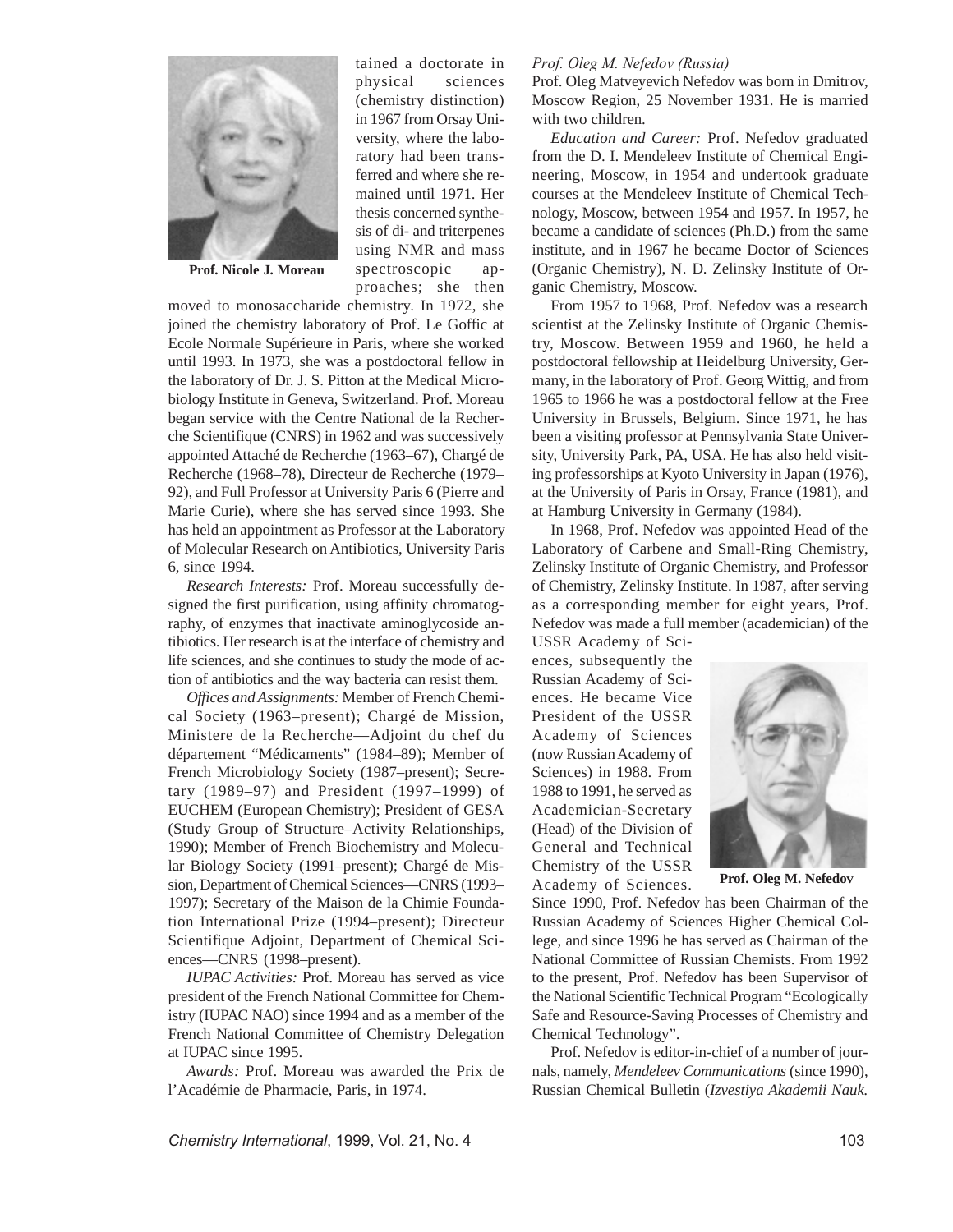tained a doctorate in physical sciences (chemistry distinction) in 1967 from Orsay University, where the laboratory had been transferred and where she remained until 1971. Her thesis concerned synthesis of di- and triterpenes using NMR and mass spectroscopic approaches; she then moved to monosaccharide chemistry. In 1972, she joined the chemistry laboratory of Prof. Le Goffic at Ecole Normale Supérieure in Paris, where she worked until 1993. In 1973, she was a postdoctoral fellow in the laboratory of Dr. J. S. Pitton at the Medical Microbiology Institute in Geneva, Switzerland. Prof. Moreau began service with the Centre National de la Recherche Scientifique (CNRS) in 1962 and was successively appointed Attaché de Recherche (1963–67), Chargé de Recherche (1968–78), Directeur de Recherche (1979–92), and Full Professor at University Paris 6 (Pierre and Marie Curie), where she has served since 1993. She has held an appointment as Professor at the Laboratory of Molecular Research on Antibiotics, University Paris 6, since 1994.

**Prof. Nicole J. Moreau**

*Research Interests:* Prof. Moreau successfully designed the first purification, using affinity chromatography, of enzymes that inactivate aminoglycoside antibiotics. Her research is at the interface of chemistry and life sciences, and she continues to study the mode of action of antibiotics and the way bacteria can resist them.

*Offices and Assignments:* Member of French Chemical Society (1963–present); Chargé de Mission, Ministere de la Recherche—Adjoint du chef du département "Médicaments" (1984–89); Member of French Microbiology Society (1987–present); Secretary (1989–97) and President (1997–1999) of EUCHEM (European Chemistry); President of GESA (Study Group of Structure–Activity Relationships, 1990); Member of French Biochemistry and Molecular Biology Society (1991–present); Chargé de Mission, Department of Chemical Sciences—CNRS (1993–1997); Secretary of the Maison de la Chimie Foundation International Prize (1994–present); Directeur Scientifique Adjoint, Department of Chemical Sciences—CNRS (1998–present).

*IUPAC Activities:* Prof. Moreau has served as vice president of the French National Committee for Chemistry (IUPAC NAO) since 1994 and as a member of the French National Committee of Chemistry Delegation at IUPAC since 1995.

*Awards:* Prof. Moreau was awarded the Prix de l'Académie de Pharmacie, Paris, in 1974.

*Prof. Oleg M. Nefedov (Russia)*

Prof. Oleg Matveyevich Nefedov was born in Dmitrov, Moscow Region, 25 November 1931. He is married with two children.

*Education and Career:* Prof. Nefedov graduated from the D. I. Mendeleev Institute of Chemical Engineering, Moscow, in 1954 and undertook graduate courses at the Mendeleev Institute of Chemical Technology, Moscow, between 1954 and 1957. In 1957, he became a candidate of sciences (Ph.D.) from the same institute, and in 1967 he became Doctor of Sciences (Organic Chemistry), N. D. Zelinsky Institute of Organic Chemistry, Moscow.

From 1957 to 1968, Prof. Nefedov was a research scientist at the Zelinsky Institute of Organic Chemistry, Moscow. Between 1959 and 1960, he held a postdoctoral fellowship at Heidelburg University, Germany, in the laboratory of Prof. Georg Wittig, and from 1965 to 1966 he was a postdoctoral fellow at the Free University in Brussels, Belgium. Since 1971, he has been a visiting professor at Pennsylvania State University, University Park, PA, USA. He has also held visiting professorships at Kyoto University in Japan (1976), at the University of Paris in Orsay, France (1981), and at Hamburg University in Germany (1984).

In 1968, Prof. Nefedov was appointed Head of the Laboratory of Carbene and Small-Ring Chemistry, Zelinsky Institute of Organic Chemistry, and Professor of Chemistry, Zelinsky Institute. In 1987, after serving as a corresponding member for eight years, Prof. Nefedov was made a full member (academician) of the USSR Academy of Sciences, subsequently the Russian Academy of Sciences. He became Vice President of the USSR Academy of Sciences (now Russian Academy of Sciences) in 1988. From 1988 to 1991, he served as Academician-Secretary (Head) of the Division of General and Technical Chemistry of the USSR Academy of Sciences. Since 1990, Prof. Nefedov has been Chairman of the Russian Academy of Sciences Higher Chemical College, and since 1996 he has served as Chairman of the National Committee of Russian Chemists. From 1992 to the present, Prof. Nefedov has been Supervisor of the National Scientific Technical Program "Ecologically Safe and Resource-Saving Processes of Chemistry and Chemical Technology".

**Prof. Oleg M. Nefedov**

Prof. Nefedov is editor-in-chief of a number of journals, namely, *Mendeleev Communications* (since 1990), Russian Chemical Bulletin (*Izvestiya Akademii Nauk.*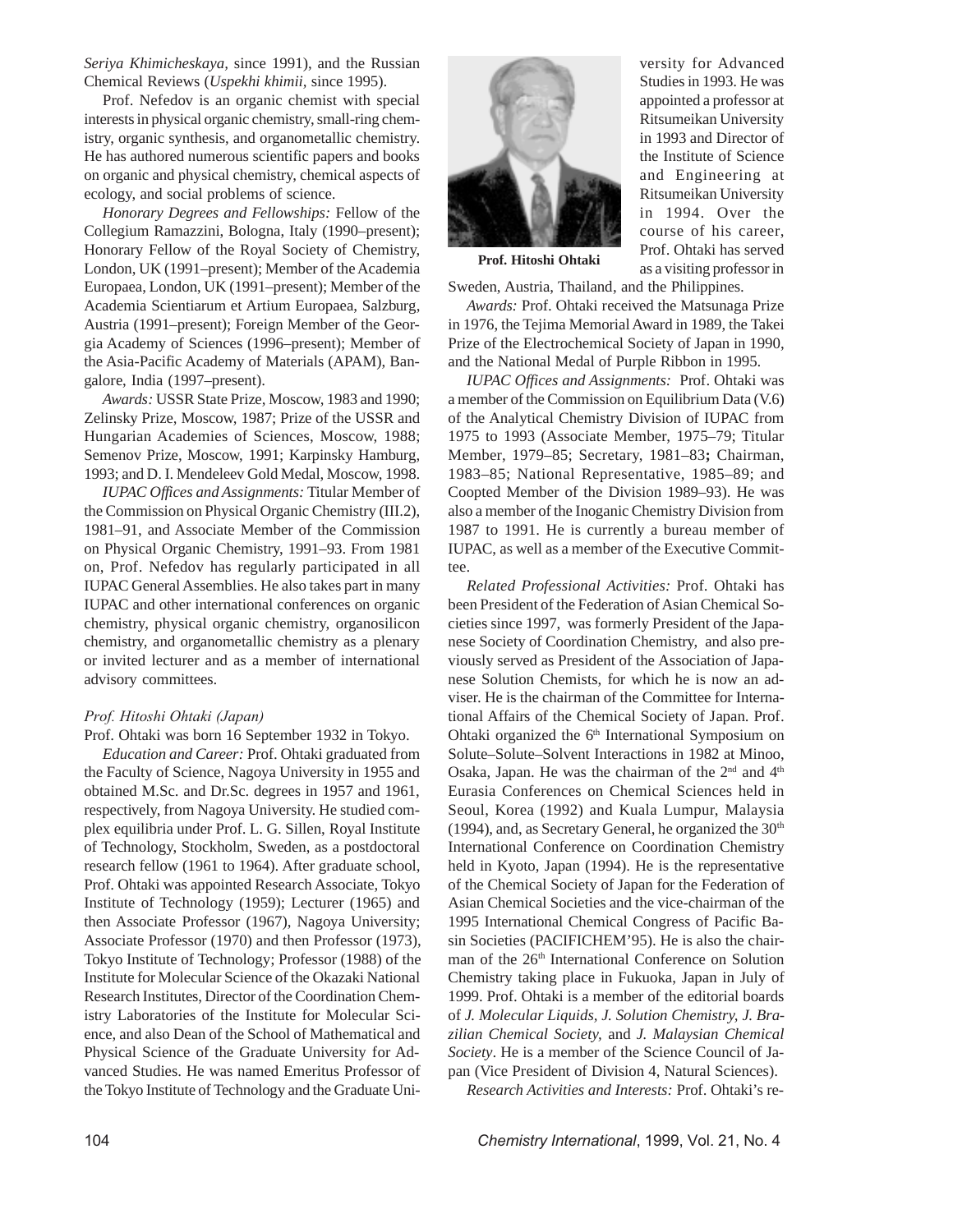*Seriya Khimicheskaya,* since 1991), and the Russian Chemical Reviews (*Uspekhi khimii*, since 1995).

Prof. Nefedov is an organic chemist with special interests in physical organic chemistry, small-ring chemistry, organic synthesis, and organometallic chemistry. He has authored numerous scientific papers and books on organic and physical chemistry, chemical aspects of ecology, and social problems of science.

*Honorary Degrees and Fellowships:* Fellow of the Collegium Ramazzini, Bologna, Italy (1990–present); Honorary Fellow of the Royal Society of Chemistry, London, UK (1991–present); Member of the Academia Europaea, London, UK (1991–present); Member of the Academia Scientiarum et Artium Europaea, Salzburg, Austria (1991–present); Foreign Member of the Georgia Academy of Sciences (1996–present); Member of the Asia-Pacific Academy of Materials (APAM), Bangalore, India (1997–present).

*Awards:* USSR State Prize, Moscow, 1983 and 1990; Zelinsky Prize, Moscow, 1987; Prize of the USSR and Hungarian Academies of Sciences, Moscow, 1988; Semenov Prize, Moscow, 1991; Karpinsky Hamburg, 1993; and D. I. Mendeleev Gold Medal, Moscow, 1998.

*IUPAC Offices and Assignments:* Titular Member of the Commission on Physical Organic Chemistry (III.2), 1981–91, and Associate Member of the Commission on Physical Organic Chemistry, 1991–93. From 1981 on, Prof. Nefedov has regularly participated in all IUPAC General Assemblies. He also takes part in many IUPAC and other international conferences on organic chemistry, physical organic chemistry, organosilicon chemistry, and organometallic chemistry as a plenary or invited lecturer and as a member of international advisory committees.

### *Prof. Hitoshi Ohtaki (Japan)*

Prof. Ohtaki was born 16 September 1932 in Tokyo.

*Education and Career:* Prof. Ohtaki graduated from the Faculty of Science, Nagoya University in 1955 and obtained M.Sc. and Dr.Sc. degrees in 1957 and 1961, respectively, from Nagoya University. He studied complex equilibria under Prof. L. G. Sillen, Royal Institute of Technology, Stockholm, Sweden, as a postdoctoral research fellow (1961 to 1964). After graduate school, Prof. Ohtaki was appointed Research Associate, Tokyo Institute of Technology (1959); Lecturer (1965) and then Associate Professor (1967), Nagoya University; Associate Professor (1970) and then Professor (1973), Tokyo Institute of Technology; Professor (1988) of the Institute for Molecular Science of the Okazaki National Research Institutes, Director of the Coordination Chemistry Laboratories of the Institute for Molecular Science, and also Dean of the School of Mathematical and Physical Science of the Graduate University for Advanced Studies. He was named Emeritus Professor of the Tokyo Institute of Technology and the Graduate University for Advanced Studies in 1993. He was appointed a professor at Ritsumeikan University in 1993 and Director of the Institute of Science and Engineering at Ritsumeikan University in 1994. Over the course of his career, Prof. Ohtaki has served as a visiting professor in Sweden, Austria, Thailand, and the Philippines.

**Prof. Hitoshi Ohtaki**

*Awards:* Prof. Ohtaki received the Matsunaga Prize in 1976, the Tejima Memorial Award in 1989, the Takei Prize of the Electrochemical Society of Japan in 1990, and the National Medal of Purple Ribbon in 1995.

*IUPAC Offices and Assignments:* Prof. Ohtaki was a member of the Commission on Equilibrium Data (V.6) of the Analytical Chemistry Division of IUPAC from 1975 to 1993 (Associate Member, 1975–79; Titular Member, 1979–85; Secretary, 1981–83**;** Chairman, 1983–85; National Representative, 1985–89; and Coopted Member of the Division 1989–93). He was also a member of the Inoganic Chemistry Division from 1987 to 1991. He is currently a bureau member of IUPAC, as well as a member of the Executive Committee.

*Related Professional Activities:* Prof. Ohtaki has been President of the Federation of Asian Chemical Societies since 1997, was formerly President of the Japanese Society of Coordination Chemistry, and also previously served as President of the Association of Japanese Solution Chemists, for which he is now an adviser. He is the chairman of the Committee for International Affairs of the Chemical Society of Japan. Prof. Ohtaki organized the 6th International Symposium on Solute–Solute–Solvent Interactions in 1982 at Minoo, Osaka, Japan. He was the chairman of the 2nd and 4th Eurasia Conferences on Chemical Sciences held in Seoul, Korea (1992) and Kuala Lumpur, Malaysia (1994), and, as Secretary General, he organized the 30th International Conference on Coordination Chemistry held in Kyoto, Japan (1994). He is the representative of the Chemical Society of Japan for the Federation of Asian Chemical Societies and the vice-chairman of the 1995 International Chemical Congress of Pacific Basin Societies (PACIFICHEM'95). He is also the chairman of the 26th International Conference on Solution Chemistry taking place in Fukuoka, Japan in July of 1999. Prof. Ohtaki is a member of the editorial boards of *J. Molecular Liquids, J. Solution Chemistry, J. Brazilian Chemical Society,* and *J. Malaysian Chemical Society*. He is a member of the Science Council of Japan (Vice President of Division 4, Natural Sciences).

*Research Activities and Interests:* Prof. Ohtaki's re-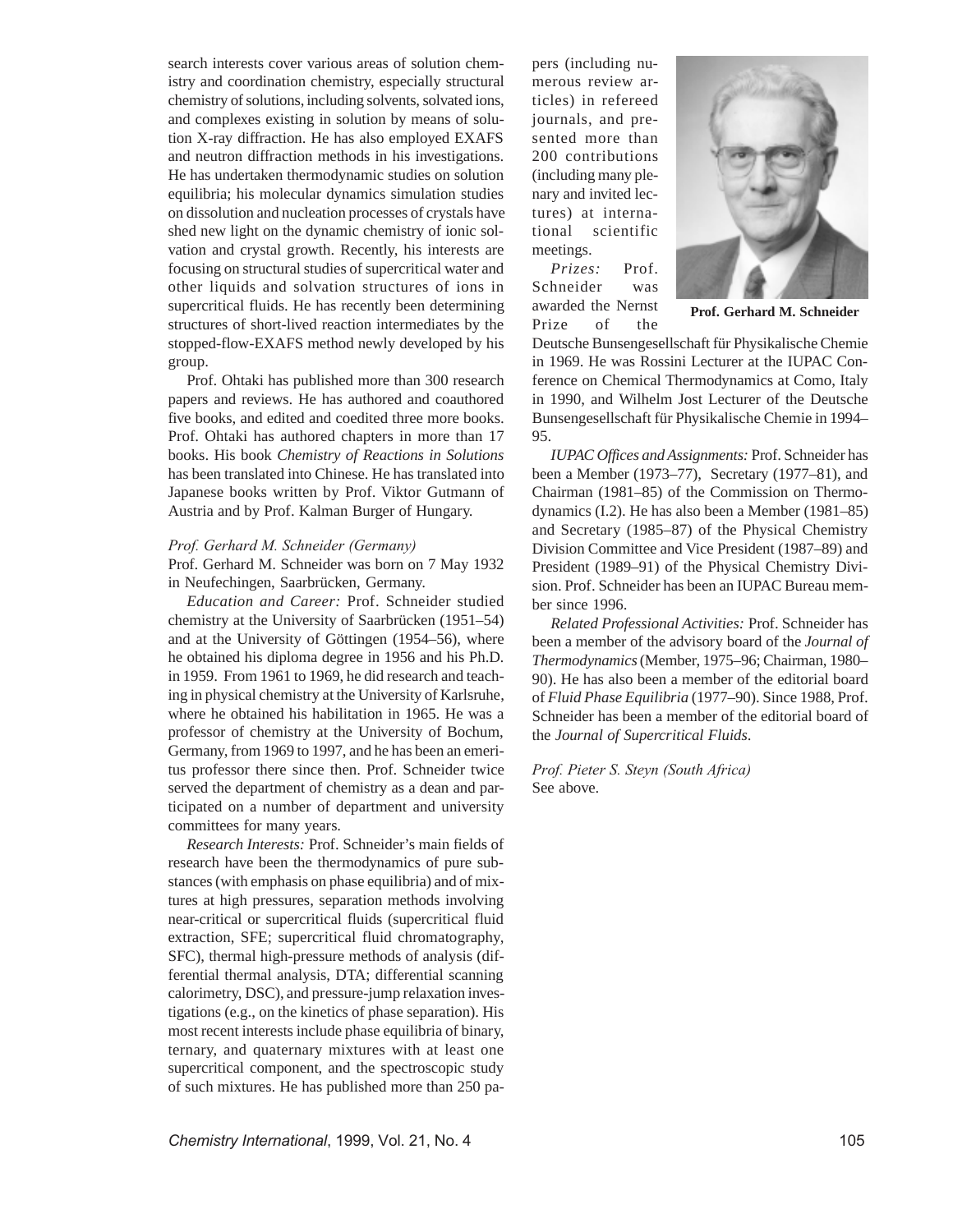search interests cover various areas of solution chemistry and coordination chemistry, especially structural chemistry of solutions, including solvents, solvated ions, and complexes existing in solution by means of solution X-ray diffraction. He has also employed EXAFS and neutron diffraction methods in his investigations. He has undertaken thermodynamic studies on solution equilibria; his molecular dynamics simulation studies on dissolution and nucleation processes of crystals have shed new light on the dynamic chemistry of ionic solvation and crystal growth. Recently, his interests are focusing on structural studies of supercritical water and other liquids and solvation structures of ions in supercritical fluids. He has recently been determining structures of short-lived reaction intermediates by the stopped-flow-EXAFS method newly developed by his group.

Prof. Ohtaki has published more than 300 research papers and reviews. He has authored and coauthored five books, and edited and coedited three more books. Prof. Ohtaki has authored chapters in more than 17 books. His book *Chemistry of Reactions in Solutions* has been translated into Chinese. He has translated into Japanese books written by Prof. Viktor Gutmann of Austria and by Prof. Kalman Burger of Hungary.

*Prof. Gerhard M. Schneider (Germany)*

Prof. Gerhard M. Schneider was born on 7 May 1932 in Neufechingen, Saarbrücken, Germany.

*Education and Career:* Prof. Schneider studied chemistry at the University of Saarbrücken (1951–54) and at the University of Göttingen (1954–56), where he obtained his diploma degree in 1956 and his Ph.D. in 1959. From 1961 to 1969, he did research and teaching in physical chemistry at the University of Karlsruhe, where he obtained his habilitation in 1965. He was a professor of chemistry at the University of Bochum, Germany, from 1969 to 1997, and he has been an emeritus professor there since then. Prof. Schneider twice served the department of chemistry as a dean and participated on a number of department and university committees for many years.

*Research Interests:* Prof. Schneider's main fields of research have been the thermodynamics of pure substances (with emphasis on phase equilibria) and of mixtures at high pressures, separation methods involving near-critical or supercritical fluids (supercritical fluid extraction, SFE; supercritical fluid chromatography, SFC), thermal high-pressure methods of analysis (differential thermal analysis, DTA; differential scanning calorimetry, DSC), and pressure-jump relaxation investigations (e.g., on the kinetics of phase separation). His most recent interests include phase equilibria of binary, ternary, and quaternary mixtures with at least one supercritical component, and the spectroscopic study of such mixtures. He has published more than 250 papers (including numerous review articles) in refereed journals, and presented more than 200 contributions (including many plenary and invited lectures) at international scientific meetings.

**Prof. Gerhard M. Schneider**

*Prizes:* Prof. Schneider was awarded the Nernst Prize of the Deutsche Bunsengesellschaft für Physikalische Chemie in 1969. He was Rossini Lecturer at the IUPAC Conference on Chemical Thermodynamics at Como, Italy in 1990, and Wilhelm Jost Lecturer of the Deutsche Bunsengesellschaft für Physikalische Chemie in 1994–95.

*IUPAC Offices and Assignments:* Prof. Schneider has been a Member (1973–77), Secretary (1977–81), and Chairman (1981–85) of the Commission on Thermodynamics (I.2). He has also been a Member (1981–85) and Secretary (1985–87) of the Physical Chemistry Division Committee and Vice President (1987–89) and President (1989–91) of the Physical Chemistry Division. Prof. Schneider has been an IUPAC Bureau member since 1996.

*Related Professional Activities:* Prof. Schneider has been a member of the advisory board of the *Journal of Thermodynamics* (Member, 1975–96; Chairman, 1980–90). He has also been a member of the editorial board of *Fluid Phase Equilibria* (1977–90). Since 1988, Prof. Schneider has been a member of the editorial board of the *Journal of Supercritical Fluids*.

*Prof. Pieter S. Steyn (South Africa)*

See above.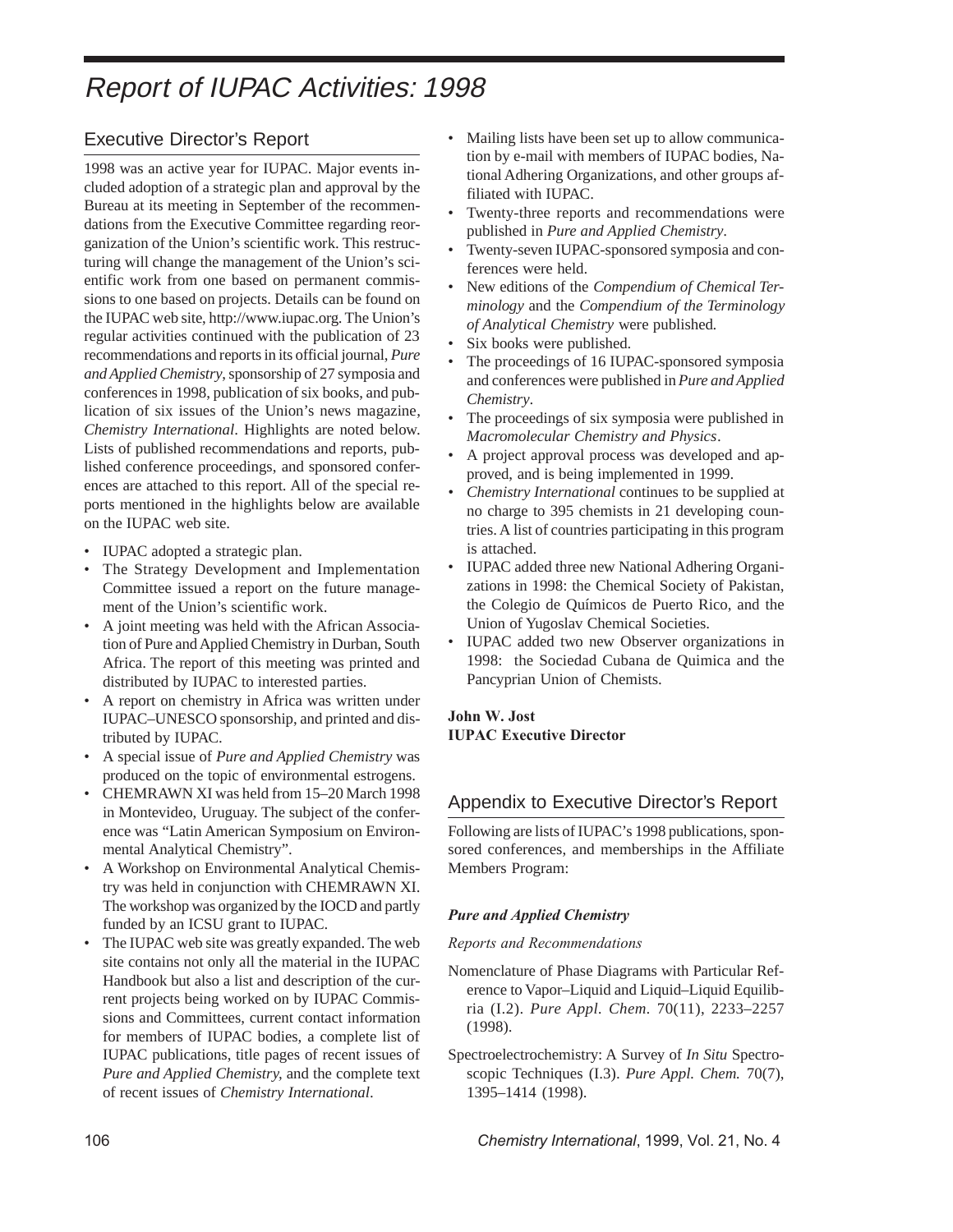# *Report of IUPAC Activities: 1998*

## Executive Director's Report

1998 was an active year for IUPAC. Major events included adoption of a strategic plan and approval by the Bureau at its meeting in September of the recommendations from the Executive Committee regarding reorganization of the Union's scientific work. This restructuring will change the management of the Union's scientific work from one based on permanent commissions to one based on projects. Details can be found on the IUPAC web site, http://www.iupac.org. The Union's regular activities continued with the publication of 23 recommendations and reports in its official journal, *Pure and Applied Chemistry*, sponsorship of 27 symposia and conferences in 1998, publication of six books, and publication of six issues of the Union's news magazine, *Chemistry International*. Highlights are noted below. Lists of published recommendations and reports, published conference proceedings, and sponsored conferences are attached to this report. All of the special reports mentioned in the highlights below are available on the IUPAC web site.

- IUPAC adopted a strategic plan.
- The Strategy Development and Implementation Committee issued a report on the future management of the Union's scientific work.
- A joint meeting was held with the African Association of Pure and Applied Chemistry in Durban, South Africa. The report of this meeting was printed and distributed by IUPAC to interested parties.
- A report on chemistry in Africa was written under IUPAC–UNESCO sponsorship, and printed and distributed by IUPAC.
- A special issue of *Pure and Applied Chemistry* was produced on the topic of environmental estrogens.
- CHEMRAWN XI was held from 15–20 March 1998 in Montevideo, Uruguay. The subject of the conference was "Latin American Symposium on Environmental Analytical Chemistry".
- A Workshop on Environmental Analytical Chemistry was held in conjunction with CHEMRAWN XI. The workshop was organized by the IOCD and partly funded by an ICSU grant to IUPAC.
- The IUPAC web site was greatly expanded. The web site contains not only all the material in the IUPAC Handbook but also a list and description of the current projects being worked on by IUPAC Commissions and Committees, current contact information for members of IUPAC bodies, a complete list of IUPAC publications, title pages of recent issues of *Pure and Applied Chemistry*, and the complete text of recent issues of *Chemistry International*.
- Mailing lists have been set up to allow communication by e-mail with members of IUPAC bodies, National Adhering Organizations, and other groups affiliated with IUPAC.
- Twenty-three reports and recommendations were published in *Pure and Applied Chemistry*.
- Twenty-seven IUPAC-sponsored symposia and conferences were held.
- New editions of the *Compendium of Chemical Terminology* and the *Compendium of the Terminology of Analytical Chemistry* were published.
- Six books were published.
- The proceedings of 16 IUPAC-sponsored symposia and conferences were published in *Pure and Applied Chemistry*.
- The proceedings of six symposia were published in *Macromolecular Chemistry and Physics*.
- A project approval process was developed and approved, and is being implemented in 1999.
- *Chemistry International* continues to be supplied at no charge to 395 chemists in 21 developing countries. A list of countries participating in this program is attached.
- IUPAC added three new National Adhering Organizations in 1998: the Chemical Society of Pakistan, the Colegio de Químicos de Puerto Rico, and the Union of Yugoslav Chemical Societies.
- IUPAC added two new Observer organizations in 1998: the Sociedad Cubana de Quimica and the Pancyprian Union of Chemists.

**John W. Jost**
**IUPAC Executive Director**

## Appendix to Executive Director's Report

Following are lists of IUPAC's 1998 publications, sponsored conferences, and memberships in the Affiliate Members Program:

***Pure and Applied Chemistry***

*Reports and Recommendations*

Nomenclature of Phase Diagrams with Particular Reference to Vapor–Liquid and Liquid–Liquid Equilibria (I.2). *Pure Appl. Chem.* 70(11), 2233–2257 (1998).

Spectroelectrochemistry: A Survey of *In Situ* Spectroscopic Techniques (I.3). *Pure Appl. Chem.* 70(7), 1395–1414 (1998).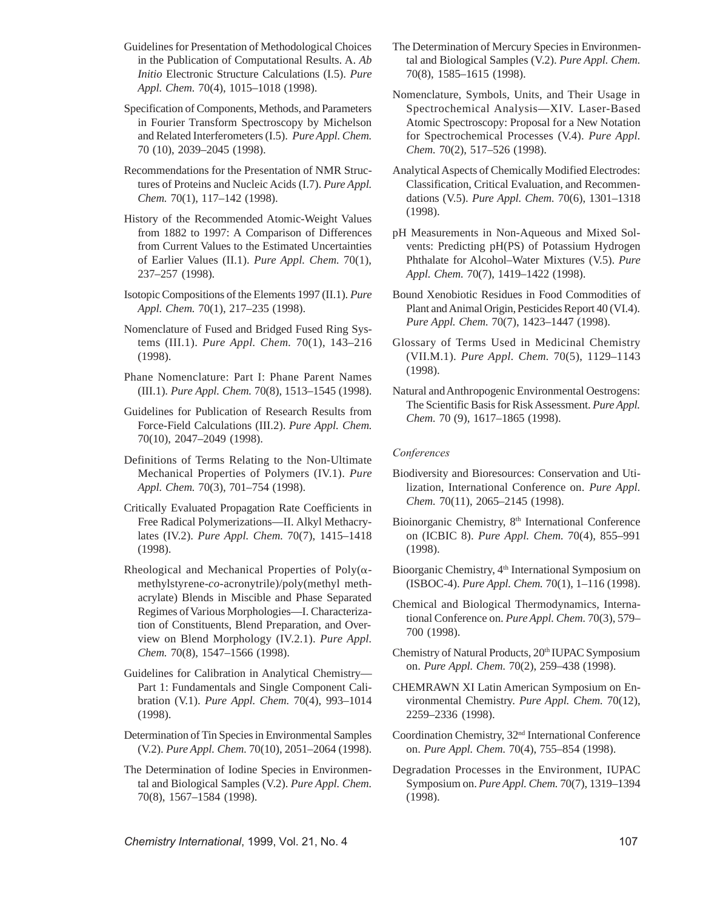Guidelines for Presentation of Methodological Choices in the Publication of Computational Results. A. *Ab Initio* Electronic Structure Calculations (I.5). *Pure Appl. Chem.* 70(4), 1015–1018 (1998).

Specification of Components, Methods, and Parameters in Fourier Transform Spectroscopy by Michelson and Related Interferometers (I.5). *Pure Appl. Chem.* 70 (10), 2039–2045 (1998).

Recommendations for the Presentation of NMR Structures of Proteins and Nucleic Acids (I.7). *Pure Appl. Chem.* 70(1), 117–142 (1998).

History of the Recommended Atomic-Weight Values from 1882 to 1997: A Comparison of Differences from Current Values to the Estimated Uncertainties of Earlier Values (II.1). *Pure Appl. Chem.* 70(1), 237–257 (1998).

Isotopic Compositions of the Elements 1997 (II.1). *Pure Appl. Chem.* 70(1), 217–235 (1998).

Nomenclature of Fused and Bridged Fused Ring Systems (III.1). *Pure Appl. Chem.* 70(1), 143–216 (1998).

Phane Nomenclature: Part I: Phane Parent Names (III.1). *Pure Appl. Chem.* 70(8), 1513–1545 (1998).

Guidelines for Publication of Research Results from Force-Field Calculations (III.2). *Pure Appl. Chem.* 70(10), 2047–2049 (1998).

Definitions of Terms Relating to the Non-Ultimate Mechanical Properties of Polymers (IV.1). *Pure Appl. Chem.* 70(3), 701–754 (1998).

Critically Evaluated Propagation Rate Coefficients in Free Radical Polymerizations—II. Alkyl Methacrylates (IV.2). *Pure Appl. Chem.* 70(7), 1415–1418 (1998).

Rheological and Mechanical Properties of Poly($\alpha$-methylstyrene-*co*-acronytrile)/poly(methyl methacrylate) Blends in Miscible and Phase Separated Regimes of Various Morphologies—I. Characterization of Constituents, Blend Preparation, and Overview on Blend Morphology (IV.2.1). *Pure Appl. Chem.* 70(8), 1547–1566 (1998).

Guidelines for Calibration in Analytical Chemistry—Part 1: Fundamentals and Single Component Calibration (V.1). *Pure Appl. Chem.* 70(4), 993–1014 (1998).

Determination of Tin Species in Environmental Samples (V.2). *Pure Appl. Chem.* 70(10), 2051–2064 (1998).

The Determination of Iodine Species in Environmental and Biological Samples (V.2). *Pure Appl. Chem.* 70(8), 1567–1584 (1998).

The Determination of Mercury Species in Environmental and Biological Samples (V.2). *Pure Appl. Chem.* 70(8), 1585–1615 (1998).

Nomenclature, Symbols, Units, and Their Usage in Spectrochemical Analysis—XIV. Laser-Based Atomic Spectroscopy: Proposal for a New Notation for Spectrochemical Processes (V.4). *Pure Appl. Chem.* 70(2), 517–526 (1998).

Analytical Aspects of Chemically Modified Electrodes: Classification, Critical Evaluation, and Recommendations (V.5). *Pure Appl. Chem.* 70(6), 1301–1318 (1998).

pH Measurements in Non-Aqueous and Mixed Solvents: Predicting pH(PS) of Potassium Hydrogen Phthalate for Alcohol–Water Mixtures (V.5). *Pure Appl. Chem.* 70(7), 1419–1422 (1998).

Bound Xenobiotic Residues in Food Commodities of Plant and Animal Origin, Pesticides Report 40 (VI.4). *Pure Appl. Chem.* 70(7), 1423–1447 (1998).

Glossary of Terms Used in Medicinal Chemistry (VII.M.1). *Pure Appl. Chem.* 70(5), 1129–1143 (1998).

Natural and Anthropogenic Environmental Oestrogens: The Scientific Basis for Risk Assessment. *Pure Appl. Chem.* 70 (9), 1617–1865 (1998).

*Conferences*

Biodiversity and Bioresources: Conservation and Utilization, International Conference on. *Pure Appl. Chem.* 70(11), 2065–2145 (1998).

Bioinorganic Chemistry, 8th International Conference on (ICBIC 8). *Pure Appl. Chem.* 70(4), 855–991 (1998).

Bioorganic Chemistry, 4th International Symposium on (ISBOC-4). *Pure Appl. Chem.* 70(1), 1–116 (1998).

Chemical and Biological Thermodynamics, International Conference on. *Pure Appl. Chem.* 70(3), 579–700 (1998).

Chemistry of Natural Products, 20th IUPAC Symposium on. *Pure Appl. Chem.* 70(2), 259–438 (1998).

CHEMRAWN XI Latin American Symposium on Environmental Chemistry. *Pure Appl. Chem.* 70(12), 2259–2336 (1998).

Coordination Chemistry, 32nd International Conference on. *Pure Appl. Chem.* 70(4), 755–854 (1998).

Degradation Processes in the Environment, IUPAC Symposium on. *Pure Appl. Chem.* 70(7), 1319–1394 (1998).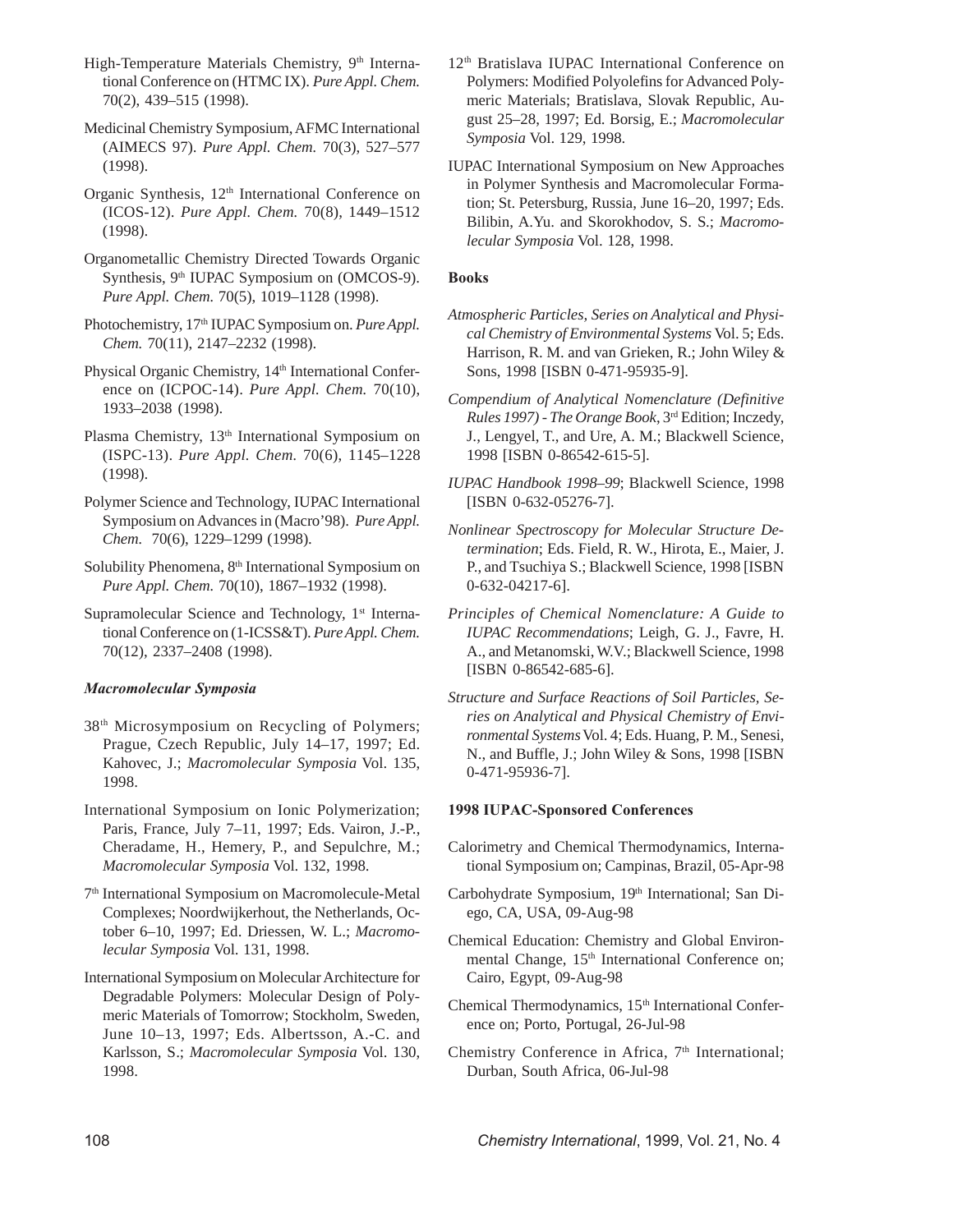High-Temperature Materials Chemistry, 9th International Conference on (HTMC IX). *Pure Appl. Chem.* 70(2), 439–515 (1998).

Medicinal Chemistry Symposium, AFMC International (AIMECS 97). *Pure Appl. Chem.* 70(3), 527–577 (1998).

Organic Synthesis, 12th International Conference on (ICOS-12). *Pure Appl. Chem.* 70(8), 1449–1512 (1998).

Organometallic Chemistry Directed Towards Organic Synthesis, 9th IUPAC Symposium on (OMCOS-9). *Pure Appl. Chem.* 70(5), 1019–1128 (1998).

Photochemistry, 17th IUPAC Symposium on. *Pure Appl. Chem.* 70(11), 2147–2232 (1998).

Physical Organic Chemistry, 14th International Conference on (ICPOC-14). *Pure Appl. Chem.* 70(10), 1933–2038 (1998).

Plasma Chemistry, 13th International Symposium on (ISPC-13). *Pure Appl. Chem*. 70(6), 1145–1228 (1998).

Polymer Science and Technology, IUPAC International Symposium on Advances in (Macro'98). *Pure Appl. Chem.* 70(6), 1229–1299 (1998).

Solubility Phenomena, 8th International Symposium on *Pure Appl. Chem.* 70(10), 1867–1932 (1998).

Supramolecular Science and Technology, 1st International Conference on (1-ICSS&T). *Pure Appl. Chem.* 70(12), 2337–2408 (1998).

### *Macromolecular Symposia*

38th Microsymposium on Recycling of Polymers; Prague, Czech Republic, July 14–17, 1997; Ed. Kahovec, J.; *Macromolecular Symposia* Vol. 135, 1998.

International Symposium on Ionic Polymerization; Paris, France, July 7–11, 1997; Eds. Vairon, J.-P., Cheradame, H., Hemery, P., and Sepulchre, M.; *Macromolecular Symposia* Vol. 132, 1998.

7th International Symposium on Macromolecule-Metal Complexes; Noordwijkerhout, the Netherlands, October 6–10, 1997; Ed. Driessen, W. L.; *Macromolecular Symposia* Vol. 131, 1998.

International Symposium on Molecular Architecture for Degradable Polymers: Molecular Design of Polymeric Materials of Tomorrow; Stockholm, Sweden, June 10–13, 1997; Eds. Albertsson, A.-C. and Karlsson, S.; *Macromolecular Symposia* Vol. 130, 1998.

12th Bratislava IUPAC International Conference on Polymers: Modified Polyolefins for Advanced Polymeric Materials; Bratislava, Slovak Republic, August 25–28, 1997; Ed. Borsig, E.; *Macromolecular Symposia* Vol. 129, 1998.

IUPAC International Symposium on New Approaches in Polymer Synthesis and Macromolecular Formation; St. Petersburg, Russia, June 16–20, 1997; Eds. Bilibin, A.Yu. and Skorokhodov, S. S.; *Macromolecular Symposia* Vol. 128, 1998.

### Books

*Atmospheric Particles, Series on Analytical and Physical Chemistry of Environmental Systems* Vol. 5; Eds. Harrison, R. M. and van Grieken, R.; John Wiley & Sons, 1998 [ISBN 0-471-95935-9].

*Compendium of Analytical Nomenclature (Definitive Rules 1997) - The Orange Book*, 3rd Edition; Inczedy, J., Lengyel, T., and Ure, A. M.; Blackwell Science, 1998 [ISBN 0-86542-615-5].

*IUPAC Handbook 1998–99*; Blackwell Science, 1998 [ISBN 0-632-05276-7].

*Nonlinear Spectroscopy for Molecular Structure Determination*; Eds. Field, R. W., Hirota, E., Maier, J. P., and Tsuchiya S.; Blackwell Science, 1998 [ISBN 0-632-04217-6].

*Principles of Chemical Nomenclature: A Guide to IUPAC Recommendations*; Leigh, G. J., Favre, H. A., and Metanomski, W.V.; Blackwell Science, 1998 [ISBN 0-86542-685-6].

*Structure and Surface Reactions of Soil Particles, Series on Analytical and Physical Chemistry of Environmental Systems* Vol. 4; Eds. Huang, P. M., Senesi, N., and Buffle, J.; John Wiley & Sons, 1998 [ISBN 0-471-95936-7].

### 1998 IUPAC-Sponsored Conferences

Calorimetry and Chemical Thermodynamics, International Symposium on; Campinas, Brazil, 05-Apr-98

Carbohydrate Symposium, 19th International; San Diego, CA, USA, 09-Aug-98

Chemical Education: Chemistry and Global Environmental Change, 15th International Conference on; Cairo, Egypt, 09-Aug-98

Chemical Thermodynamics, 15th International Conference on; Porto, Portugal, 26-Jul-98

Chemistry Conference in Africa, 7th International; Durban, South Africa, 06-Jul-98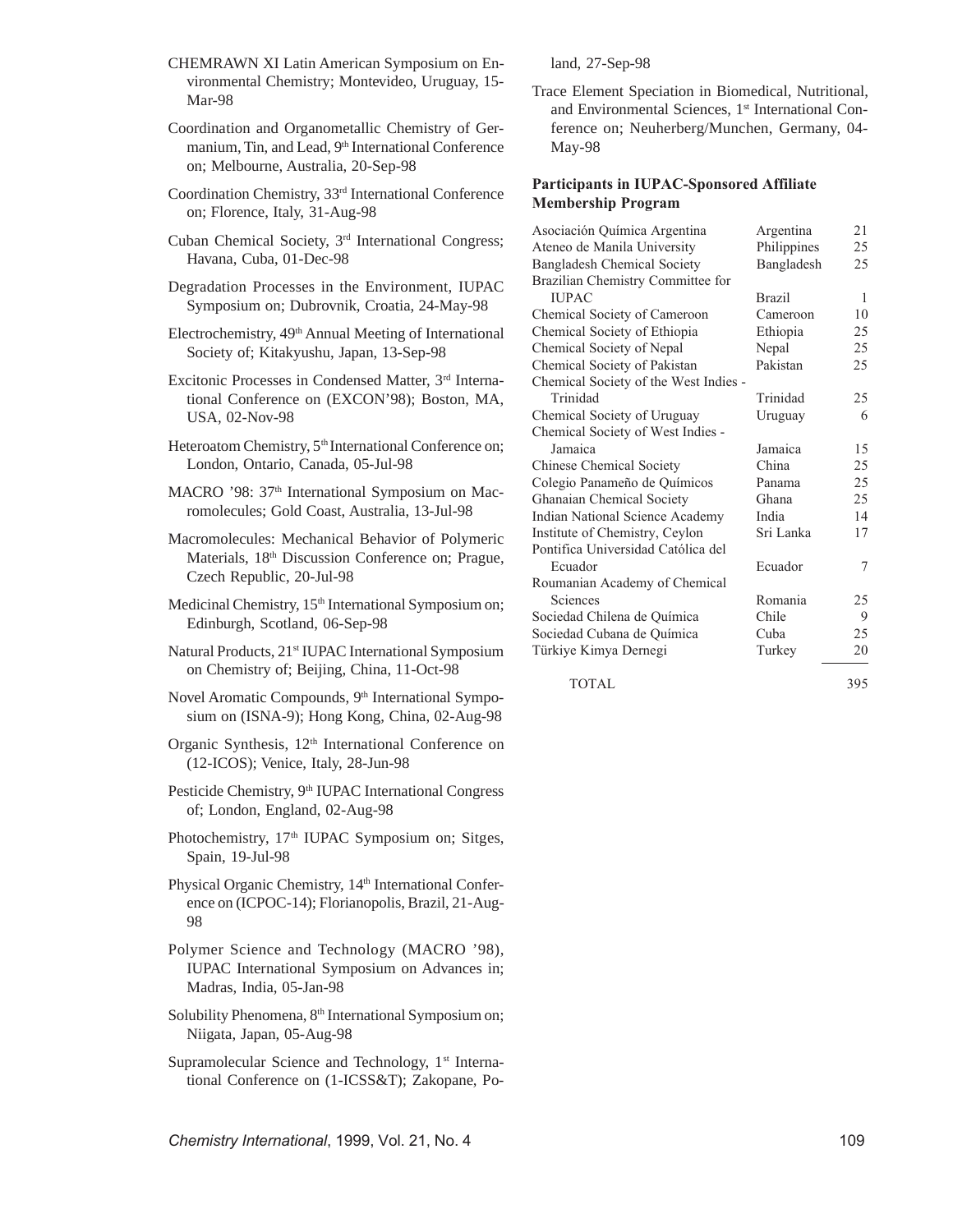CHEMRAWN XI Latin American Symposium on Environmental Chemistry; Montevideo, Uruguay, 15-Mar-98

Coordination and Organometallic Chemistry of Germanium, Tin, and Lead, 9th International Conference on; Melbourne, Australia, 20-Sep-98

Coordination Chemistry, 33rd International Conference on; Florence, Italy, 31-Aug-98

Cuban Chemical Society, 3rd International Congress; Havana, Cuba, 01-Dec-98

Degradation Processes in the Environment, IUPAC Symposium on; Dubrovnik, Croatia, 24-May-98

Electrochemistry, 49th Annual Meeting of International Society of; Kitakyushu, Japan, 13-Sep-98

Excitonic Processes in Condensed Matter, 3rd International Conference on (EXCON'98); Boston, MA, USA, 02-Nov-98

Heteroatom Chemistry, 5th International Conference on; London, Ontario, Canada, 05-Jul-98

MACRO '98: 37th International Symposium on Macromolecules; Gold Coast, Australia, 13-Jul-98

Macromolecules: Mechanical Behavior of Polymeric Materials, 18th Discussion Conference on; Prague, Czech Republic, 20-Jul-98

Medicinal Chemistry, 15th International Symposium on; Edinburgh, Scotland, 06-Sep-98

Natural Products, 21st IUPAC International Symposium on Chemistry of; Beijing, China, 11-Oct-98

Novel Aromatic Compounds, 9th International Symposium on (ISNA-9); Hong Kong, China, 02-Aug-98

Organic Synthesis, 12th International Conference on (12-ICOS); Venice, Italy, 28-Jun-98

Pesticide Chemistry, 9th IUPAC International Congress of; London, England, 02-Aug-98

Photochemistry, 17th IUPAC Symposium on; Sitges, Spain, 19-Jul-98

Physical Organic Chemistry, 14th International Conference on (ICPOC-14); Florianopolis, Brazil, 21-Aug-98

Polymer Science and Technology (MACRO '98), IUPAC International Symposium on Advances in; Madras, India, 05-Jan-98

Solubility Phenomena, 8th International Symposium on; Niigata, Japan, 05-Aug-98

Supramolecular Science and Technology, 1st International Conference on (1-ICSS&T); Zakopane, Poland, 27-Sep-98

Trace Element Speciation in Biomedical, Nutritional, and Environmental Sciences, 1st International Conference on; Neuherberg/Munchen, Germany, 04-May-98

**Participants in IUPAC-Sponsored Affiliate Membership Program**

| | | |
|---|---|---|
| Asociación Química Argentina | Argentina | 21 |
| Ateneo de Manila University | Philippines | 25 |
| Bangladesh Chemical Society | Bangladesh | 25 |
| Brazilian Chemistry Committee for IUPAC | Brazil | 1 |
| Chemical Society of Cameroon | Cameroon | 10 |
| Chemical Society of Ethiopia | Ethiopia | 25 |
| Chemical Society of Nepal | Nepal | 25 |
| Chemical Society of Pakistan | Pakistan | 25 |
| Chemical Society of the West Indies - Trinidad | Trinidad | 25 |
| Chemical Society of Uruguay | Uruguay | 6 |
| Chemical Society of West Indies - Jamaica | Jamaica | 15 |
| Chinese Chemical Society | China | 25 |
| Colegio Panameño de Químicos | Panama | 25 |
| Ghanaian Chemical Society | Ghana | 25 |
| Indian National Science Academy | India | 14 |
| Institute of Chemistry, Ceylon | Sri Lanka | 17 |
| Pontifica Universidad Católica del Ecuador | Ecuador | 7 |
| Roumanian Academy of Chemical Sciences | Romania | 25 |
| Sociedad Chilena de Química | Chile | 9 |
| Sociedad Cubana de Química | Cuba | 25 |
| Türkiye Kimya Dernegi | Turkey | 20 |
| TOTAL | | 395 |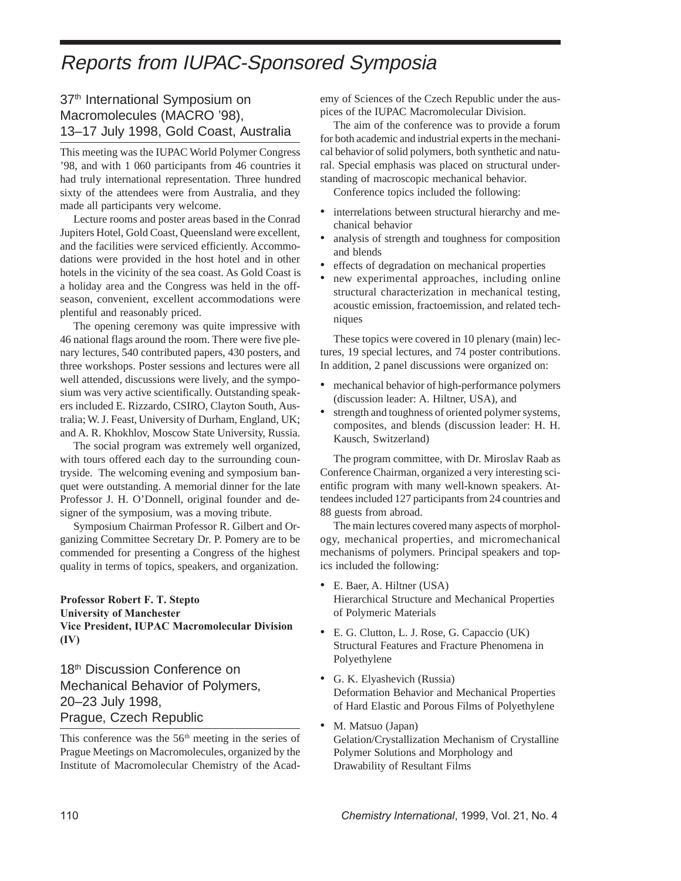# Reports from IUPAC-Sponsored Symposia

## 37th International Symposium on Macromolecules (MACRO '98), 13–17 July 1998, Gold Coast, Australia

This meeting was the IUPAC World Polymer Congress '98, and with 1 060 participants from 46 countries it had truly international representation. Three hundred sixty of the attendees were from Australia, and they made all participants very welcome.

Lecture rooms and poster areas based in the Conrad Jupiters Hotel, Gold Coast, Queensland were excellent, and the facilities were serviced efficiently. Accommodations were provided in the host hotel and in other hotels in the vicinity of the sea coast. As Gold Coast is a holiday area and the Congress was held in the off-season, convenient, excellent accommodations were plentiful and reasonably priced.

The opening ceremony was quite impressive with 46 national flags around the room. There were five plenary lectures, 540 contributed papers, 430 posters, and three workshops. Poster sessions and lectures were all well attended, discussions were lively, and the symposium was very active scientifically. Outstanding speakers included E. Rizzardo, CSIRO, Clayton South, Australia; W. J. Feast, University of Durham, England, UK; and A. R. Khokhlov, Moscow State University, Russia.

The social program was extremely well organized, with tours offered each day to the surrounding countryside. The welcoming evening and symposium banquet were outstanding. A memorial dinner for the late Professor J. H. O'Donnell, original founder and designer of the symposium, was a moving tribute.

Symposium Chairman Professor R. Gilbert and Organizing Committee Secretary Dr. P. Pomery are to be commended for presenting a Congress of the highest quality in terms of topics, speakers, and organization.

**Professor Robert F. T. Stepto**
**University of Manchester**
**Vice President, IUPAC Macromolecular Division (IV)**

## 18th Discussion Conference on Mechanical Behavior of Polymers, 20–23 July 1998, Prague, Czech Republic

This conference was the 56th meeting in the series of Prague Meetings on Macromolecules, organized by the Institute of Macromolecular Chemistry of the Academy of Sciences of the Czech Republic under the auspices of the IUPAC Macromolecular Division.

The aim of the conference was to provide a forum for both academic and industrial experts in the mechanical behavior of solid polymers, both synthetic and natural. Special emphasis was placed on structural understanding of macroscopic mechanical behavior.

Conference topics included the following:

- interrelations between structural hierarchy and mechanical behavior
- analysis of strength and toughness for composition and blends
- effects of degradation on mechanical properties
- new experimental approaches, including online structural characterization in mechanical testing, acoustic emission, fractoemission, and related techniques

These topics were covered in 10 plenary (main) lectures, 19 special lectures, and 74 poster contributions. In addition, 2 panel discussions were organized on:

- mechanical behavior of high-performance polymers (discussion leader: A. Hiltner, USA), and
- strength and toughness of oriented polymer systems, composites, and blends (discussion leader: H. H. Kausch, Switzerland)

The program committee, with Dr. Miroslav Raab as Conference Chairman, organized a very interesting scientific program with many well-known speakers. Attendees included 127 participants from 24 countries and 88 guests from abroad.

The main lectures covered many aspects of morphology, mechanical properties, and micromechanical mechanisms of polymers. Principal speakers and topics included the following:

- E. Baer, A. Hiltner (USA)
  Hierarchical Structure and Mechanical Properties of Polymeric Materials
- E. G. Clutton, L. J. Rose, G. Capaccio (UK)
  Structural Features and Fracture Phenomena in Polyethylene
- G. K. Elyashevich (Russia)
  Deformation Behavior and Mechanical Properties of Hard Elastic and Porous Films of Polyethylene
- M. Matsuo (Japan)
  Gelation/Crystallization Mechanism of Crystalline Polymer Solutions and Morphology and Drawability of Resultant Films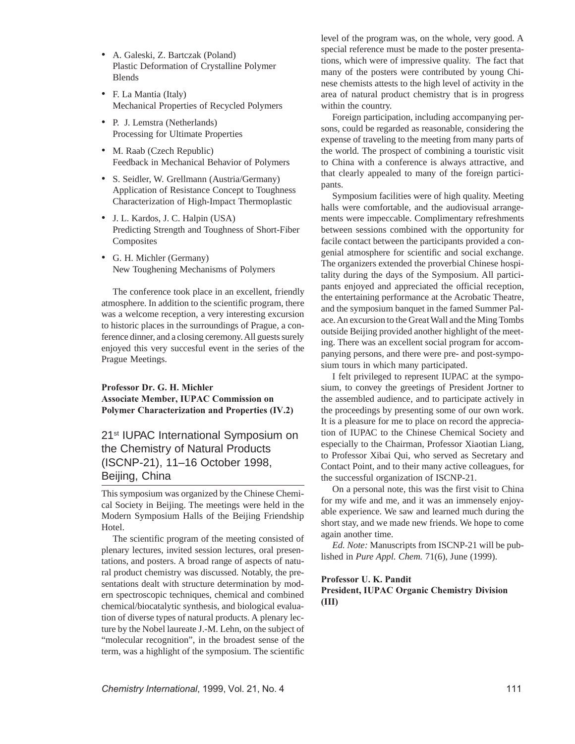- A. Galeski, Z. Bartczak (Poland)
  Plastic Deformation of Crystalline Polymer Blends
- F. La Mantia (Italy)
  Mechanical Properties of Recycled Polymers
- P. J. Lemstra (Netherlands)
  Processing for Ultimate Properties
- M. Raab (Czech Republic)
  Feedback in Mechanical Behavior of Polymers
- S. Seidler, W. Grellmann (Austria/Germany)
  Application of Resistance Concept to Toughness Characterization of High-Impact Thermoplastic
- J. L. Kardos, J. C. Halpin (USA)
  Predicting Strength and Toughness of Short-Fiber Composites
- G. H. Michler (Germany)
  New Toughening Mechanisms of Polymers

The conference took place in an excellent, friendly atmosphere. In addition to the scientific program, there was a welcome reception, a very interesting excursion to historic places in the surroundings of Prague, a conference dinner, and a closing ceremony. All guests surely enjoyed this very succesful event in the series of the Prague Meetings.

**Professor Dr. G. H. Michler**
**Associate Member, IUPAC Commission on Polymer Characterization and Properties (IV.2)**

## 21st IUPAC International Symposium on the Chemistry of Natural Products (ISCNP-21), 11–16 October 1998, Beijing, China

This symposium was organized by the Chinese Chemical Society in Beijing. The meetings were held in the Modern Symposium Halls of the Beijing Friendship Hotel.

The scientific program of the meeting consisted of plenary lectures, invited session lectures, oral presentations, and posters. A broad range of aspects of natural product chemistry was discussed. Notably, the presentations dealt with structure determination by modern spectroscopic techniques, chemical and combined chemical/biocatalytic synthesis, and biological evaluation of diverse types of natural products. A plenary lecture by the Nobel laureate J.-M. Lehn, on the subject of "molecular recognition", in the broadest sense of the term, was a highlight of the symposium. The scientific level of the program was, on the whole, very good. A special reference must be made to the poster presentations, which were of impressive quality. The fact that many of the posters were contributed by young Chinese chemists attests to the high level of activity in the area of natural product chemistry that is in progress within the country.

Foreign participation, including accompanying persons, could be regarded as reasonable, considering the expense of traveling to the meeting from many parts of the world. The prospect of combining a touristic visit to China with a conference is always attractive, and that clearly appealed to many of the foreign participants.

Symposium facilities were of high quality. Meeting halls were comfortable, and the audiovisual arrangements were impeccable. Complimentary refreshments between sessions combined with the opportunity for facile contact between the participants provided a congenial atmosphere for scientific and social exchange. The organizers extended the proverbial Chinese hospitality during the days of the Symposium. All participants enjoyed and appreciated the official reception, the entertaining performance at the Acrobatic Theatre, and the symposium banquet in the famed Summer Palace. An excursion to the Great Wall and the Ming Tombs outside Beijing provided another highlight of the meeting. There was an excellent social program for accompanying persons, and there were pre- and post-symposium tours in which many participated.

I felt privileged to represent IUPAC at the symposium, to convey the greetings of President Jortner to the assembled audience, and to participate actively in the proceedings by presenting some of our own work. It is a pleasure for me to place on record the appreciation of IUPAC to the Chinese Chemical Society and especially to the Chairman, Professor Xiaotian Liang, to Professor Xibai Qui, who served as Secretary and Contact Point, and to their many active colleagues, for the successful organization of ISCNP-21.

On a personal note, this was the first visit to China for my wife and me, and it was an immensely enjoyable experience. We saw and learned much during the short stay, and we made new friends. We hope to come again another time.

*Ed. Note:* Manuscripts from ISCNP-21 will be published in *Pure Appl. Chem.* 71(6), June (1999).

**Professor U. K. Pandit**
**President, IUPAC Organic Chemistry Division (III)**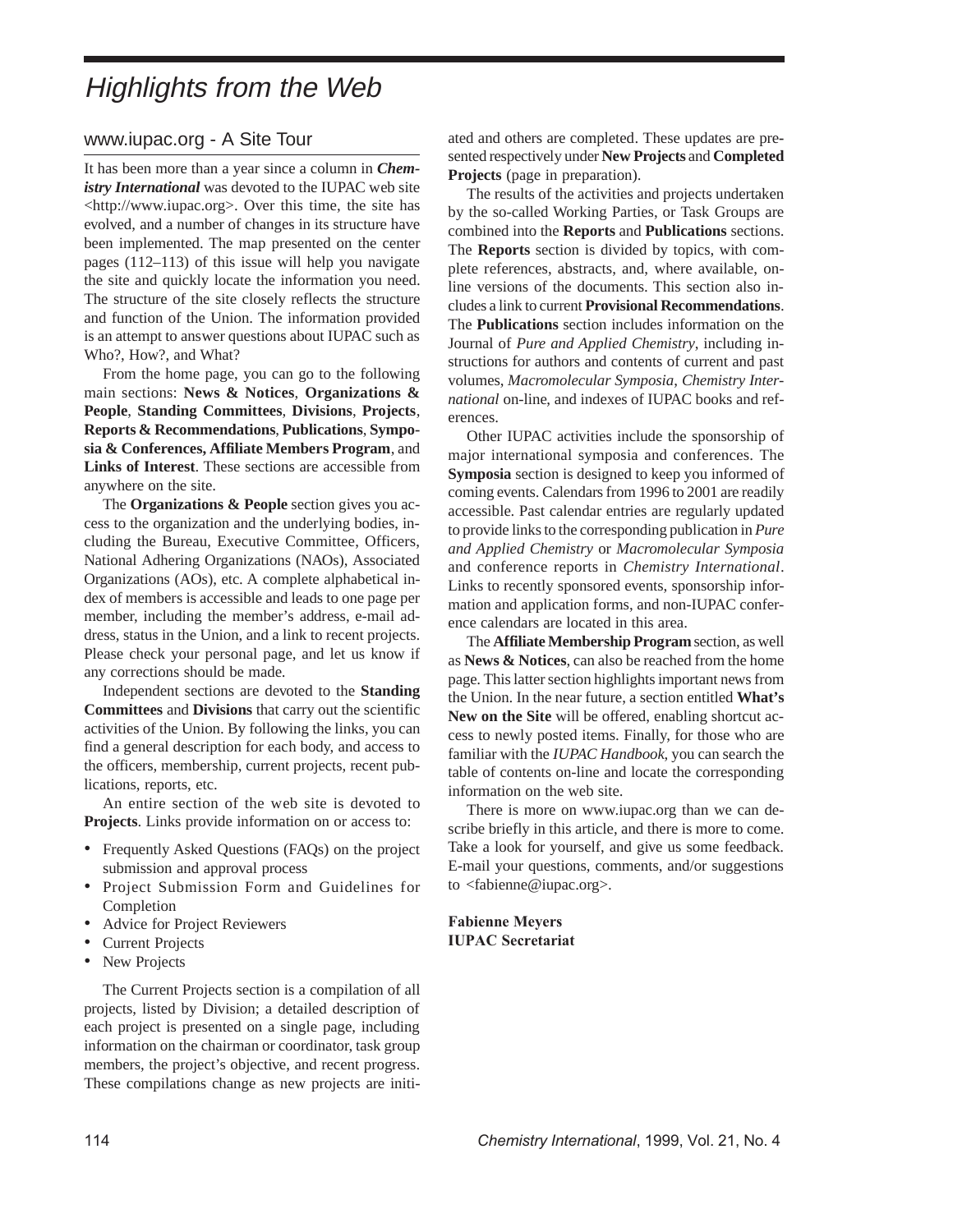# Highlights from the Web

## www.iupac.org - A Site Tour

It has been more than a year since a column in ***Chemistry International*** was devoted to the IUPAC web site <http://www.iupac.org>. Over this time, the site has evolved, and a number of changes in its structure have been implemented. The map presented on the center pages (112–113) of this issue will help you navigate the site and quickly locate the information you need. The structure of the site closely reflects the structure and function of the Union. The information provided is an attempt to answer questions about IUPAC such as Who?, How?, and What?

From the home page, you can go to the following main sections: **News & Notices**, **Organizations & People**, **Standing Committees**, **Divisions**, **Projects**, **Reports & Recommendations**, **Publications**, **Symposia & Conferences, Affiliate Members Program**, and **Links of Interest**. These sections are accessible from anywhere on the site.

The **Organizations & People** section gives you access to the organization and the underlying bodies, including the Bureau, Executive Committee, Officers, National Adhering Organizations (NAOs), Associated Organizations (AOs), etc. A complete alphabetical index of members is accessible and leads to one page per member, including the member's address, e-mail address, status in the Union, and a link to recent projects. Please check your personal page, and let us know if any corrections should be made.

Independent sections are devoted to the **Standing Committees** and **Divisions** that carry out the scientific activities of the Union. By following the links, you can find a general description for each body, and access to the officers, membership, current projects, recent publications, reports, etc.

An entire section of the web site is devoted to **Projects**. Links provide information on or access to:

- Frequently Asked Questions (FAQs) on the project submission and approval process
- Project Submission Form and Guidelines for Completion
- Advice for Project Reviewers
- Current Projects
- New Projects

The Current Projects section is a compilation of all projects, listed by Division; a detailed description of each project is presented on a single page, including information on the chairman or coordinator, task group members, the project's objective, and recent progress. These compilations change as new projects are initiated and others are completed. These updates are presented respectively under **New Projects** and **Completed Projects** (page in preparation).

The results of the activities and projects undertaken by the so-called Working Parties, or Task Groups are combined into the **Reports** and **Publications** sections. The **Reports** section is divided by topics, with complete references, abstracts, and, where available, online versions of the documents. This section also includes a link to current **Provisional Recommendations**. The **Publications** section includes information on the Journal of *Pure and Applied Chemistry*, including instructions for authors and contents of current and past volumes, *Macromolecular Symposia*, *Chemistry International* on-line, and indexes of IUPAC books and references.

Other IUPAC activities include the sponsorship of major international symposia and conferences. The **Symposia** section is designed to keep you informed of coming events. Calendars from 1996 to 2001 are readily accessible. Past calendar entries are regularly updated to provide links to the corresponding publication in *Pure and Applied Chemistry* or *Macromolecular Symposia* and conference reports in *Chemistry International*. Links to recently sponsored events, sponsorship information and application forms, and non-IUPAC conference calendars are located in this area.

The **Affiliate Membership Program** section, as well as **News & Notices**, can also be reached from the home page. This latter section highlights important news from the Union. In the near future, a section entitled **What's New on the Site** will be offered, enabling shortcut access to newly posted items. Finally, for those who are familiar with the *IUPAC Handbook*, you can search the table of contents on-line and locate the corresponding information on the web site.

There is more on www.iupac.org than we can describe briefly in this article, and there is more to come. Take a look for yourself, and give us some feedback. E-mail your questions, comments, and/or suggestions to <fabienne@iupac.org>.

**Fabienne Meyers**
**IUPAC Secretariat**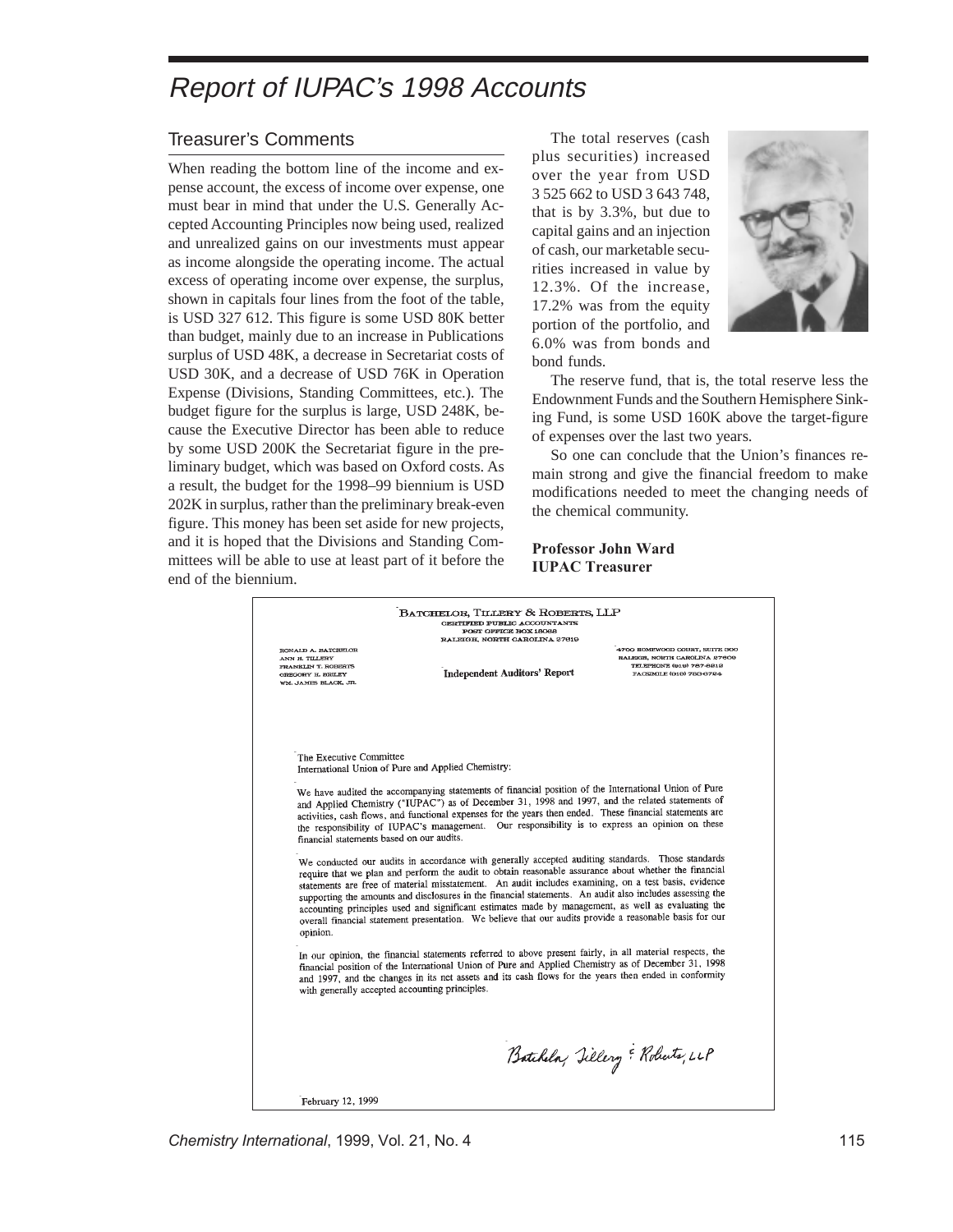# Report of IUPAC's 1998 Accounts

## Treasurer's Comments

When reading the bottom line of the income and expense account, the excess of income over expense, one must bear in mind that under the U.S. Generally Accepted Accounting Principles now being used, realized and unrealized gains on our investments must appear as income alongside the operating income. The actual excess of operating income over expense, the surplus, shown in capitals four lines from the foot of the table, is USD 327 612. This figure is some USD 80K better than budget, mainly due to an increase in Publications surplus of USD 48K, a decrease in Secretariat costs of USD 30K, and a decrease of USD 76K in Operation Expense (Divisions, Standing Committees, etc.). The budget figure for the surplus is large, USD 248K, because the Executive Director has been able to reduce by some USD 200K the Secretariat figure in the preliminary budget, which was based on Oxford costs. As a result, the budget for the 1998–99 biennium is USD 202K in surplus, rather than the preliminary break-even figure. This money has been set aside for new projects, and it is hoped that the Divisions and Standing Committees will be able to use at least part of it before the end of the biennium.

The total reserves (cash plus securities) increased over the year from USD 3 525 662 to USD 3 643 748, that is by 3.3%, but due to capital gains and an injection of cash, our marketable securities increased in value by 12.3%. Of the increase, 17.2% was from the equity portion of the portfolio, and 6.0% was from bonds and bond funds.

The reserve fund, that is, the total reserve less the Endowment Funds and the Southern Hemisphere Sinking Fund, is some USD 160K above the target-figure of expenses over the last two years.

So one can conclude that the Union's finances remain strong and give the financial freedom to make modifications needed to meet the changing needs of the chemical community.

**Professor John Ward**
**IUPAC Treasurer**

---

BATCHELOR, TILLERY & ROBERTS, LLP
CERTIFIED PUBLIC ACCOUNTANTS
POST OFFICE BOX 18068
RALEIGH, NORTH CAROLINA 27619

RONALD A. BATCHELOR
ANN H. TILLERY
FRANKLIN T. ROBERTS
GREGORY H. BRILEY
WM. JAMES BLACK, JR.

4700 HOMEWOOD COURT, SUITE 300
RALEIGH, NORTH CAROLINA 27609
TELEPHONE (919) 787-8212
FACSIMILE (919) 783-6724

### Independent Auditors' Report

The Executive Committee
International Union of Pure and Applied Chemistry:

We have audited the accompanying statements of financial position of the International Union of Pure and Applied Chemistry ("IUPAC") as of December 31, 1998 and 1997, and the related statements of activities, cash flows, and functional expenses for the years then ended. These financial statements are the responsibility of IUPAC's management. Our responsibility is to express an opinion on these financial statements based on our audits.

We conducted our audits in accordance with generally accepted auditing standards. Those standards require that we plan and perform the audit to obtain reasonable assurance about whether the financial statements are free of material misstatement. An audit includes examining, on a test basis, evidence supporting the amounts and disclosures in the financial statements. An audit also includes assessing the accounting principles used and significant estimates made by management, as well as evaluating the overall financial statement presentation. We believe that our audits provide a reasonable basis for our opinion.

In our opinion, the financial statements referred to above present fairly, in all material respects, the financial position of the International Union of Pure and Applied Chemistry as of December 31, 1998 and 1997, and the changes in its net assets and its cash flows for the years then ended in conformity with generally accepted accounting principles.

*Batchelor, Tillery & Roberts, LLP*

February 12, 1999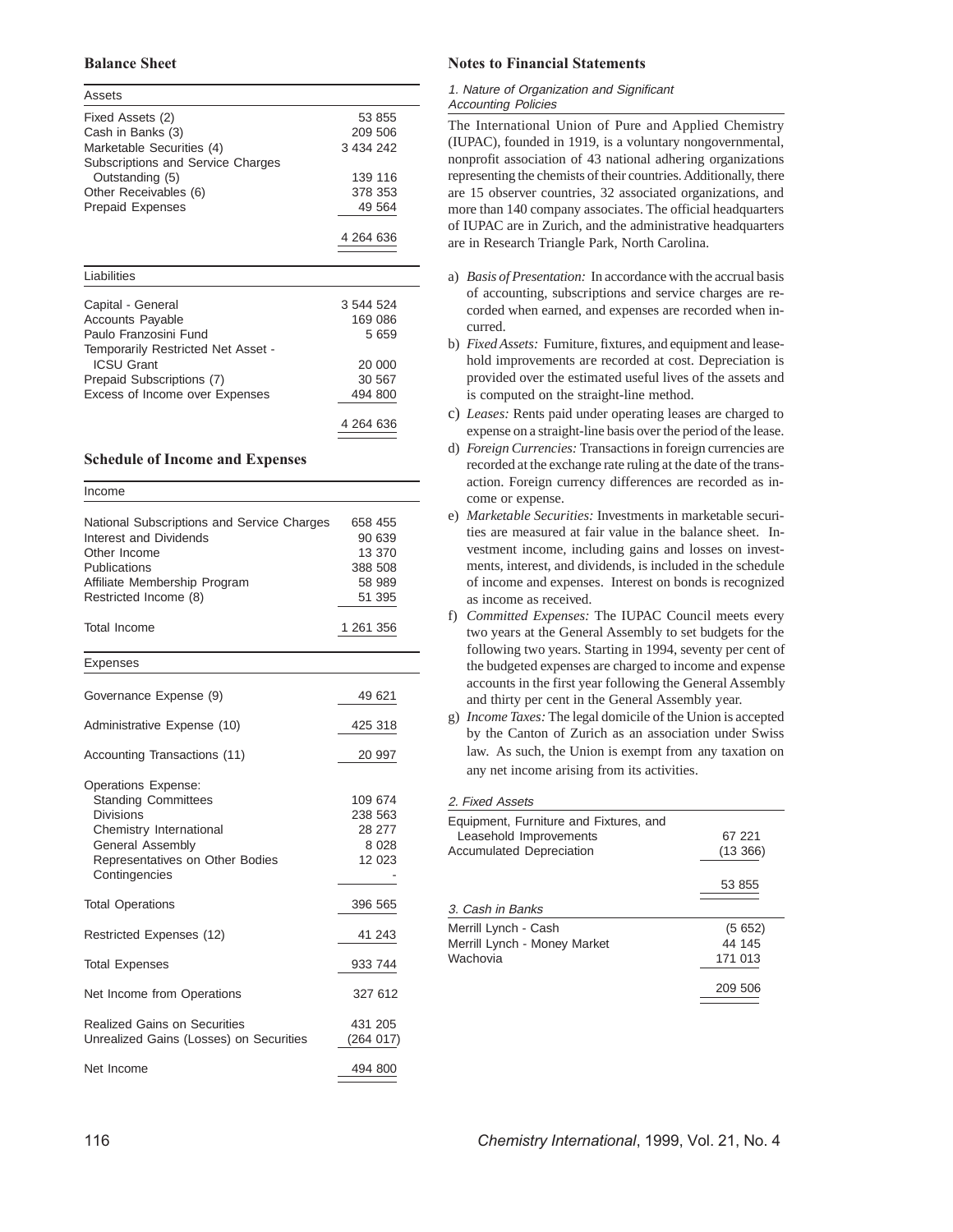## Balance Sheet

| Assets | |
|---|---|
| Fixed Assets (2) | 53 855 |
| Cash in Banks (3) | 209 506 |
| Marketable Securities (4) | 3 434 242 |
| Subscriptions and Service Charges Outstanding (5) | 139 116 |
| Other Receivables (6) | 378 353 |
| Prepaid Expenses | 49 564 |
| | 4 264 636 |

| Liabilities | |
|---|---|
| Capital - General | 3 544 524 |
| Accounts Payable | 169 086 |
| Paulo Franzosini Fund | 5 659 |
| Temporarily Restricted Net Asset - ICSU Grant | 20 000 |
| Prepaid Subscriptions (7) | 30 567 |
| Excess of Income over Expenses | 494 800 |
| | 4 264 636 |

## Schedule of Income and Expenses

| Income | |
|---|---|
| National Subscriptions and Service Charges | 658 455 |
| Interest and Dividends | 90 639 |
| Other Income | 13 370 |
| Publications | 388 508 |
| Affiliate Membership Program | 58 989 |
| Restricted Income (8) | 51 395 |
| Total Income | 1 261 356 |

| Expenses | |
|---|---|
| Governance Expense (9) | 49 621 |
| Administrative Expense (10) | 425 318 |
| Accounting Transactions (11) | 20 997 |
| Operations Expense: | |
| Standing Committees | 109 674 |
| Divisions | 238 563 |
| Chemistry International | 28 277 |
| General Assembly | 8 028 |
| Representatives on Other Bodies | 12 023 |
| Contingencies | - |
| Total Operations | 396 565 |
| Restricted Expenses (12) | 41 243 |
| Total Expenses | 933 744 |
| Net Income from Operations | 327 612 |
| Realized Gains on Securities | 431 205 |
| Unrealized Gains (Losses) on Securities | (264 017) |
| Net Income | 494 800 |

## Notes to Financial Statements

*1. Nature of Organization and Significant Accounting Policies*

The International Union of Pure and Applied Chemistry (IUPAC), founded in 1919, is a voluntary nongovernmental, nonprofit association of 43 national adhering organizations representing the chemists of their countries. Additionally, there are 15 observer countries, 32 associated organizations, and more than 140 company associates. The official headquarters of IUPAC are in Zurich, and the administrative headquarters are in Research Triangle Park, North Carolina.

a) *Basis of Presentation:* In accordance with the accrual basis of accounting, subscriptions and service charges are recorded when earned, and expenses are recorded when incurred.

b) *Fixed Assets:* Furniture, fixtures, and equipment and leasehold improvements are recorded at cost. Depreciation is provided over the estimated useful lives of the assets and is computed on the straight-line method.

c) *Leases:* Rents paid under operating leases are charged to expense on a straight-line basis over the period of the lease.

d) *Foreign Currencies:* Transactions in foreign currencies are recorded at the exchange rate ruling at the date of the transaction. Foreign currency differences are recorded as income or expense.

e) *Marketable Securities:* Investments in marketable securities are measured at fair value in the balance sheet. Investment income, including gains and losses on investments, interest, and dividends, is included in the schedule of income and expenses. Interest on bonds is recognized as income as received.

f) *Committed Expenses:* The IUPAC Council meets every two years at the General Assembly to set budgets for the following two years. Starting in 1994, seventy per cent of the budgeted expenses are charged to income and expense accounts in the first year following the General Assembly and thirty per cent in the General Assembly year.

g) *Income Taxes:* The legal domicile of the Union is accepted by the Canton of Zurich as an association under Swiss law. As such, the Union is exempt from any taxation on any net income arising from its activities.

*2. Fixed Assets*

| | |
|---|---|
| Equipment, Furniture and Fixtures, and Leasehold Improvements | 67 221 |
| Accumulated Depreciation | (13 366) |
| | 53 855 |

*3. Cash in Banks*

| | |
|---|---|
| Merrill Lynch - Cash | (5 652) |
| Merrill Lynch - Money Market | 44 145 |
| Wachovia | 171 013 |
| | 209 506 |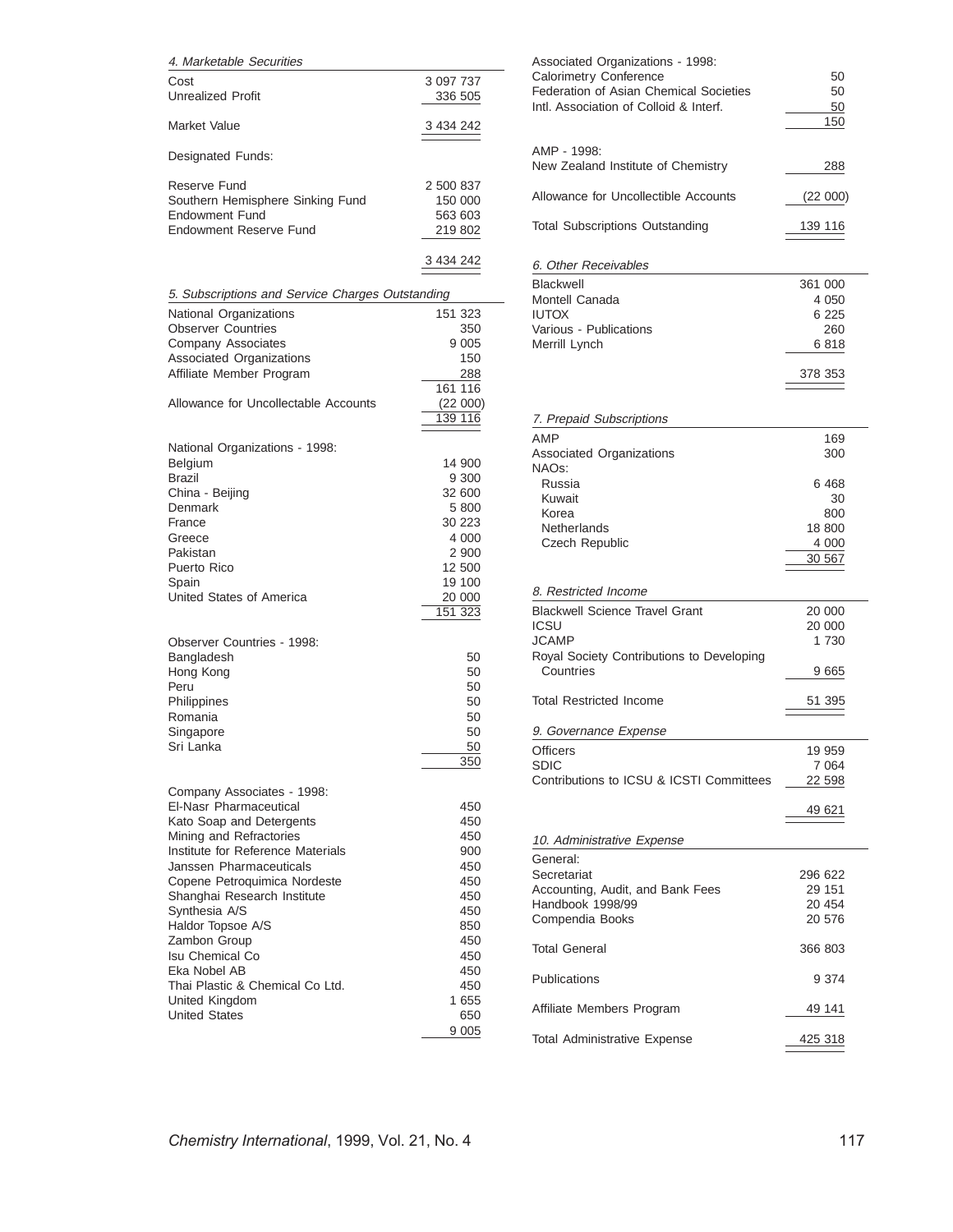### 4. Marketable Securities

| | |
|---|---|
| Cost | 3 097 737 |
| Unrealized Profit | 336 505 |
| Market Value | 3 434 242 |

Designated Funds:

| | |
|---|---|
| Reserve Fund | 2 500 837 |
| Southern Hemisphere Sinking Fund | 150 000 |
| Endowment Fund | 563 603 |
| Endowment Reserve Fund | 219 802 |
| | 3 434 242 |

### 5. Subscriptions and Service Charges Outstanding

| | |
|---|---|
| National Organizations | 151 323 |
| Observer Countries | 350 |
| Company Associates | 9 005 |
| Associated Organizations | 150 |
| Affiliate Member Program | 288 |
| | 161 116 |
| Allowance for Uncollectable Accounts | (22 000) |
| | 139 116 |

National Organizations - 1998:

| | |
|---|---|
| Belgium | 14 900 |
| Brazil | 9 300 |
| China - Beijing | 32 600 |
| Denmark | 5 800 |
| France | 30 223 |
| Greece | 4 000 |
| Pakistan | 2 900 |
| Puerto Rico | 12 500 |
| Spain | 19 100 |
| United States of America | 20 000 |
| | 151 323 |

Observer Countries - 1998:

| | |
|---|---|
| Bangladesh | 50 |
| Hong Kong | 50 |
| Peru | 50 |
| Philippines | 50 |
| Romania | 50 |
| Singapore | 50 |
| Sri Lanka | 50 |
| | 350 |

Company Associates - 1998:

| | |
|---|---|
| El-Nasr Pharmaceutical | 450 |
| Kato Soap and Detergents | 450 |
| Mining and Refractories | 450 |
| Institute for Reference Materials | 900 |
| Janssen Pharmaceuticals | 450 |
| Copene Petroquimica Nordeste | 450 |
| Shanghai Research Institute | 450 |
| Synthesia A/S | 450 |
| Haldor Topsoe A/S | 850 |
| Zambon Group | 450 |
| Isu Chemical Co | 450 |
| Eka Nobel AB | 450 |
| Thai Plastic & Chemical Co Ltd. | 450 |
| United Kingdom | 1 655 |
| United States | 650 |
| | 9 005 |

Associated Organizations - 1998:

| | |
|---|---|
| Calorimetry Conference | 50 |
| Federation of Asian Chemical Societies | 50 |
| Intl. Association of Colloid & Interf. | 50 |
| | 150 |

AMP - 1998:

| | |
|---|---|
| New Zealand Institute of Chemistry | 288 |
| Allowance for Uncollectible Accounts | (22 000) |
| Total Subscriptions Outstanding | 139 116 |

### 6. Other Receivables

| | |
|---|---|
| Blackwell | 361 000 |
| Montell Canada | 4 050 |
| IUTOX | 6 225 |
| Various - Publications | 260 |
| Merrill Lynch | 6 818 |
| | 378 353 |

### 7. Prepaid Subscriptions

| | |
|---|---|
| AMP | 169 |
| Associated Organizations | 300 |
| NAOs: | |
| Russia | 6 468 |
| Kuwait | 30 |
| Korea | 800 |
| Netherlands | 18 800 |
| Czech Republic | 4 000 |
| | 30 567 |

### 8. Restricted Income

| | |
|---|---|
| Blackwell Science Travel Grant | 20 000 |
| ICSU | 20 000 |
| JCAMP | 1 730 |
| Royal Society Contributions to Developing Countries | 9 665 |
| Total Restricted Income | 51 395 |

### 9. Governance Expense

| | |
|---|---|
| Officers | 19 959 |
| SDIC | 7 064 |
| Contributions to ICSU & ICSTI Committees | 22 598 |
| | 49 621 |

### 10. Administrative Expense

| | |
|---|---|
| General: | |
| Secretariat | 296 622 |
| Accounting, Audit, and Bank Fees | 29 151 |
| Handbook 1998/99 | 20 454 |
| Compendia Books | 20 576 |
| Total General | 366 803 |
| Publications | 9 374 |
| Affiliate Members Program | 49 141 |
| Total Administrative Expense | 425 318 |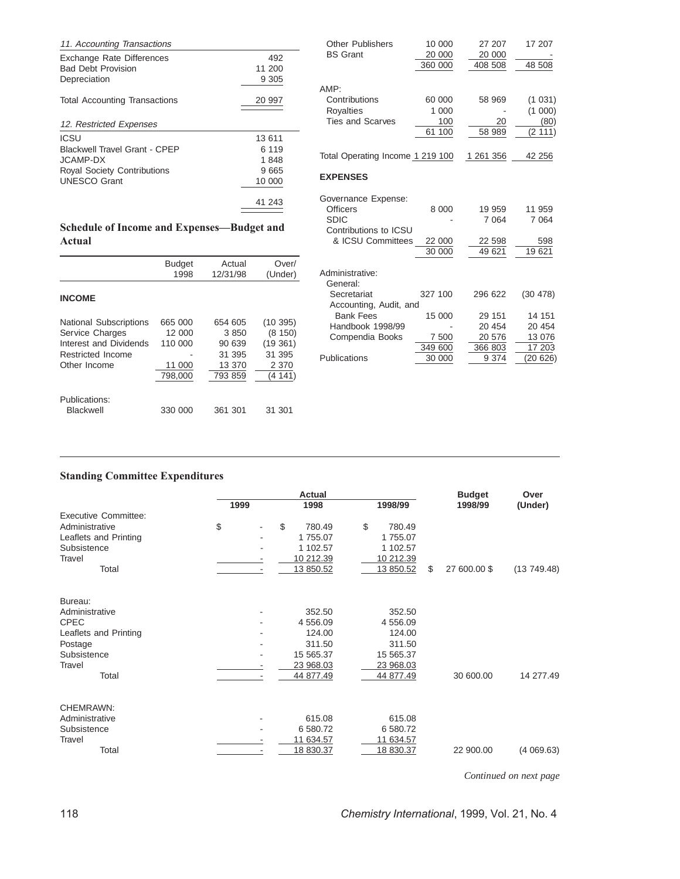*11. Accounting Transactions*

| | |
|---|---|
| Exchange Rate Differences | 492 |
| Bad Debt Provision | 11 200 |
| Depreciation | 9 305 |
| Total Accounting Transactions | 20 997 |

*12. Restricted Expenses*

| | |
|---|---|
| ICSU | 13 611 |
| Blackwell Travel Grant - CPEP | 6 119 |
| JCAMP-DX | 1 848 |
| Royal Society Contributions | 9 665 |
| UNESCO Grant | 10 000 |
| | 41 243 |

## Schedule of Income and Expenses—Budget and Actual

| | Budget 1998 | Actual 12/31/98 | Over/ (Under) |
|---|---|---|---|
| **INCOME** | | | |
| National Subscriptions | 665 000 | 654 605 | (10 395) |
| Service Charges | 12 000 | 3 850 | (8 150) |
| Interest and Dividends | 110 000 | 90 639 | (19 361) |
| Restricted Income | - | 31 395 | 31 395 |
| Other Income | 11 000 | 13 370 | 2 370 |
| | 798,000 | 793 859 | (4 141) |
| Publications: | | | |
| Blackwell | 330 000 | 361 301 | 31 301 |
| Other Publishers | 10 000 | 27 207 | 17 207 |
| BS Grant | 20 000 | 20 000 | - |
| | 360 000 | 408 508 | 48 508 |
| AMP: | | | |
| Contributions | 60 000 | 58 969 | (1 031) |
| Royalties | 1 000 | - | (1 000) |
| Ties and Scarves | 100 | 20 | (80) |
| | 61 100 | 58 989 | (2 111) |
| Total Operating Income | 1 219 100 | 1 261 356 | 42 256 |
| **EXPENSES** | | | |
| Governance Expense: | | | |
| Officers | 8 000 | 19 959 | 11 959 |
| SDIC | - | 7 064 | 7 064 |
| Contributions to ICSU & ICSU Committees | 22 000 | 22 598 | 598 |
| | 30 000 | 49 621 | 19 621 |
| Administrative: | | | |
| General: | | | |
| Secretariat | 327 100 | 296 622 | (30 478) |
| Accounting, Audit, and Bank Fees | 15 000 | 29 151 | 14 151 |
| Handbook 1998/99 | - | 20 454 | 20 454 |
| Compendia Books | 7 500 | 20 576 | 13 076 |
| | 349 600 | 366 803 | 17 203 |
| Publications | 30 000 | 9 374 | (20 626) |

## Standing Committee Expenditures

| | Actual 1999 | Actual 1998 | Actual 1998/99 | Budget 1998/99 | Over (Under) |
|---|---|---|---|---|---|
| Executive Committee: | | | | | |
| Administrative | $ - | $ 780.49 | $ 780.49 | | |
| Leaflets and Printing | - | 1 755.07 | 1 755.07 | | |
| Subsistence | - | 1 102.57 | 1 102.57 | | |
| Travel | - | 10 212.39 | 10 212.39 | | |
| Total | - | 13 850.52 | 13 850.52 | $ 27 600.00 | $ (13 749.48) |
| Bureau: | | | | | |
| Administrative | - | 352.50 | 352.50 | | |
| CPEC | - | 4 556.09 | 4 556.09 | | |
| Leaflets and Printing | - | 124.00 | 124.00 | | |
| Postage | - | 311.50 | 311.50 | | |
| Subsistence | - | 15 565.37 | 15 565.37 | | |
| Travel | - | 23 968.03 | 23 968.03 | | |
| Total | - | 44 877.49 | 44 877.49 | 30 600.00 | 14 277.49 |
| CHEMRAWN: | | | | | |
| Administrative | - | 615.08 | 615.08 | | |
| Subsistence | - | 6 580.72 | 6 580.72 | | |
| Travel | - | 11 634.57 | 11 634.57 | | |
| Total | - | 18 830.37 | 18 830.37 | 22 900.00 | (4 069.63) |

*Continued on next page*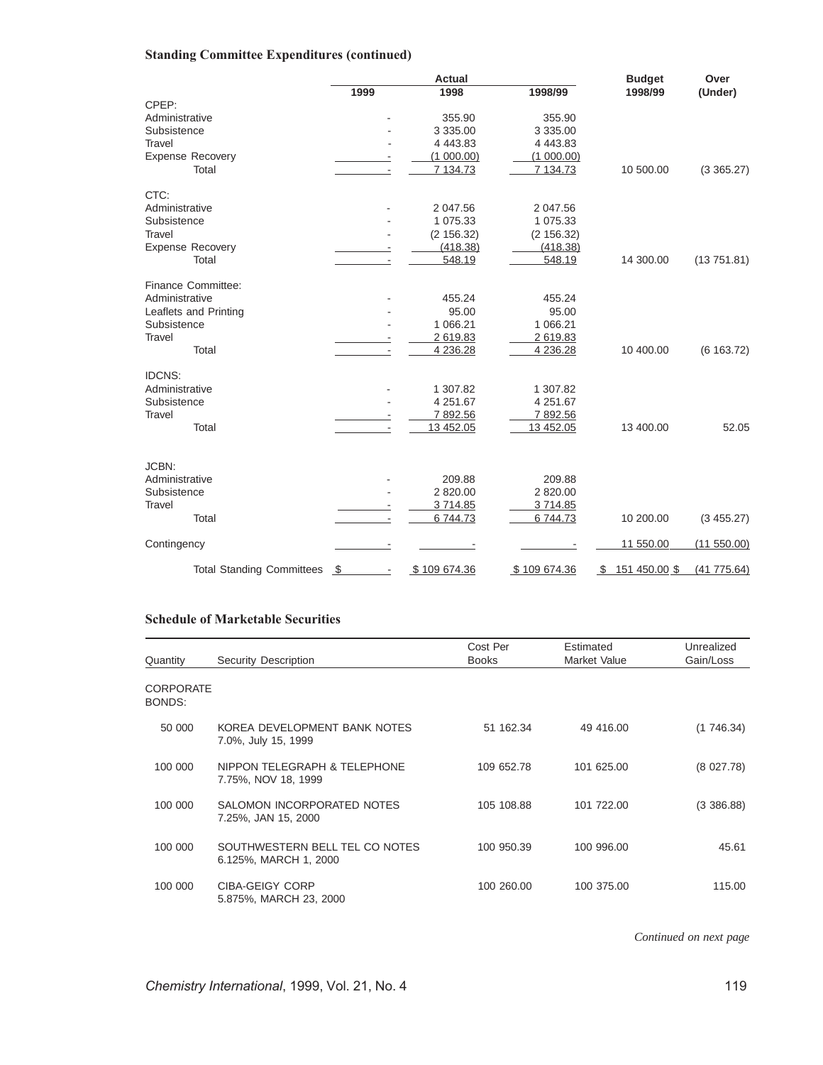### Standing Committee Expenditures (continued)

| | Actual | | | Budget | Over |
|---|---|---|---|---|---|
| | 1999 | 1998 | 1998/99 | 1998/99 | (Under) |
| CPEP: | | | | | |
| Administrative | - | 355.90 | 355.90 | | |
| Subsistence | - | 3 335.00 | 3 335.00 | | |
| Travel | - | 4 443.83 | 4 443.83 | | |
| Expense Recovery | - | (1 000.00) | (1 000.00) | | |
| Total | - | 7 134.73 | 7 134.73 | 10 500.00 | (3 365.27) |
| CTC: | | | | | |
| Administrative | - | 2 047.56 | 2 047.56 | | |
| Subsistence | - | 1 075.33 | 1 075.33 | | |
| Travel | - | (2 156.32) | (2 156.32) | | |
| Expense Recovery | - | (418.38) | (418.38) | | |
| Total | - | 548.19 | 548.19 | 14 300.00 | (13 751.81) |
| Finance Committee: | | | | | |
| Administrative | - | 455.24 | 455.24 | | |
| Leaflets and Printing | - | 95.00 | 95.00 | | |
| Subsistence | - | 1 066.21 | 1 066.21 | | |
| Travel | - | 2 619.83 | 2 619.83 | | |
| Total | - | 4 236.28 | 4 236.28 | 10 400.00 | (6 163.72) |
| IDCNS: | | | | | |
| Administrative | - | 1 307.82 | 1 307.82 | | |
| Subsistence | - | 4 251.67 | 4 251.67 | | |
| Travel | - | 7 892.56 | 7 892.56 | | |
| Total | - | 13 452.05 | 13 452.05 | 13 400.00 | 52.05 |
| JCBN: | | | | | |
| Administrative | - | 209.88 | 209.88 | | |
| Subsistence | - | 2 820.00 | 2 820.00 | | |
| Travel | - | 3 714.85 | 3 714.85 | | |
| Total | - | 6 744.73 | 6 744.73 | 10 200.00 | (3 455.27) |
| Contingency | - | - | - | 11 550.00 | (11 550.00) |
| Total Standing Committees | $ - | $ 109 674.36 | $ 109 674.36 | $ 151 450.00 | $ (41 775.64) |

### Schedule of Marketable Securities

| Quantity | Security Description | Cost Per Books | Estimated Market Value | Unrealized Gain/Loss |
|---|---|---|---|---|
| CORPORATE BONDS: | | | | |
| 50 000 | KOREA DEVELOPMENT BANK NOTES 7.0%, July 15, 1999 | 51 162.34 | 49 416.00 | (1 746.34) |
| 100 000 | NIPPON TELEGRAPH & TELEPHONE 7.75%, NOV 18, 1999 | 109 652.78 | 101 625.00 | (8 027.78) |
| 100 000 | SALOMON INCORPORATED NOTES 7.25%, JAN 15, 2000 | 105 108.88 | 101 722.00 | (3 386.88) |
| 100 000 | SOUTHWESTERN BELL TEL CO NOTES 6.125%, MARCH 1, 2000 | 100 950.39 | 100 996.00 | 45.61 |
| 100 000 | CIBA-GEIGY CORP 5.875%, MARCH 23, 2000 | 100 260.00 | 100 375.00 | 115.00 |

*Continued on next page*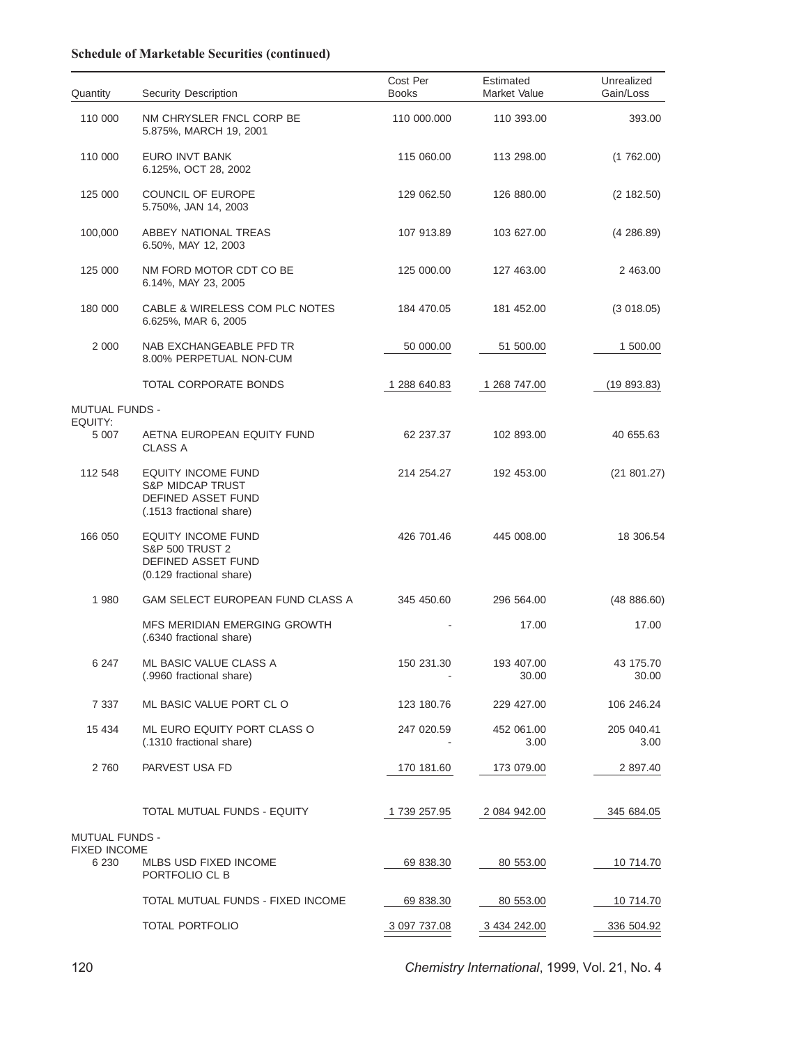**Schedule of Marketable Securities (continued)**

| Quantity | Security Description | Cost Per Books | Estimated Market Value | Unrealized Gain/Loss |
|---|---|---|---|---|
| 110 000 | NM CHRYSLER FNCL CORP BE 5.875%, MARCH 19, 2001 | 110 000.000 | 110 393.00 | 393.00 |
| 110 000 | EURO INVT BANK 6.125%, OCT 28, 2002 | 115 060.00 | 113 298.00 | (1 762.00) |
| 125 000 | COUNCIL OF EUROPE 5.750%, JAN 14, 2003 | 129 062.50 | 126 880.00 | (2 182.50) |
| 100,000 | ABBEY NATIONAL TREAS 6.50%, MAY 12, 2003 | 107 913.89 | 103 627.00 | (4 286.89) |
| 125 000 | NM FORD MOTOR CDT CO BE 6.14%, MAY 23, 2005 | 125 000.00 | 127 463.00 | 2 463.00 |
| 180 000 | CABLE & WIRELESS COM PLC NOTES 6.625%, MAR 6, 2005 | 184 470.05 | 181 452.00 | (3 018.05) |
| 2 000 | NAB EXCHANGEABLE PFD TR 8.00% PERPETUAL NON-CUM | 50 000.00 | 51 500.00 | 1 500.00 |
| | TOTAL CORPORATE BONDS | 1 288 640.83 | 1 268 747.00 | (19 893.83) |
| MUTUAL FUNDS - EQUITY: | | | | |
| 5 007 | AETNA EUROPEAN EQUITY FUND CLASS A | 62 237.37 | 102 893.00 | 40 655.63 |
| 112 548 | EQUITY INCOME FUND S&P MIDCAP TRUST DEFINED ASSET FUND (.1513 fractional share) | 214 254.27 | 192 453.00 | (21 801.27) |
| 166 050 | EQUITY INCOME FUND S&P 500 TRUST 2 DEFINED ASSET FUND (0.129 fractional share) | 426 701.46 | 445 008.00 | 18 306.54 |
| 1 980 | GAM SELECT EUROPEAN FUND CLASS A | 345 450.60 | 296 564.00 | (48 886.60) |
| | MFS MERIDIAN EMERGING GROWTH (.6340 fractional share) | - | 17.00 | 17.00 |
| 6 247 | ML BASIC VALUE CLASS A | 150 231.30 | 193 407.00 | 43 175.70 |
| | (.9960 fractional share) | - | 30.00 | 30.00 |
| 7 337 | ML BASIC VALUE PORT CL O | 123 180.76 | 229 427.00 | 106 246.24 |
| 15 434 | ML EURO EQUITY PORT CLASS O | 247 020.59 | 452 061.00 | 205 040.41 |
| | (.1310 fractional share) | - | 3.00 | 3.00 |
| 2 760 | PARVEST USA FD | 170 181.60 | 173 079.00 | 2 897.40 |
| | TOTAL MUTUAL FUNDS - EQUITY | 1 739 257.95 | 2 084 942.00 | 345 684.05 |
| MUTUAL FUNDS - FIXED INCOME | | | | |
| 6 230 | MLBS USD FIXED INCOME PORTFOLIO CL B | 69 838.30 | 80 553.00 | 10 714.70 |
| | TOTAL MUTUAL FUNDS - FIXED INCOME | 69 838.30 | 80 553.00 | 10 714.70 |
| | TOTAL PORTFOLIO | 3 097 737.08 | 3 434 242.00 | 336 504.92 |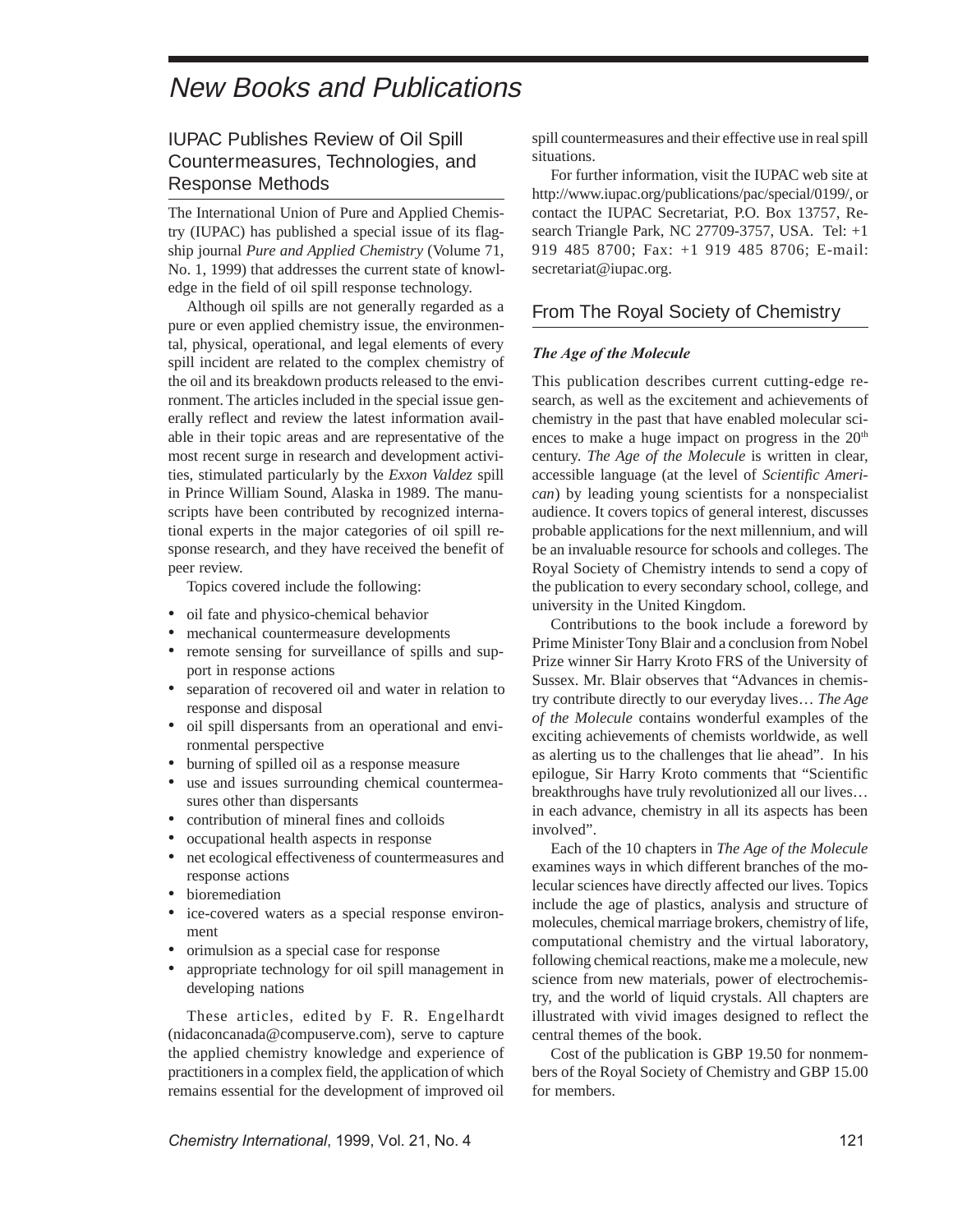# New Books and Publications

## IUPAC Publishes Review of Oil Spill Countermeasures, Technologies, and Response Methods

The International Union of Pure and Applied Chemistry (IUPAC) has published a special issue of its flagship journal *Pure and Applied Chemistry* (Volume 71, No. 1, 1999) that addresses the current state of knowledge in the field of oil spill response technology.

Although oil spills are not generally regarded as a pure or even applied chemistry issue, the environmental, physical, operational, and legal elements of every spill incident are related to the complex chemistry of the oil and its breakdown products released to the environment. The articles included in the special issue generally reflect and review the latest information available in their topic areas and are representative of the most recent surge in research and development activities, stimulated particularly by the *Exxon Valdez* spill in Prince William Sound, Alaska in 1989. The manuscripts have been contributed by recognized international experts in the major categories of oil spill response research, and they have received the benefit of peer review.

Topics covered include the following:

- oil fate and physico-chemical behavior
- mechanical countermeasure developments
- remote sensing for surveillance of spills and support in response actions
- separation of recovered oil and water in relation to response and disposal
- oil spill dispersants from an operational and environmental perspective
- burning of spilled oil as a response measure
- use and issues surrounding chemical countermeasures other than dispersants
- contribution of mineral fines and colloids
- occupational health aspects in response
- net ecological effectiveness of countermeasures and response actions
- bioremediation
- ice-covered waters as a special response environment
- orimulsion as a special case for response
- appropriate technology for oil spill management in developing nations

These articles, edited by F. R. Engelhardt (nidaconcanada@compuserve.com), serve to capture the applied chemistry knowledge and experience of practitioners in a complex field, the application of which remains essential for the development of improved oil spill countermeasures and their effective use in real spill situations.

For further information, visit the IUPAC web site at http://www.iupac.org/publications/pac/special/0199/, or contact the IUPAC Secretariat, P.O. Box 13757, Research Triangle Park, NC 27709-3757, USA. Tel: +1 919 485 8700; Fax: +1 919 485 8706; E-mail: secretariat@iupac.org.

## From The Royal Society of Chemistry

### *The Age of the Molecule*

This publication describes current cutting-edge research, as well as the excitement and achievements of chemistry in the past that have enabled molecular sciences to make a huge impact on progress in the 20th century. *The Age of the Molecule* is written in clear, accessible language (at the level of *Scientific American*) by leading young scientists for a nonspecialist audience. It covers topics of general interest, discusses probable applications for the next millennium, and will be an invaluable resource for schools and colleges. The Royal Society of Chemistry intends to send a copy of the publication to every secondary school, college, and university in the United Kingdom.

Contributions to the book include a foreword by Prime Minister Tony Blair and a conclusion from Nobel Prize winner Sir Harry Kroto FRS of the University of Sussex. Mr. Blair observes that "Advances in chemistry contribute directly to our everyday lives… *The Age of the Molecule* contains wonderful examples of the exciting achievements of chemists worldwide, as well as alerting us to the challenges that lie ahead". In his epilogue, Sir Harry Kroto comments that "Scientific breakthroughs have truly revolutionized all our lives… in each advance, chemistry in all its aspects has been involved".

Each of the 10 chapters in *The Age of the Molecule* examines ways in which different branches of the molecular sciences have directly affected our lives. Topics include the age of plastics, analysis and structure of molecules, chemical marriage brokers, chemistry of life, computational chemistry and the virtual laboratory, following chemical reactions, make me a molecule, new science from new materials, power of electrochemistry, and the world of liquid crystals. All chapters are illustrated with vivid images designed to reflect the central themes of the book.

Cost of the publication is GBP 19.50 for nonmembers of the Royal Society of Chemistry and GBP 15.00 for members.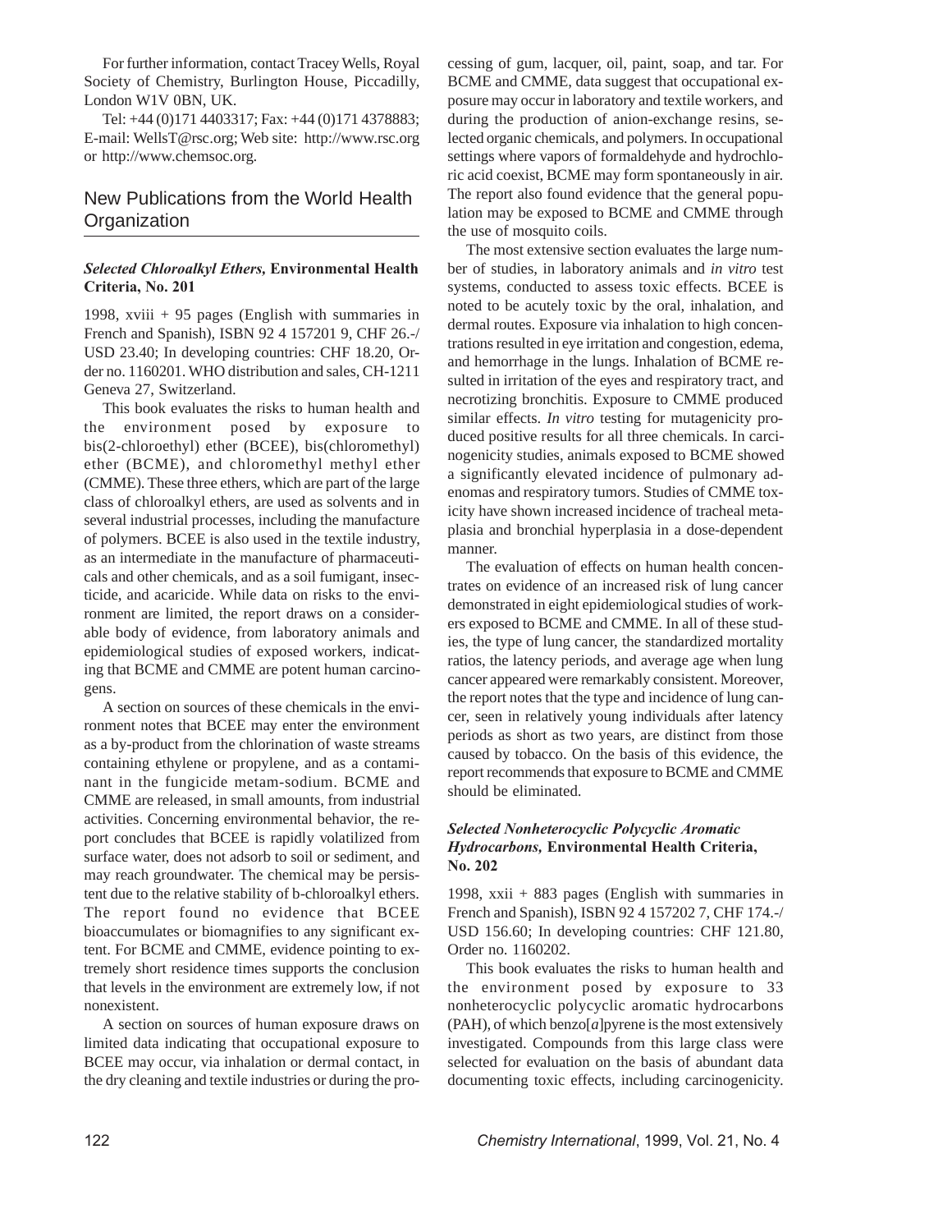For further information, contact Tracey Wells, Royal Society of Chemistry, Burlington House, Piccadilly, London W1V 0BN, UK.

Tel: +44 (0)171 4403317; Fax: +44 (0)171 4378883; E-mail: WellsT@rsc.org; Web site: http://www.rsc.org or http://www.chemsoc.org.

## New Publications from the World Health Organization

### *Selected Chloroalkyl Ethers,* Environmental Health Criteria, No. 201

1998, xviii + 95 pages (English with summaries in French and Spanish), ISBN 92 4 157201 9, CHF 26.-/ USD 23.40; In developing countries: CHF 18.20, Order no. 1160201. WHO distribution and sales, CH-1211 Geneva 27, Switzerland.

This book evaluates the risks to human health and the environment posed by exposure to bis(2-chloroethyl) ether (BCEE), bis(chloromethyl) ether (BCME), and chloromethyl methyl ether (CMME). These three ethers, which are part of the large class of chloroalkyl ethers, are used as solvents and in several industrial processes, including the manufacture of polymers. BCEE is also used in the textile industry, as an intermediate in the manufacture of pharmaceuticals and other chemicals, and as a soil fumigant, insecticide, and acaricide. While data on risks to the environment are limited, the report draws on a considerable body of evidence, from laboratory animals and epidemiological studies of exposed workers, indicating that BCME and CMME are potent human carcinogens.

A section on sources of these chemicals in the environment notes that BCEE may enter the environment as a by-product from the chlorination of waste streams containing ethylene or propylene, and as a contaminant in the fungicide metam-sodium. BCME and CMME are released, in small amounts, from industrial activities. Concerning environmental behavior, the report concludes that BCEE is rapidly volatilized from surface water, does not adsorb to soil or sediment, and may reach groundwater. The chemical may be persistent due to the relative stability of b-chloroalkyl ethers. The report found no evidence that BCEE bioaccumulates or biomagnifies to any significant extent. For BCME and CMME, evidence pointing to extremely short residence times supports the conclusion that levels in the environment are extremely low, if not nonexistent.

A section on sources of human exposure draws on limited data indicating that occupational exposure to BCEE may occur, via inhalation or dermal contact, in the dry cleaning and textile industries or during the processing of gum, lacquer, oil, paint, soap, and tar. For BCME and CMME, data suggest that occupational exposure may occur in laboratory and textile workers, and during the production of anion-exchange resins, selected organic chemicals, and polymers. In occupational settings where vapors of formaldehyde and hydrochloric acid coexist, BCME may form spontaneously in air. The report also found evidence that the general population may be exposed to BCME and CMME through the use of mosquito coils.

The most extensive section evaluates the large number of studies, in laboratory animals and *in vitro* test systems, conducted to assess toxic effects. BCEE is noted to be acutely toxic by the oral, inhalation, and dermal routes. Exposure via inhalation to high concentrations resulted in eye irritation and congestion, edema, and hemorrhage in the lungs. Inhalation of BCME resulted in irritation of the eyes and respiratory tract, and necrotizing bronchitis. Exposure to CMME produced similar effects. *In vitro* testing for mutagenicity produced positive results for all three chemicals. In carcinogenicity studies, animals exposed to BCME showed a significantly elevated incidence of pulmonary adenomas and respiratory tumors. Studies of CMME toxicity have shown increased incidence of tracheal metaplasia and bronchial hyperplasia in a dose-dependent manner.

The evaluation of effects on human health concentrates on evidence of an increased risk of lung cancer demonstrated in eight epidemiological studies of workers exposed to BCME and CMME. In all of these studies, the type of lung cancer, the standardized mortality ratios, the latency periods, and average age when lung cancer appeared were remarkably consistent. Moreover, the report notes that the type and incidence of lung cancer, seen in relatively young individuals after latency periods as short as two years, are distinct from those caused by tobacco. On the basis of this evidence, the report recommends that exposure to BCME and CMME should be eliminated.

### *Selected Nonheterocyclic Polycyclic Aromatic Hydrocarbons,* Environmental Health Criteria, No. 202

1998, xxii + 883 pages (English with summaries in French and Spanish), ISBN 92 4 157202 7, CHF 174.-/ USD 156.60; In developing countries: CHF 121.80, Order no. 1160202.

This book evaluates the risks to human health and the environment posed by exposure to 33 nonheterocyclic polycyclic aromatic hydrocarbons (PAH), of which benzo[*a*]pyrene is the most extensively investigated. Compounds from this large class were selected for evaluation on the basis of abundant data documenting toxic effects, including carcinogenicity.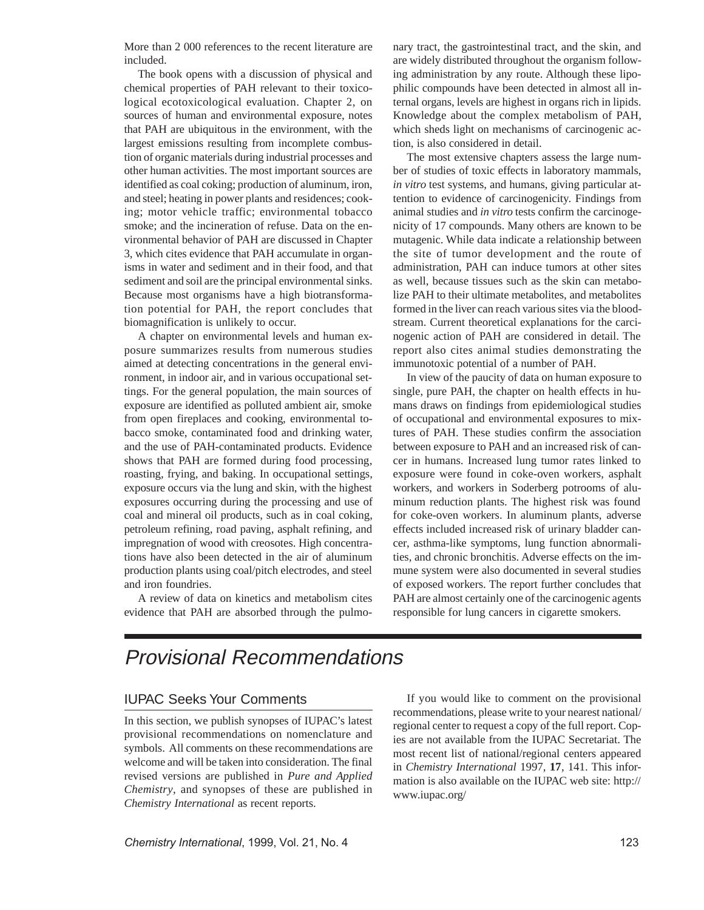More than 2 000 references to the recent literature are included.

The book opens with a discussion of physical and chemical properties of PAH relevant to their toxicological ecotoxicological evaluation. Chapter 2, on sources of human and environmental exposure, notes that PAH are ubiquitous in the environment, with the largest emissions resulting from incomplete combustion of organic materials during industrial processes and other human activities. The most important sources are identified as coal coking; production of aluminum, iron, and steel; heating in power plants and residences; cooking; motor vehicle traffic; environmental tobacco smoke; and the incineration of refuse. Data on the environmental behavior of PAH are discussed in Chapter 3, which cites evidence that PAH accumulate in organisms in water and sediment and in their food, and that sediment and soil are the principal environmental sinks. Because most organisms have a high biotransformation potential for PAH, the report concludes that biomagnification is unlikely to occur.

A chapter on environmental levels and human exposure summarizes results from numerous studies aimed at detecting concentrations in the general environment, in indoor air, and in various occupational settings. For the general population, the main sources of exposure are identified as polluted ambient air, smoke from open fireplaces and cooking, environmental tobacco smoke, contaminated food and drinking water, and the use of PAH-contaminated products. Evidence shows that PAH are formed during food processing, roasting, frying, and baking. In occupational settings, exposure occurs via the lung and skin, with the highest exposures occurring during the processing and use of coal and mineral oil products, such as in coal coking, petroleum refining, road paving, asphalt refining, and impregnation of wood with creosotes. High concentrations have also been detected in the air of aluminum production plants using coal/pitch electrodes, and steel and iron foundries.

A review of data on kinetics and metabolism cites evidence that PAH are absorbed through the pulmonary tract, the gastrointestinal tract, and the skin, and are widely distributed throughout the organism following administration by any route. Although these lipophilic compounds have been detected in almost all internal organs, levels are highest in organs rich in lipids. Knowledge about the complex metabolism of PAH, which sheds light on mechanisms of carcinogenic action, is also considered in detail.

The most extensive chapters assess the large number of studies of toxic effects in laboratory mammals, *in vitro* test systems, and humans, giving particular attention to evidence of carcinogenicity. Findings from animal studies and *in vitro* tests confirm the carcinogenicity of 17 compounds. Many others are known to be mutagenic. While data indicate a relationship between the site of tumor development and the route of administration, PAH can induce tumors at other sites as well, because tissues such as the skin can metabolize PAH to their ultimate metabolites, and metabolites formed in the liver can reach various sites via the bloodstream. Current theoretical explanations for the carcinogenic action of PAH are considered in detail. The report also cites animal studies demonstrating the immunotoxic potential of a number of PAH.

In view of the paucity of data on human exposure to single, pure PAH, the chapter on health effects in humans draws on findings from epidemiological studies of occupational and environmental exposures to mixtures of PAH. These studies confirm the association between exposure to PAH and an increased risk of cancer in humans. Increased lung tumor rates linked to exposure were found in coke-oven workers, asphalt workers, and workers in Soderberg potrooms of aluminum reduction plants. The highest risk was found for coke-oven workers. In aluminum plants, adverse effects included increased risk of urinary bladder cancer, asthma-like symptoms, lung function abnormalities, and chronic bronchitis. Adverse effects on the immune system were also documented in several studies of exposed workers. The report further concludes that PAH are almost certainly one of the carcinogenic agents responsible for lung cancers in cigarette smokers.

# *Provisional Recommendations*

## IUPAC Seeks Your Comments

In this section, we publish synopses of IUPAC's latest provisional recommendations on nomenclature and symbols. All comments on these recommendations are welcome and will be taken into consideration. The final revised versions are published in *Pure and Applied Chemistry*, and synopses of these are published in *Chemistry International* as recent reports.

If you would like to comment on the provisional recommendations, please write to your nearest national/regional center to request a copy of the full report. Copies are not available from the IUPAC Secretariat. The most recent list of national/regional centers appeared in *Chemistry International* 1997, **17**, 141. This information is also available on the IUPAC web site: http://www.iupac.org/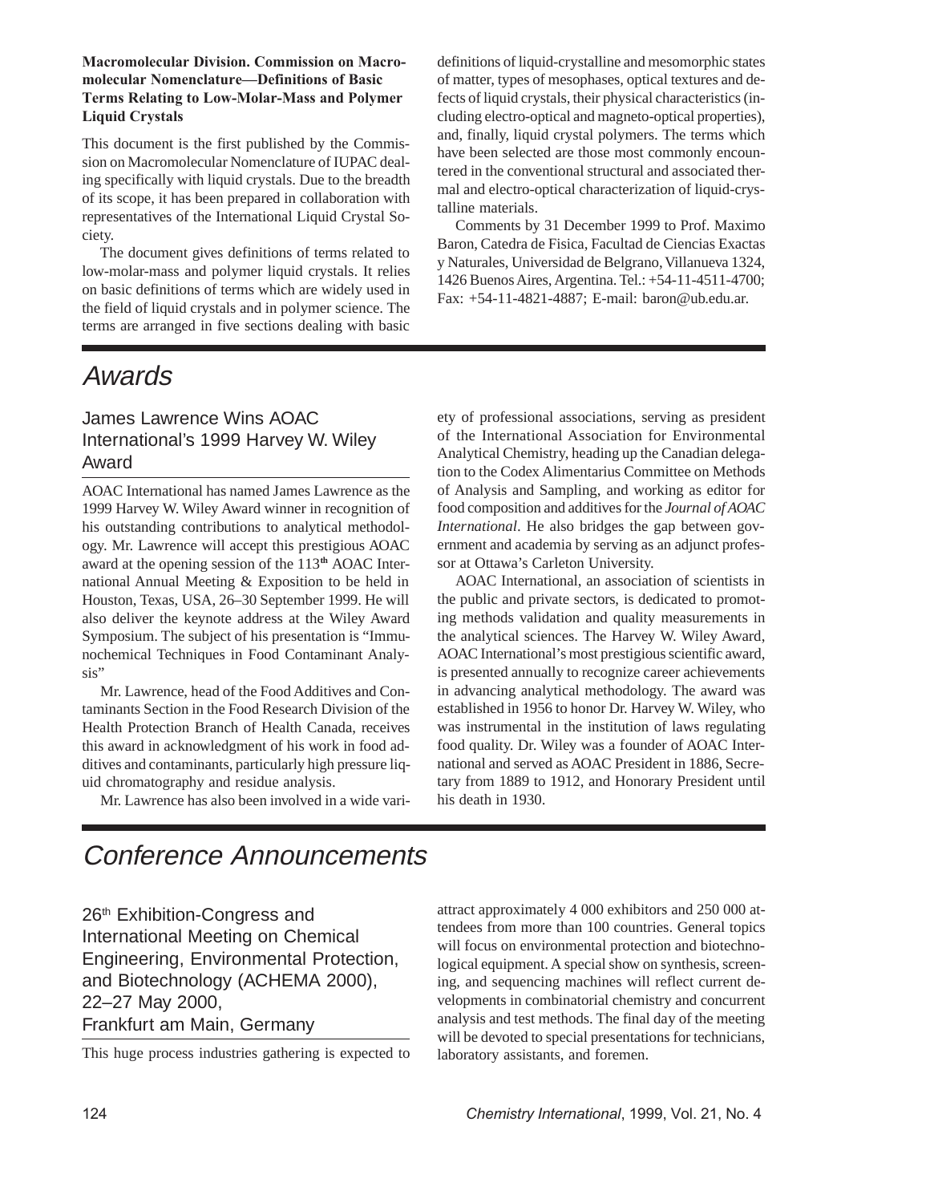**Macromolecular Division. Commission on Macromolecular Nomenclature—Definitions of Basic Terms Relating to Low-Molar-Mass and Polymer Liquid Crystals**

This document is the first published by the Commission on Macromolecular Nomenclature of IUPAC dealing specifically with liquid crystals. Due to the breadth of its scope, it has been prepared in collaboration with representatives of the International Liquid Crystal Society.

The document gives definitions of terms related to low-molar-mass and polymer liquid crystals. It relies on basic definitions of terms which are widely used in the field of liquid crystals and in polymer science. The terms are arranged in five sections dealing with basic definitions of liquid-crystalline and mesomorphic states of matter, types of mesophases, optical textures and defects of liquid crystals, their physical characteristics (including electro-optical and magneto-optical properties), and, finally, liquid crystal polymers. The terms which have been selected are those most commonly encountered in the conventional structural and associated thermal and electro-optical characterization of liquid-crystalline materials.

Comments by 31 December 1999 to Prof. Maximo Baron, Catedra de Fisica, Facultad de Ciencias Exactas y Naturales, Universidad de Belgrano, Villanueva 1324, 1426 Buenos Aires, Argentina. Tel.: +54-11-4511-4700; Fax: +54-11-4821-4887; E-mail: baron@ub.edu.ar.

# Awards

## James Lawrence Wins AOAC International's 1999 Harvey W. Wiley Award

AOAC International has named James Lawrence as the 1999 Harvey W. Wiley Award winner in recognition of his outstanding contributions to analytical methodology. Mr. Lawrence will accept this prestigious AOAC award at the opening session of the 113th AOAC International Annual Meeting & Exposition to be held in Houston, Texas, USA, 26–30 September 1999. He will also deliver the keynote address at the Wiley Award Symposium. The subject of his presentation is "Immunochemical Techniques in Food Contaminant Analysis"

Mr. Lawrence, head of the Food Additives and Contaminants Section in the Food Research Division of the Health Protection Branch of Health Canada, receives this award in acknowledgment of his work in food additives and contaminants, particularly high pressure liquid chromatography and residue analysis.

Mr. Lawrence has also been involved in a wide variety of professional associations, serving as president of the International Association for Environmental Analytical Chemistry, heading up the Canadian delegation to the Codex Alimentarius Committee on Methods of Analysis and Sampling, and working as editor for food composition and additives for the *Journal of AOAC International*. He also bridges the gap between government and academia by serving as an adjunct professor at Ottawa's Carleton University.

AOAC International, an association of scientists in the public and private sectors, is dedicated to promoting methods validation and quality measurements in the analytical sciences. The Harvey W. Wiley Award, AOAC International's most prestigious scientific award, is presented annually to recognize career achievements in advancing analytical methodology. The award was established in 1956 to honor Dr. Harvey W. Wiley, who was instrumental in the institution of laws regulating food quality. Dr. Wiley was a founder of AOAC International and served as AOAC President in 1886, Secretary from 1889 to 1912, and Honorary President until his death in 1930.

# Conference Announcements

## 26th Exhibition-Congress and International Meeting on Chemical Engineering, Environmental Protection, and Biotechnology (ACHEMA 2000), 22–27 May 2000, Frankfurt am Main, Germany

This huge process industries gathering is expected to attract approximately 4 000 exhibitors and 250 000 attendees from more than 100 countries. General topics will focus on environmental protection and biotechnological equipment. A special show on synthesis, screening, and sequencing machines will reflect current developments in combinatorial chemistry and concurrent analysis and test methods. The final day of the meeting will be devoted to special presentations for technicians, laboratory assistants, and foremen.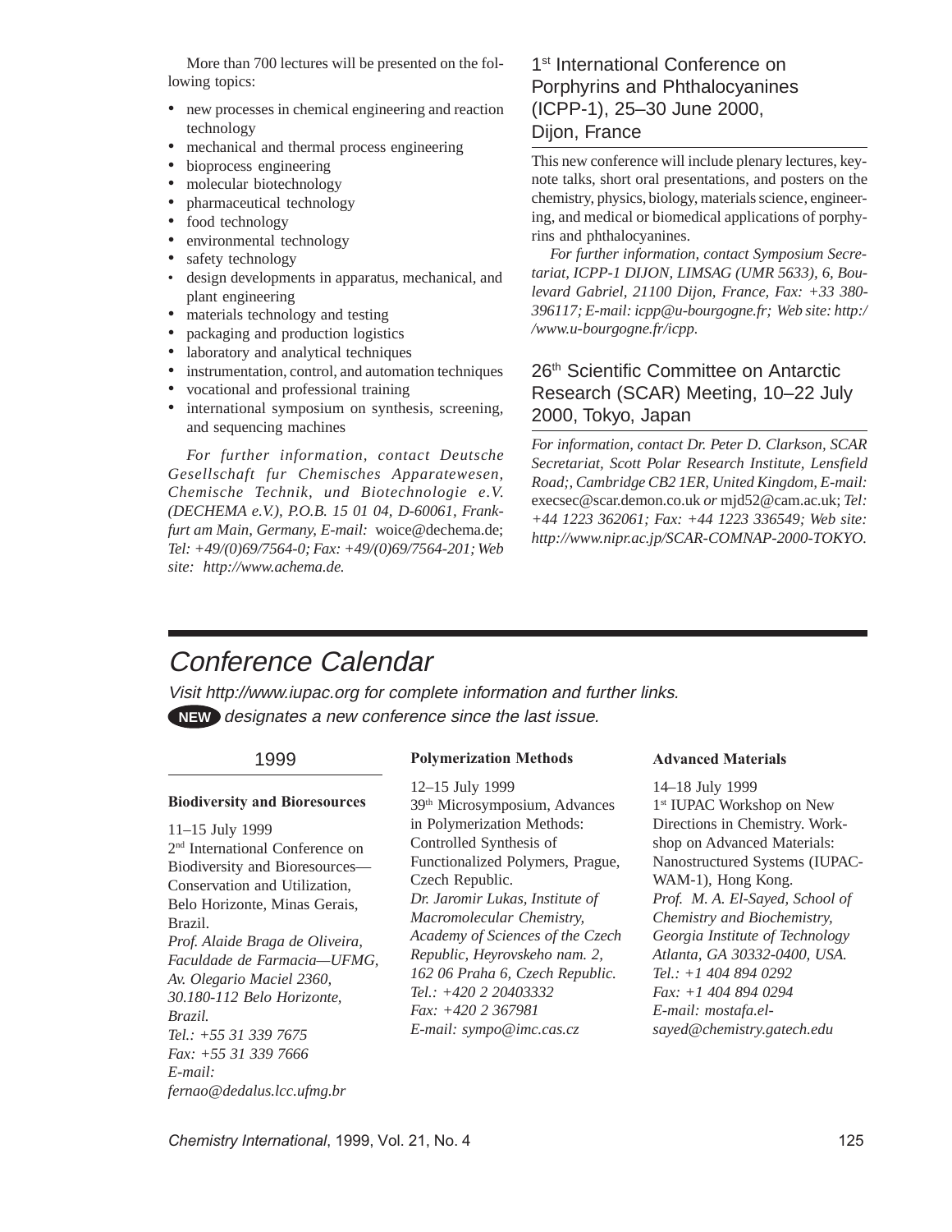More than 700 lectures will be presented on the following topics:

- new processes in chemical engineering and reaction technology
- mechanical and thermal process engineering
- bioprocess engineering
- molecular biotechnology
- pharmaceutical technology
- food technology
- environmental technology
- safety technology
- design developments in apparatus, mechanical, and plant engineering
- materials technology and testing
- packaging and production logistics
- laboratory and analytical techniques
- instrumentation, control, and automation techniques
- vocational and professional training
- international symposium on synthesis, screening, and sequencing machines

*For further information, contact Deutsche Gesellschaft fur Chemisches Apparatewesen, Chemische Technik, und Biotechnologie e.V. (DECHEMA e.V.), P.O.B. 15 01 04, D-60061, Frankfurt am Main, Germany, E-mail:* woice@dechema.de; *Tel: +49/(0)69/7564-0; Fax: +49/(0)69/7564-201; Web site: http://www.achema.de.*

## 1st International Conference on Porphyrins and Phthalocyanines (ICPP-1), 25–30 June 2000, Dijon, France

This new conference will include plenary lectures, keynote talks, short oral presentations, and posters on the chemistry, physics, biology, materials science, engineering, and medical or biomedical applications of porphyrins and phthalocyanines.

*For further information, contact Symposium Secretariat, ICPP-1 DIJON, LIMSAG (UMR 5633), 6, Boulevard Gabriel, 21100 Dijon, France, Fax: +33 380-396117; E-mail: icpp@u-bourgogne.fr; Web site: http://www.u-bourgogne.fr/icpp.*

## 26th Scientific Committee on Antarctic Research (SCAR) Meeting, 10–22 July 2000, Tokyo, Japan

*For information, contact Dr. Peter D. Clarkson, SCAR Secretariat, Scott Polar Research Institute, Lensfield Road;, Cambridge CB2 1ER, United Kingdom, E-mail:* execsec@scar.demon.co.uk *or* mjd52@cam.ac.uk; *Tel: +44 1223 362061; Fax: +44 1223 336549; Web site: http://www.nipr.ac.jp/SCAR-COMNAP-2000-TOKYO.*

# *Conference Calendar*

*Visit http://www.iupac.org for complete information and further links.*

**NEW** *designates a new conference since the last issue.*

## 1999

### Biodiversity and Bioresources

11–15 July 1999
2nd International Conference on Biodiversity and Bioresources—Conservation and Utilization, Belo Horizonte, Minas Gerais, Brazil.
*Prof. Alaide Braga de Oliveira, Faculdade de Farmacia—UFMG, Av. Olegario Maciel 2360, 30.180-112 Belo Horizonte, Brazil.*
*Tel.: +55 31 339 7675*
*Fax: +55 31 339 7666*
*E-mail: fernao@dedalus.lcc.ufmg.br*

### Polymerization Methods

12–15 July 1999
39th Microsymposium, Advances in Polymerization Methods: Controlled Synthesis of Functionalized Polymers, Prague, Czech Republic.
*Dr. Jaromir Lukas, Institute of Macromolecular Chemistry, Academy of Sciences of the Czech Republic, Heyrovskeho nam. 2, 162 06 Praha 6, Czech Republic.*
*Tel.: +420 2 20403332*
*Fax: +420 2 367981*
*E-mail: sympo@imc.cas.cz*

### Advanced Materials

14–18 July 1999
1st IUPAC Workshop on New Directions in Chemistry. Workshop on Advanced Materials: Nanostructured Systems (IUPAC-WAM-1), Hong Kong.
*Prof. M. A. El-Sayed, School of Chemistry and Biochemistry, Georgia Institute of Technology Atlanta, GA 30332-0400, USA.*
*Tel.: +1 404 894 0292*
*Fax: +1 404 894 0294*
*E-mail: mostafa.el-sayed@chemistry.gatech.edu*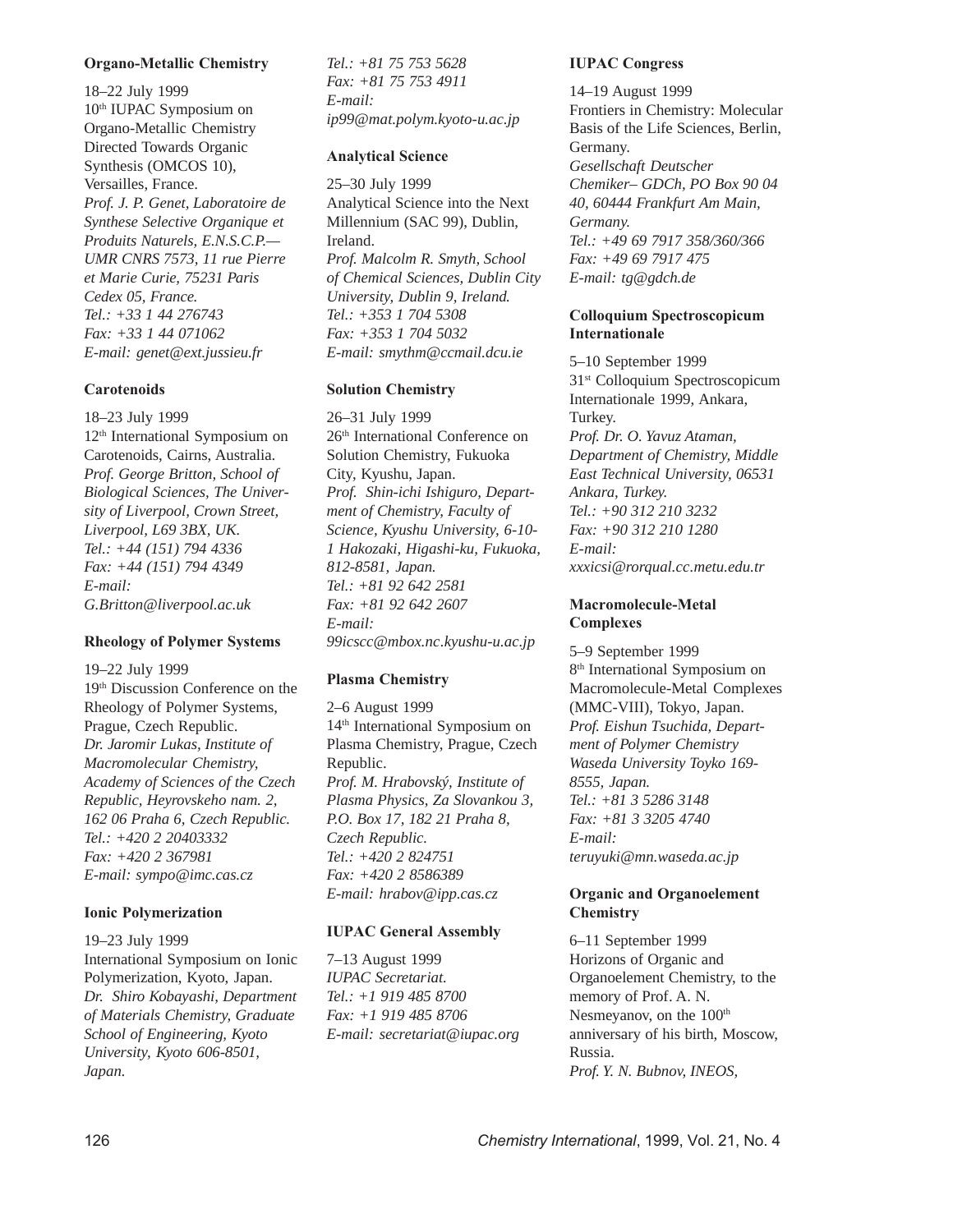### Organo-Metallic Chemistry

18–22 July 1999
10th IUPAC Symposium on Organo-Metallic Chemistry Directed Towards Organic Synthesis (OMCOS 10), Versailles, France.
*Prof. J. P. Genet, Laboratoire de Synthese Selective Organique et Produits Naturels, E.N.S.C.P.—UMR CNRS 7573, 11 rue Pierre et Marie Curie, 75231 Paris Cedex 05, France.*
*Tel.: +33 1 44 276743*
*Fax: +33 1 44 071062*
*E-mail: genet@ext.jussieu.fr*

### Carotenoids

18–23 July 1999
12th International Symposium on Carotenoids, Cairns, Australia.
*Prof. George Britton, School of Biological Sciences, The University of Liverpool, Crown Street, Liverpool, L69 3BX, UK.*
*Tel.: +44 (151) 794 4336*
*Fax: +44 (151) 794 4349*
*E-mail: G.Britton@liverpool.ac.uk*

### Rheology of Polymer Systems

19–22 July 1999
19th Discussion Conference on the Rheology of Polymer Systems, Prague, Czech Republic.
*Dr. Jaromir Lukas, Institute of Macromolecular Chemistry, Academy of Sciences of the Czech Republic, Heyrovskeho nam. 2, 162 06 Praha 6, Czech Republic.*
*Tel.: +420 2 20403332*
*Fax: +420 2 367981*
*E-mail: sympo@imc.cas.cz*

### Ionic Polymerization

19–23 July 1999
International Symposium on Ionic Polymerization, Kyoto, Japan.
*Dr. Shiro Kobayashi, Department of Materials Chemistry, Graduate School of Engineering, Kyoto University, Kyoto 606-8501, Japan.*
*Tel.: +81 75 753 5628*
*Fax: +81 75 753 4911*
*E-mail: ip99@mat.polym.kyoto-u.ac.jp*

### Analytical Science

25–30 July 1999
Analytical Science into the Next Millennium (SAC 99), Dublin, Ireland.
*Prof. Malcolm R. Smyth, School of Chemical Sciences, Dublin City University, Dublin 9, Ireland.*
*Tel.: +353 1 704 5308*
*Fax: +353 1 704 5032*
*E-mail: smythm@ccmail.dcu.ie*

### Solution Chemistry

26–31 July 1999
26th International Conference on Solution Chemistry, Fukuoka City, Kyushu, Japan.
*Prof. Shin-ichi Ishiguro, Department of Chemistry, Faculty of Science, Kyushu University, 6-10-1 Hakozaki, Higashi-ku, Fukuoka, 812-8581, Japan.*
*Tel.: +81 92 642 2581*
*Fax: +81 92 642 2607*
*E-mail: 99icscc@mbox.nc.kyushu-u.ac.jp*

### Plasma Chemistry

2–6 August 1999
14th International Symposium on Plasma Chemistry, Prague, Czech Republic.
*Prof. M. Hrabovský, Institute of Plasma Physics, Za Slovankou 3, P.O. Box 17, 182 21 Praha 8, Czech Republic.*
*Tel.: +420 2 824751*
*Fax: +420 2 8586389*
*E-mail: hrabov@ipp.cas.cz*

### IUPAC General Assembly

7–13 August 1999
*IUPAC Secretariat.*
*Tel.: +1 919 485 8700*
*Fax: +1 919 485 8706*
*E-mail: secretariat@iupac.org*

### IUPAC Congress

14–19 August 1999
Frontiers in Chemistry: Molecular Basis of the Life Sciences, Berlin, Germany.
*Gesellschaft Deutscher Chemiker– GDCh, PO Box 90 04 40, 60444 Frankfurt Am Main, Germany.*
*Tel.: +49 69 7917 358/360/366*
*Fax: +49 69 7917 475*
*E-mail: tg@gdch.de*

### Colloquium Spectroscopicum Internationale

5–10 September 1999
31st Colloquium Spectroscopicum Internationale 1999, Ankara, Turkey.
*Prof. Dr. O. Yavuz Ataman, Department of Chemistry, Middle East Technical University, 06531 Ankara, Turkey.*
*Tel.: +90 312 210 3232*
*Fax: +90 312 210 1280*
*E-mail: xxxicsi@rorqual.cc.metu.edu.tr*

### Macromolecule-Metal Complexes

5–9 September 1999
8th International Symposium on Macromolecule-Metal Complexes (MMC-VIII), Tokyo, Japan.
*Prof. Eishun Tsuchida, Department of Polymer Chemistry Waseda University Toyko 169-8555, Japan.*
*Tel.: +81 3 5286 3148*
*Fax: +81 3 3205 4740*
*E-mail: teruyuki@mn.waseda.ac.jp*

### Organic and Organoelement Chemistry

6–11 September 1999
Horizons of Organic and Organoelement Chemistry, to the memory of Prof. A. N. Nesmeyanov, on the 100th anniversary of his birth, Moscow, Russia.
*Prof. Y. N. Bubnov, INEOS,*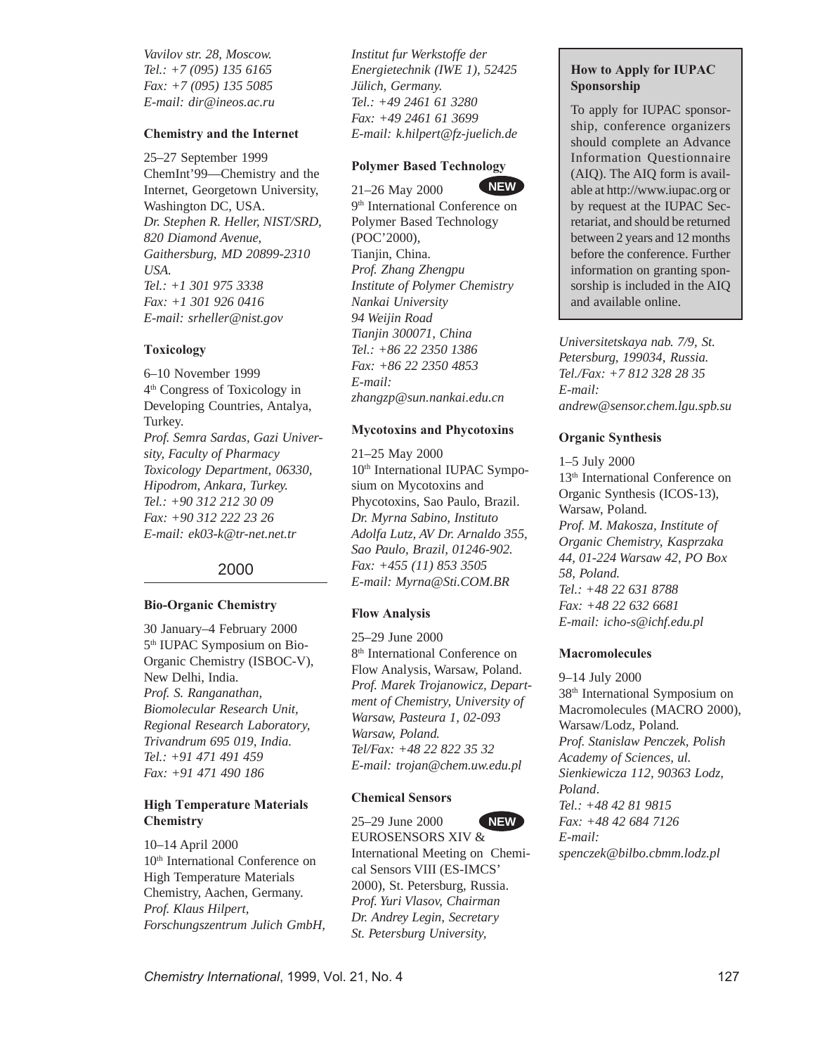*Vavilov str. 28, Moscow.*
*Tel.: +7 (095) 135 6165*
*Fax: +7 (095) 135 5085*
*E-mail: dir@ineos.ac.ru*

**Chemistry and the Internet**

25–27 September 1999
ChemInt'99—Chemistry and the Internet, Georgetown University, Washington DC, USA.
*Dr. Stephen R. Heller, NIST/SRD, 820 Diamond Avenue, Gaithersburg, MD 20899-2310 USA.*
*Tel.: +1 301 975 3338*
*Fax: +1 301 926 0416*
*E-mail: srheller@nist.gov*

**Toxicology**

6–10 November 1999
4th Congress of Toxicology in Developing Countries, Antalya, Turkey.
*Prof. Semra Sardas, Gazi University, Faculty of Pharmacy Toxicology Department, 06330, Hipodrom, Ankara, Turkey.*
*Tel.: +90 312 212 30 09*
*Fax: +90 312 222 23 26*
*E-mail: ek03-k@tr-net.net.tr*

## 2000

**Bio-Organic Chemistry**

30 January–4 February 2000
5th IUPAC Symposium on Bio-Organic Chemistry (ISBOC-V), New Delhi, India.
*Prof. S. Ranganathan, Biomolecular Research Unit, Regional Research Laboratory, Trivandrum 695 019, India.*
*Tel.: +91 471 491 459*
*Fax: +91 471 490 186*

**High Temperature Materials Chemistry**

10–14 April 2000
10th International Conference on High Temperature Materials Chemistry, Aachen, Germany.
*Prof. Klaus Hilpert, Forschungszentrum Julich GmbH, Institut fur Werkstoffe der Energietechnik (IWE 1), 52425 Jülich, Germany.*
*Tel.: +49 2461 61 3280*
*Fax: +49 2461 61 3699*
*E-mail: k.hilpert@fz-juelich.de*

**Polymer Based Technology**

NEW

21–26 May 2000
9th International Conference on Polymer Based Technology (POC'2000), Tianjin, China.
*Prof. Zhang Zhengpu*
*Institute of Polymer Chemistry*
*Nankai University*
*94 Weijin Road*
*Tianjin 300071, China*
*Tel.: +86 22 2350 1386*
*Fax: +86 22 2350 4853*
*E-mail: zhangzp@sun.nankai.edu.cn*

**Mycotoxins and Phycotoxins**

21–25 May 2000
10th International IUPAC Symposium on Mycotoxins and Phycotoxins, Sao Paulo, Brazil.
*Dr. Myrna Sabino, Instituto Adolfa Lutz, AV Dr. Arnaldo 355, Sao Paulo, Brazil, 01246-902.*
*Fax: +455 (11) 853 3505*
*E-mail: Myrna@Sti.COM.BR*

**Flow Analysis**

25–29 June 2000
8th International Conference on Flow Analysis, Warsaw, Poland.
*Prof. Marek Trojanowicz, Department of Chemistry, University of Warsaw, Pasteura 1, 02-093 Warsaw, Poland.*
*Tel/Fax: +48 22 822 35 32*
*E-mail: trojan@chem.uw.edu.pl*

**Chemical Sensors**

NEW

25–29 June 2000
EUROSENSORS XIV & International Meeting on Chemical Sensors VIII (ES-IMCS' 2000), St. Petersburg, Russia.
*Prof. Yuri Vlasov, Chairman*
*Dr. Andrey Legin, Secretary*
*St. Petersburg University, Universitetskaya nab. 7/9, St. Petersburg, 199034, Russia.*
*Tel./Fax: +7 812 328 28 35*
*E-mail: andrew@sensor.chem.lgu.spb.su*

**How to Apply for IUPAC Sponsorship**

To apply for IUPAC sponsorship, conference organizers should complete an Advance Information Questionnaire (AIQ). The AIQ form is available at http://www.iupac.org or by request at the IUPAC Secretariat, and should be returned between 2 years and 12 months before the conference. Further information on granting sponsorship is included in the AIQ and available online.

**Organic Synthesis**

1–5 July 2000
13th International Conference on Organic Synthesis (ICOS-13), Warsaw, Poland.
*Prof. M. Makosza, Institute of Organic Chemistry, Kasprzaka 44, 01-224 Warsaw 42, PO Box 58, Poland.*
*Tel.: +48 22 631 8788*
*Fax: +48 22 632 6681*
*E-mail: icho-s@ichf.edu.pl*

**Macromolecules**

9–14 July 2000
38th International Symposium on Macromolecules (MACRO 2000), Warsaw/Lodz, Poland.
*Prof. Stanislaw Penczek, Polish Academy of Sciences, ul. Sienkiewicza 112, 90363 Lodz, Poland.*
*Tel.: +48 42 81 9815*
*Fax: +48 42 684 7126*
*E-mail: spenczek@bilbo.cbmm.lodz.pl*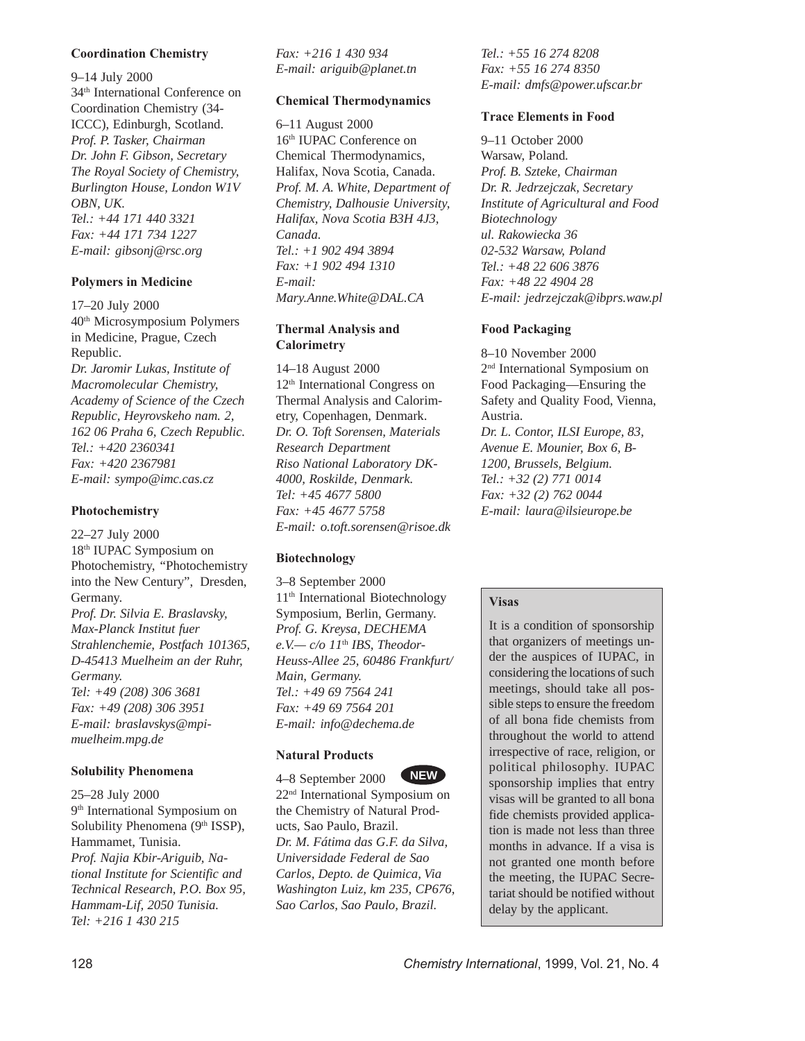### Coordination Chemistry

9–14 July 2000
34th International Conference on Coordination Chemistry (34-ICCC), Edinburgh, Scotland.
*Prof. P. Tasker, Chairman*
*Dr. John F. Gibson, Secretary*
*The Royal Society of Chemistry, Burlington House, London W1V OBN, UK.*
*Tel.: +44 171 440 3321*
*Fax: +44 171 734 1227*
*E-mail: gibsonj@rsc.org*

### Polymers in Medicine

17–20 July 2000
40th Microsymposium Polymers in Medicine, Prague, Czech Republic.
*Dr. Jaromir Lukas, Institute of Macromolecular Chemistry, Academy of Science of the Czech Republic, Heyrovskeho nam. 2, 162 06 Praha 6, Czech Republic.*
*Tel.: +420 2360341*
*Fax: +420 2367981*
*E-mail: sympo@imc.cas.cz*

### Photochemistry

22–27 July 2000
18th IUPAC Symposium on Photochemistry, "Photochemistry into the New Century", Dresden, Germany.
*Prof. Dr. Silvia E. Braslavsky, Max-Planck Institut fuer Strahlenchemie, Postfach 101365, D-45413 Muelheim an der Ruhr, Germany.*
*Tel: +49 (208) 306 3681*
*Fax: +49 (208) 306 3951*
*E-mail: braslavskys@mpi-muelheim.mpg.de*

### Solubility Phenomena

25–28 July 2000
9th International Symposium on Solubility Phenomena (9th ISSP), Hammamet, Tunisia.
*Prof. Najia Kbir-Ariguib, National Institute for Scientific and Technical Research, P.O. Box 95, Hammam-Lif, 2050 Tunisia.*
*Tel: +216 1 430 215*
*Fax: +216 1 430 934*
*E-mail: ariguib@planet.tn*

### Chemical Thermodynamics

6–11 August 2000
16th IUPAC Conference on Chemical Thermodynamics, Halifax, Nova Scotia, Canada.
*Prof. M. A. White, Department of Chemistry, Dalhousie University, Halifax, Nova Scotia B3H 4J3, Canada.*
*Tel.: +1 902 494 3894*
*Fax: +1 902 494 1310*
*E-mail: Mary.Anne.White@DAL.CA*

### Thermal Analysis and Calorimetry

14–18 August 2000
12th International Congress on Thermal Analysis and Calorimetry, Copenhagen, Denmark.
*Dr. O. Toft Sorensen, Materials Research Department*
*Riso National Laboratory DK-4000, Roskilde, Denmark.*
*Tel: +45 4677 5800*
*Fax: +45 4677 5758*
*E-mail: o.toft.sorensen@risoe.dk*

### Biotechnology

3–8 September 2000
11th International Biotechnology Symposium, Berlin, Germany.
*Prof. G. Kreysa, DECHEMA e.V.— c/o 11th IBS, Theodor-Heuss-Allee 25, 60486 Frankfurt/Main, Germany.*
*Tel.: +49 69 7564 241*
*Fax: +49 69 7564 201*
*E-mail: info@dechema.de*

### Natural Products

4–8 September 2000 **NEW**
22nd International Symposium on the Chemistry of Natural Products, Sao Paulo, Brazil.
*Dr. M. Fátima das G.F. da Silva, Universidade Federal de Sao Carlos, Depto. de Quimica, Via Washington Luiz, km 235, CP676, Sao Carlos, Sao Paulo, Brazil.*
*Tel.: +55 16 274 8208*
*Fax: +55 16 274 8350*
*E-mail: dmfs@power.ufscar.br*

### Trace Elements in Food

9–11 October 2000
Warsaw, Poland.
*Prof. B. Szteke, Chairman*
*Dr. R. Jedrzejczak, Secretary*
*Institute of Agricultural and Food Biotechnology*
*ul. Rakowiecka 36*
*02-532 Warsaw, Poland*
*Tel.: +48 22 606 3876*
*Fax: +48 22 4904 28*
*E-mail: jedrzejczak@ibprs.waw.pl*

### Food Packaging

8–10 November 2000
2nd International Symposium on Food Packaging—Ensuring the Safety and Quality Food, Vienna, Austria.
*Dr. L. Contor, ILSI Europe, 83, Avenue E. Mounier, Box 6, B-1200, Brussels, Belgium.*
*Tel.: +32 (2) 771 0014*
*Fax: +32 (2) 762 0044*
*E-mail: laura@ilsieurope.be*

### Visas

It is a condition of sponsorship that organizers of meetings under the auspices of IUPAC, in considering the locations of such meetings, should take all possible steps to ensure the freedom of all bona fide chemists from throughout the world to attend irrespective of race, religion, or political philosophy. IUPAC sponsorship implies that entry visas will be granted to all bona fide chemists provided application is made not less than three months in advance. If a visa is not granted one month before the meeting, the IUPAC Secretariat should be notified without delay by the applicant.